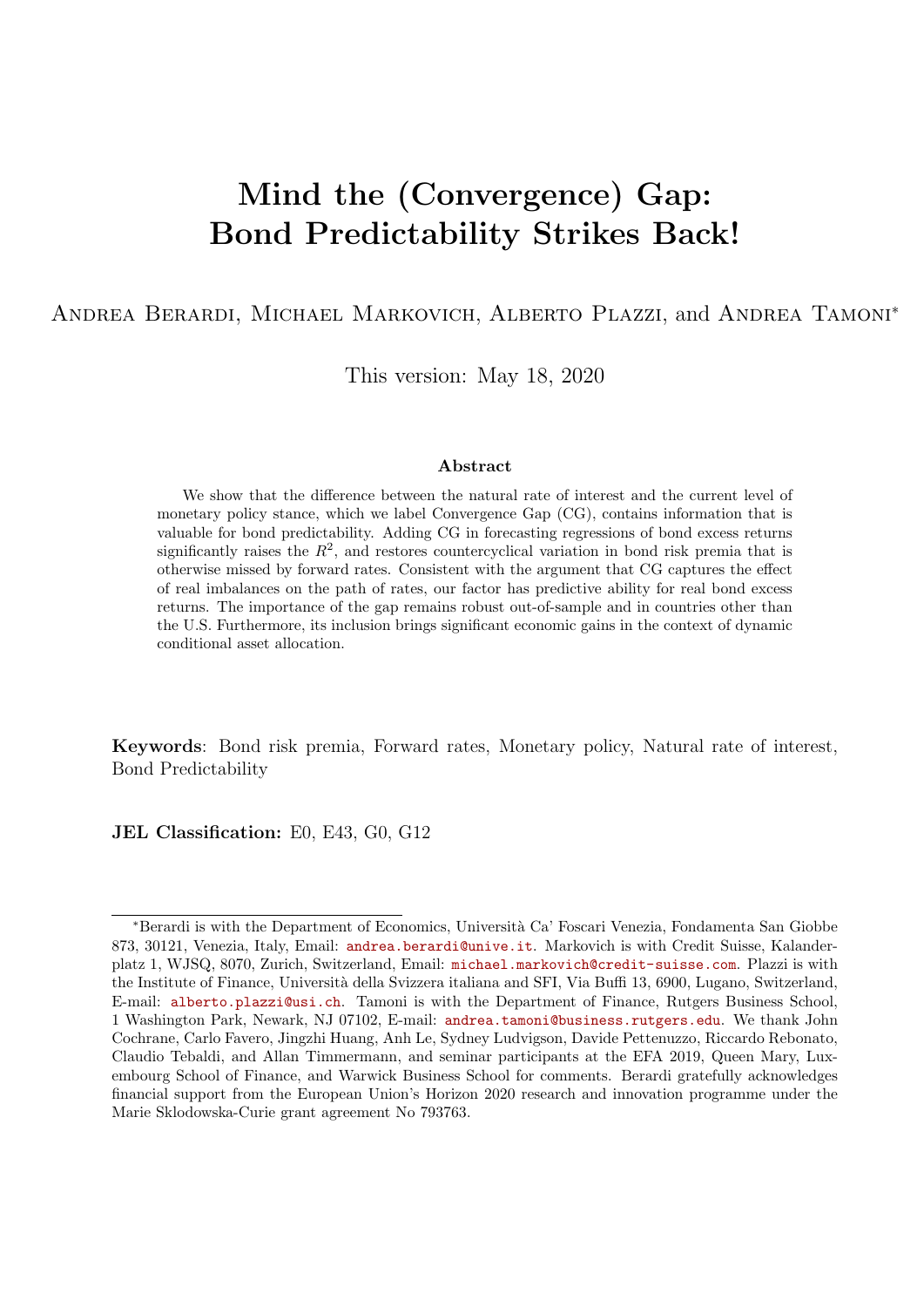# Mind the (Convergence) Gap: Bond Predictability Strikes Back!

Andrea Berardi, Michael Markovich, Alberto Plazzi, and Andrea Tamoni*

This version: May 18, 2020

## Abstract

We show that the difference between the natural rate of interest and the current level of monetary policy stance, which we label Convergence Gap (CG), contains information that is valuable for bond predictability. Adding CG in forecasting regressions of bond excess returns significantly raises the $R^2$, and restores countercyclical variation in bond risk premia that is otherwise missed by forward rates. Consistent with the argument that CG captures the effect of real imbalances on the path of rates, our factor has predictive ability for real bond excess returns. The importance of the gap remains robust out-of-sample and in countries other than the U.S. Furthermore, its inclusion brings significant economic gains in the context of dynamic conditional asset allocation.

**Keywords**: Bond risk premia, Forward rates, Monetary policy, Natural rate of interest, Bond Predictability

**JEL Classification:** E0, E43, G0, G12

---

*Berardi is with the Department of Economics, Università Ca' Foscari Venezia, Fondamenta San Giobbe 873, 30121, Venezia, Italy, Email: andrea.berardi@unive.it. Markovich is with Credit Suisse, Kalanderplatz 1, WJSQ, 8070, Zurich, Switzerland, Email: michael.markovich@credit-suisse.com. Plazzi is with the Institute of Finance, Università della Svizzera italiana and SFI, Via Buffi 13, 6900, Lugano, Switzerland, E-mail: alberto.plazzi@usi.ch. Tamoni is with the Department of Finance, Rutgers Business School, 1 Washington Park, Newark, NJ 07102, E-mail: andrea.tamoni@business.rutgers.edu. We thank John Cochrane, Carlo Favero, Jingzhi Huang, Anh Le, Sydney Ludvigson, Davide Pettenuzzo, Riccardo Rebonato, Claudio Tebaldi, and Allan Timmermann, and seminar participants at the EFA 2019, Queen Mary, Luxembourg School of Finance, and Warwick Business School for comments. Berardi gratefully acknowledges financial support from the European Union's Horizon 2020 research and innovation programme under the Marie Sklodowska-Curie grant agreement No 793763.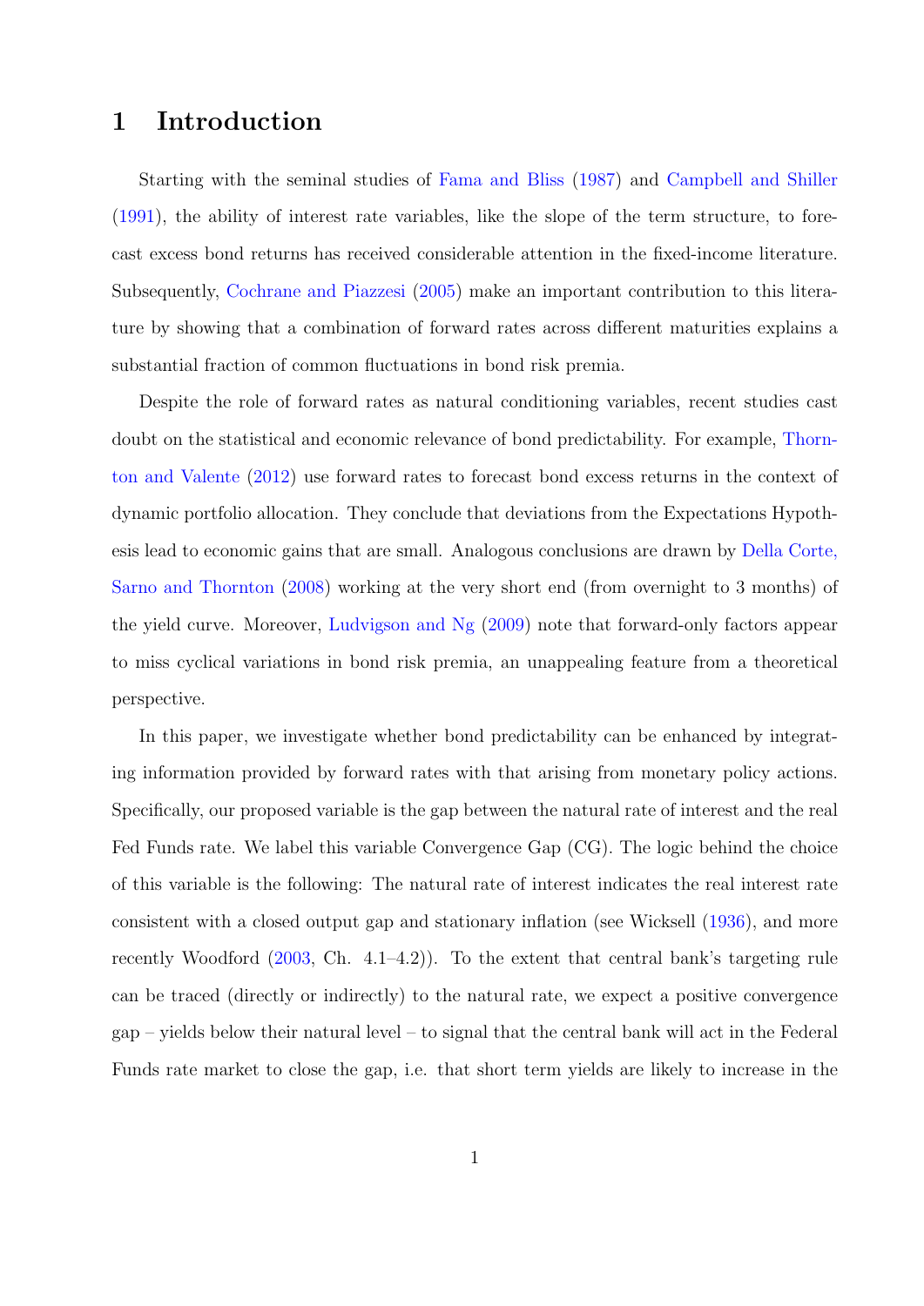# 1 Introduction

Starting with the seminal studies of Fama and Bliss (1987) and Campbell and Shiller (1991), the ability of interest rate variables, like the slope of the term structure, to forecast excess bond returns has received considerable attention in the fixed-income literature. Subsequently, Cochrane and Piazzesi (2005) make an important contribution to this literature by showing that a combination of forward rates across different maturities explains a substantial fraction of common fluctuations in bond risk premia.

Despite the role of forward rates as natural conditioning variables, recent studies cast doubt on the statistical and economic relevance of bond predictability. For example, Thornton and Valente (2012) use forward rates to forecast bond excess returns in the context of dynamic portfolio allocation. They conclude that deviations from the Expectations Hypothesis lead to economic gains that are small. Analogous conclusions are drawn by Della Corte, Sarno and Thornton (2008) working at the very short end (from overnight to 3 months) of the yield curve. Moreover, Ludvigson and Ng (2009) note that forward-only factors appear to miss cyclical variations in bond risk premia, an unappealing feature from a theoretical perspective.

In this paper, we investigate whether bond predictability can be enhanced by integrating information provided by forward rates with that arising from monetary policy actions. Specifically, our proposed variable is the gap between the natural rate of interest and the real Fed Funds rate. We label this variable Convergence Gap (CG). The logic behind the choice of this variable is the following: The natural rate of interest indicates the real interest rate consistent with a closed output gap and stationary inflation (see Wicksell (1936), and more recently Woodford (2003, Ch. 4.1–4.2)). To the extent that central bank's targeting rule can be traced (directly or indirectly) to the natural rate, we expect a positive convergence gap – yields below their natural level – to signal that the central bank will act in the Federal Funds rate market to close the gap, i.e. that short term yields are likely to increase in the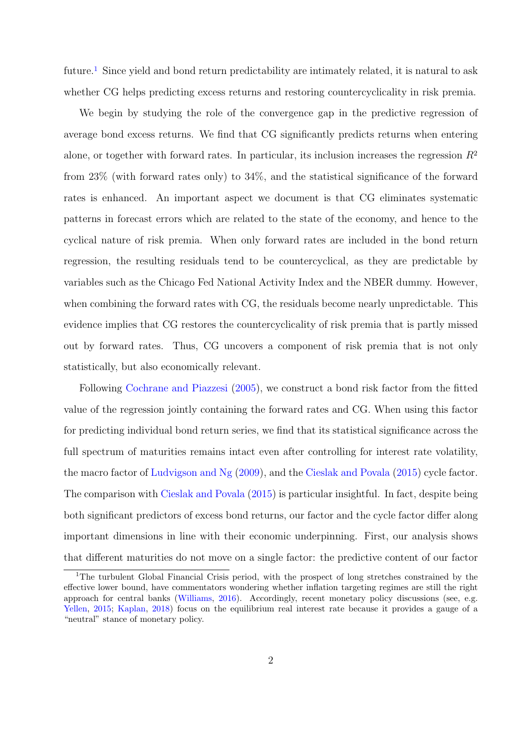future.[1] Since yield and bond return predictability are intimately related, it is natural to ask whether CG helps predicting excess returns and restoring countercyclicality in risk premia.

We begin by studying the role of the convergence gap in the predictive regression of average bond excess returns. We find that CG significantly predicts returns when entering alone, or together with forward rates. In particular, its inclusion increases the regression $R^2$ from 23% (with forward rates only) to 34%, and the statistical significance of the forward rates is enhanced. An important aspect we document is that CG eliminates systematic patterns in forecast errors which are related to the state of the economy, and hence to the cyclical nature of risk premia. When only forward rates are included in the bond return regression, the resulting residuals tend to be countercyclical, as they are predictable by variables such as the Chicago Fed National Activity Index and the NBER dummy. However, when combining the forward rates with CG, the residuals become nearly unpredictable. This evidence implies that CG restores the countercyclicality of risk premia that is partly missed out by forward rates. Thus, CG uncovers a component of risk premia that is not only statistically, but also economically relevant.

Following Cochrane and Piazzesi (2005), we construct a bond risk factor from the fitted value of the regression jointly containing the forward rates and CG. When using this factor for predicting individual bond return series, we find that its statistical significance across the full spectrum of maturities remains intact even after controlling for interest rate volatility, the macro factor of Ludvigson and Ng (2009), and the Cieslak and Povala (2015) cycle factor. The comparison with Cieslak and Povala (2015) is particular insightful. In fact, despite being both significant predictors of excess bond returns, our factor and the cycle factor differ along important dimensions in line with their economic underpinning. First, our analysis shows that different maturities do not move on a single factor: the predictive content of our factor

[1] The turbulent Global Financial Crisis period, with the prospect of long stretches constrained by the effective lower bound, have commentators wondering whether inflation targeting regimes are still the right approach for central banks (Williams, 2016). Accordingly, recent monetary policy discussions (see, e.g. Yellen, 2015; Kaplan, 2018) focus on the equilibrium real interest rate because it provides a gauge of a "neutral" stance of monetary policy.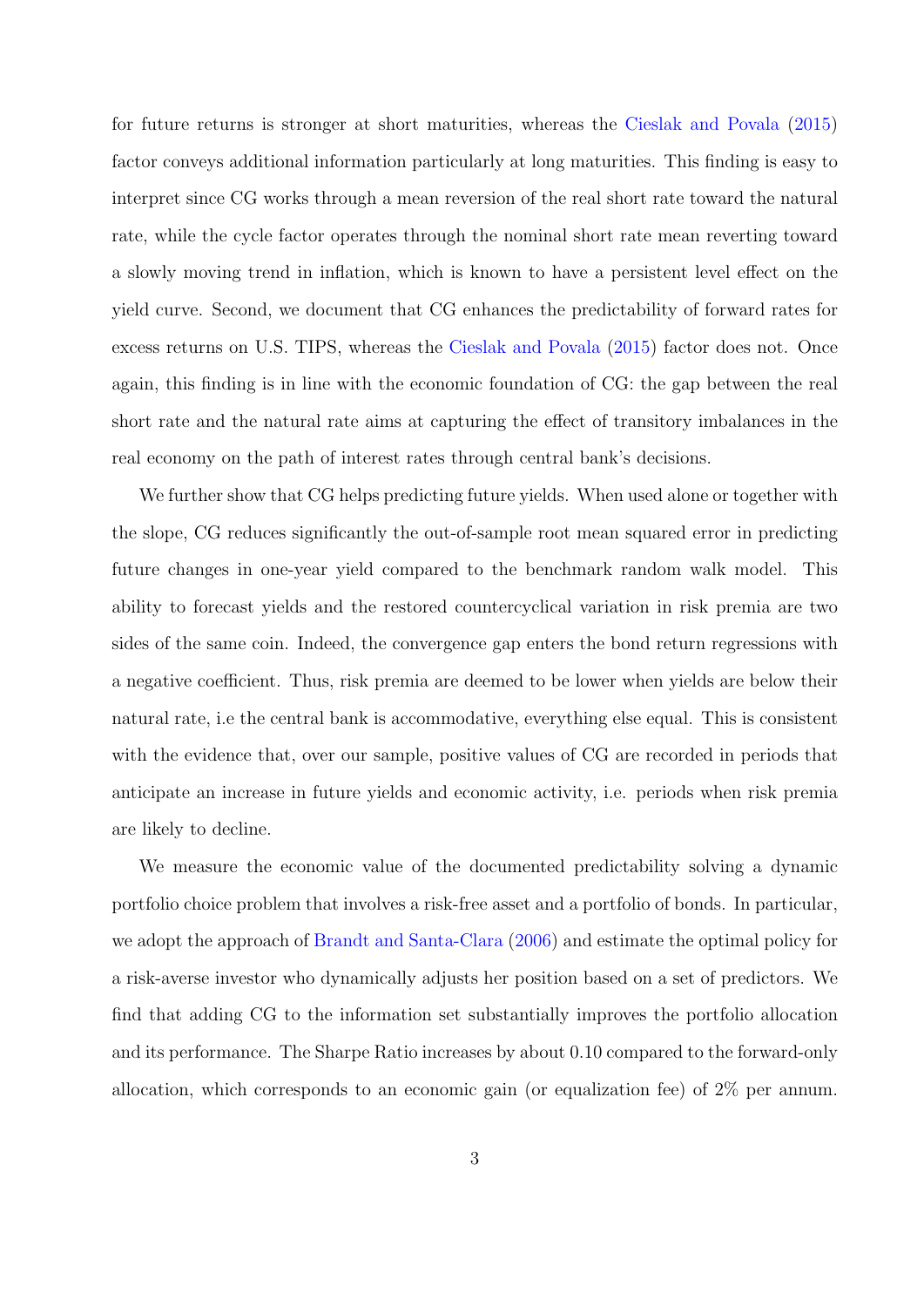for future returns is stronger at short maturities, whereas the Cieslak and Povala (2015) factor conveys additional information particularly at long maturities. This finding is easy to interpret since CG works through a mean reversion of the real short rate toward the natural rate, while the cycle factor operates through the nominal short rate mean reverting toward a slowly moving trend in inflation, which is known to have a persistent level effect on the yield curve. Second, we document that CG enhances the predictability of forward rates for excess returns on U.S. TIPS, whereas the Cieslak and Povala (2015) factor does not. Once again, this finding is in line with the economic foundation of CG: the gap between the real short rate and the natural rate aims at capturing the effect of transitory imbalances in the real economy on the path of interest rates through central bank's decisions.

We further show that CG helps predicting future yields. When used alone or together with the slope, CG reduces significantly the out-of-sample root mean squared error in predicting future changes in one-year yield compared to the benchmark random walk model. This ability to forecast yields and the restored countercyclical variation in risk premia are two sides of the same coin. Indeed, the convergence gap enters the bond return regressions with a negative coefficient. Thus, risk premia are deemed to be lower when yields are below their natural rate, i.e the central bank is accommodative, everything else equal. This is consistent with the evidence that, over our sample, positive values of CG are recorded in periods that anticipate an increase in future yields and economic activity, i.e. periods when risk premia are likely to decline.

We measure the economic value of the documented predictability solving a dynamic portfolio choice problem that involves a risk-free asset and a portfolio of bonds. In particular, we adopt the approach of Brandt and Santa-Clara (2006) and estimate the optimal policy for a risk-averse investor who dynamically adjusts her position based on a set of predictors. We find that adding CG to the information set substantially improves the portfolio allocation and its performance. The Sharpe Ratio increases by about 0.10 compared to the forward-only allocation, which corresponds to an economic gain (or equalization fee) of 2% per annum.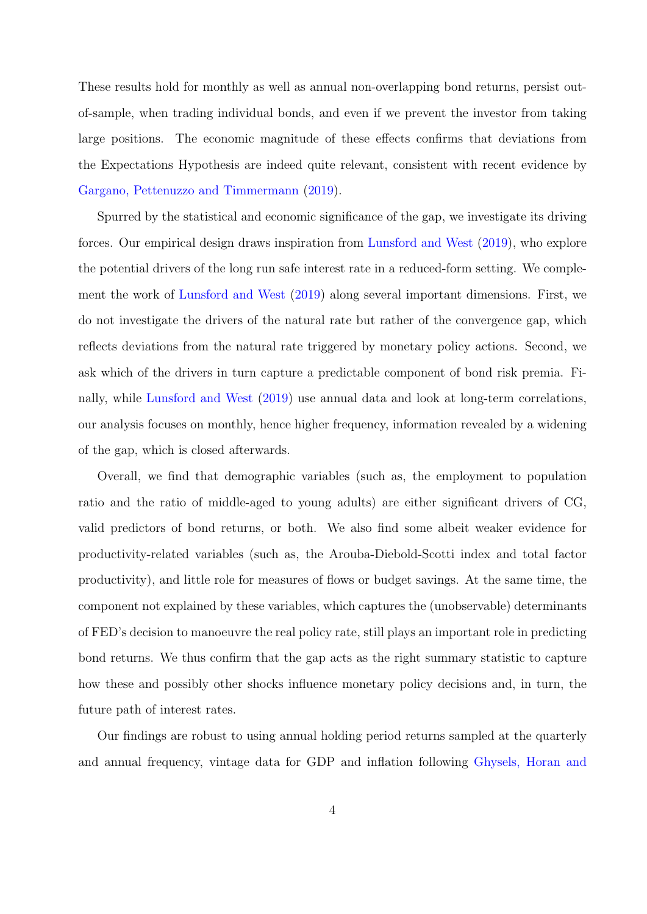These results hold for monthly as well as annual non-overlapping bond returns, persist out-of-sample, when trading individual bonds, and even if we prevent the investor from taking large positions. The economic magnitude of these effects confirms that deviations from the Expectations Hypothesis are indeed quite relevant, consistent with recent evidence by Gargano, Pettenuzzo and Timmermann (2019).

Spurred by the statistical and economic significance of the gap, we investigate its driving forces. Our empirical design draws inspiration from Lunsford and West (2019), who explore the potential drivers of the long run safe interest rate in a reduced-form setting. We complement the work of Lunsford and West (2019) along several important dimensions. First, we do not investigate the drivers of the natural rate but rather of the convergence gap, which reflects deviations from the natural rate triggered by monetary policy actions. Second, we ask which of the drivers in turn capture a predictable component of bond risk premia. Finally, while Lunsford and West (2019) use annual data and look at long-term correlations, our analysis focuses on monthly, hence higher frequency, information revealed by a widening of the gap, which is closed afterwards.

Overall, we find that demographic variables (such as, the employment to population ratio and the ratio of middle-aged to young adults) are either significant drivers of CG, valid predictors of bond returns, or both. We also find some albeit weaker evidence for productivity-related variables (such as, the Arouba-Diebold-Scotti index and total factor productivity), and little role for measures of flows or budget savings. At the same time, the component not explained by these variables, which captures the (unobservable) determinants of FED's decision to manoeuvre the real policy rate, still plays an important role in predicting bond returns. We thus confirm that the gap acts as the right summary statistic to capture how these and possibly other shocks influence monetary policy decisions and, in turn, the future path of interest rates.

Our findings are robust to using annual holding period returns sampled at the quarterly and annual frequency, vintage data for GDP and inflation following Ghysels, Horan and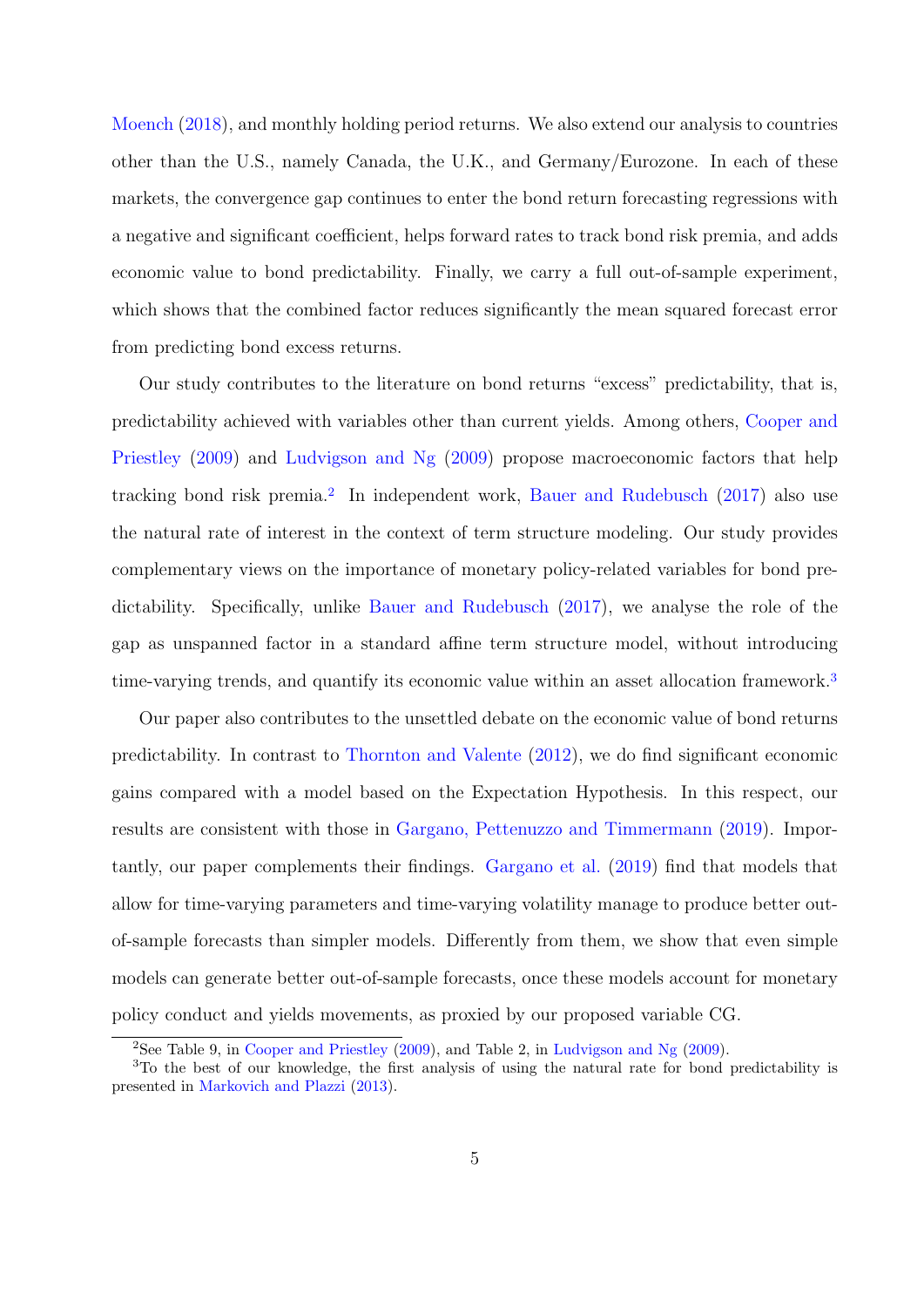Moench (2018), and monthly holding period returns. We also extend our analysis to countries other than the U.S., namely Canada, the U.K., and Germany/Eurozone. In each of these markets, the convergence gap continues to enter the bond return forecasting regressions with a negative and significant coefficient, helps forward rates to track bond risk premia, and adds economic value to bond predictability. Finally, we carry a full out-of-sample experiment, which shows that the combined factor reduces significantly the mean squared forecast error from predicting bond excess returns.

Our study contributes to the literature on bond returns "excess" predictability, that is, predictability achieved with variables other than current yields. Among others, Cooper and Priestley (2009) and Ludvigson and Ng (2009) propose macroeconomic factors that help tracking bond risk premia.[2] In independent work, Bauer and Rudebusch (2017) also use the natural rate of interest in the context of term structure modeling. Our study provides complementary views on the importance of monetary policy-related variables for bond predictability. Specifically, unlike Bauer and Rudebusch (2017), we analyse the role of the gap as unspanned factor in a standard affine term structure model, without introducing time-varying trends, and quantify its economic value within an asset allocation framework.[3]

Our paper also contributes to the unsettled debate on the economic value of bond returns predictability. In contrast to Thornton and Valente (2012), we do find significant economic gains compared with a model based on the Expectation Hypothesis. In this respect, our results are consistent with those in Gargano, Pettenuzzo and Timmermann (2019). Importantly, our paper complements their findings. Gargano et al. (2019) find that models that allow for time-varying parameters and time-varying volatility manage to produce better out-of-sample forecasts than simpler models. Differently from them, we show that even simple models can generate better out-of-sample forecasts, once these models account for monetary policy conduct and yields movements, as proxied by our proposed variable CG.

[2] See Table 9, in Cooper and Priestley (2009), and Table 2, in Ludvigson and Ng (2009).

[3] To the best of our knowledge, the first analysis of using the natural rate for bond predictability is presented in Markovich and Plazzi (2013).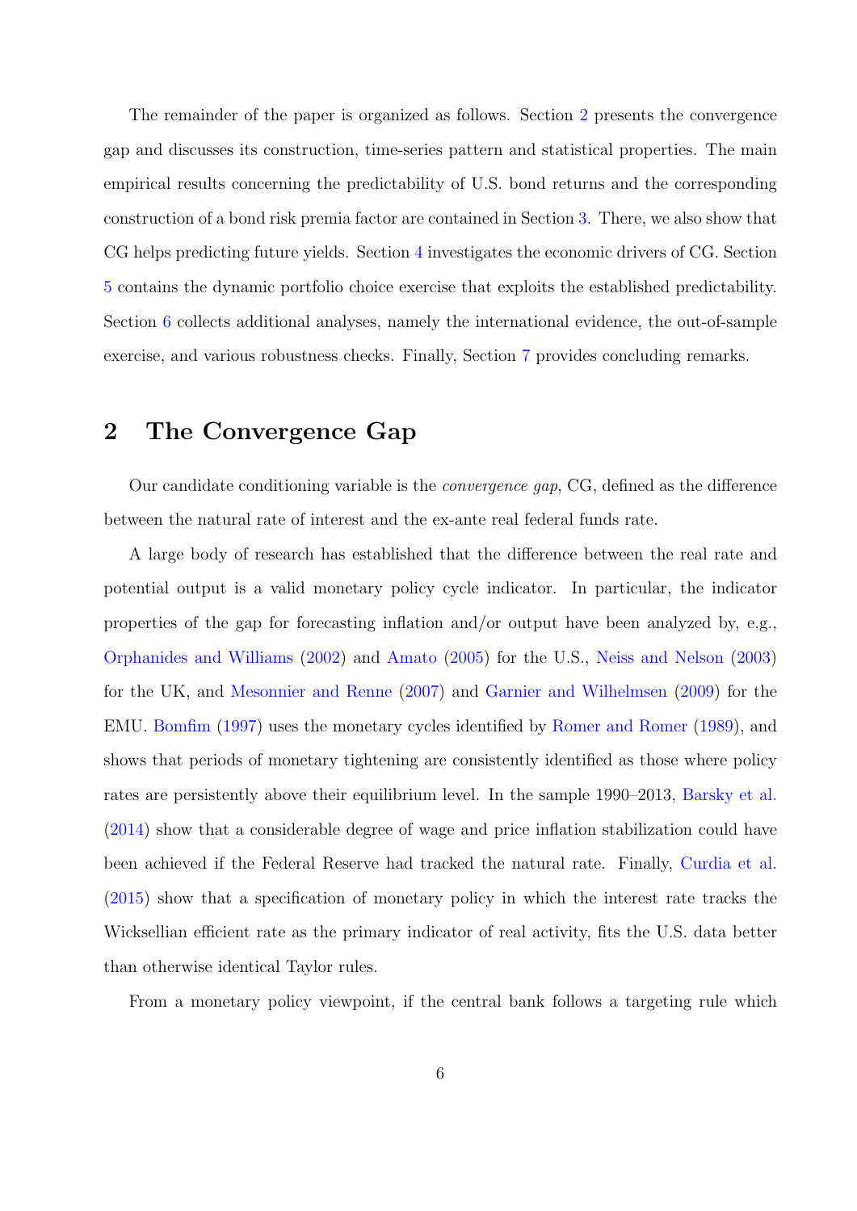The remainder of the paper is organized as follows. Section 2 presents the convergence gap and discusses its construction, time-series pattern and statistical properties. The main empirical results concerning the predictability of U.S. bond returns and the corresponding construction of a bond risk premia factor are contained in Section 3. There, we also show that CG helps predicting future yields. Section 4 investigates the economic drivers of CG. Section 5 contains the dynamic portfolio choice exercise that exploits the established predictability. Section 6 collects additional analyses, namely the international evidence, the out-of-sample exercise, and various robustness checks. Finally, Section 7 provides concluding remarks.

## 2 The Convergence Gap

Our candidate conditioning variable is the *convergence gap*, CG, defined as the difference between the natural rate of interest and the ex-ante real federal funds rate.

A large body of research has established that the difference between the real rate and potential output is a valid monetary policy cycle indicator. In particular, the indicator properties of the gap for forecasting inflation and/or output have been analyzed by, e.g., Orphanides and Williams (2002) and Amato (2005) for the U.S., Neiss and Nelson (2003) for the UK, and Mesonnier and Renne (2007) and Garnier and Wilhelmsen (2009) for the EMU. Bomfim (1997) uses the monetary cycles identified by Romer and Romer (1989), and shows that periods of monetary tightening are consistently identified as those where policy rates are persistently above their equilibrium level. In the sample 1990–2013, Barsky et al. (2014) show that a considerable degree of wage and price inflation stabilization could have been achieved if the Federal Reserve had tracked the natural rate. Finally, Curdia et al. (2015) show that a specification of monetary policy in which the interest rate tracks the Wicksellian efficient rate as the primary indicator of real activity, fits the U.S. data better than otherwise identical Taylor rules.

From a monetary policy viewpoint, if the central bank follows a targeting rule which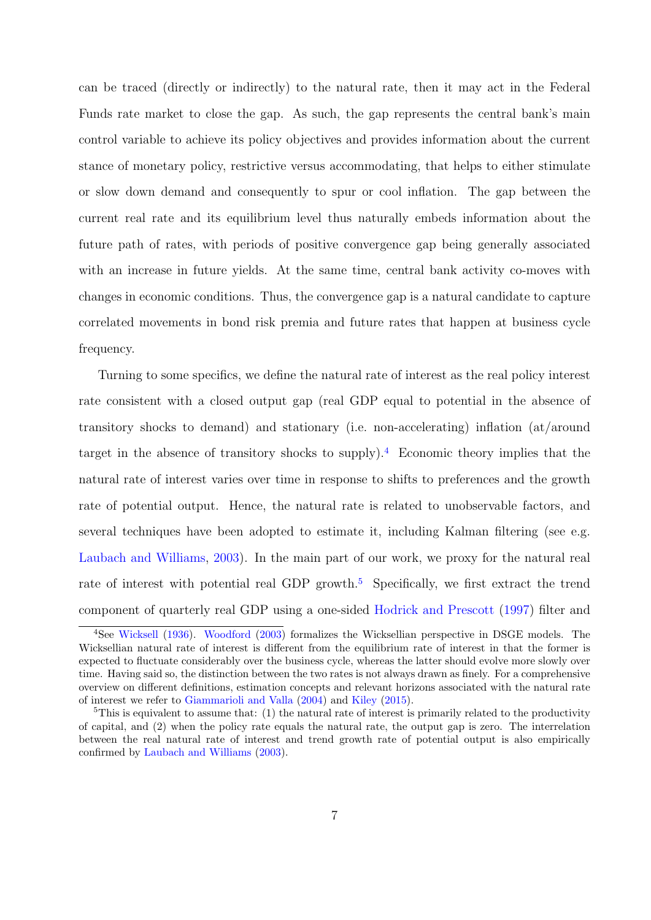can be traced (directly or indirectly) to the natural rate, then it may act in the Federal Funds rate market to close the gap. As such, the gap represents the central bank's main control variable to achieve its policy objectives and provides information about the current stance of monetary policy, restrictive versus accommodating, that helps to either stimulate or slow down demand and consequently to spur or cool inflation. The gap between the current real rate and its equilibrium level thus naturally embeds information about the future path of rates, with periods of positive convergence gap being generally associated with an increase in future yields. At the same time, central bank activity co-moves with changes in economic conditions. Thus, the convergence gap is a natural candidate to capture correlated movements in bond risk premia and future rates that happen at business cycle frequency.

Turning to some specifics, we define the natural rate of interest as the real policy interest rate consistent with a closed output gap (real GDP equal to potential in the absence of transitory shocks to demand) and stationary (i.e. non-accelerating) inflation (at/around target in the absence of transitory shocks to supply).[4] Economic theory implies that the natural rate of interest varies over time in response to shifts to preferences and the growth rate of potential output. Hence, the natural rate is related to unobservable factors, and several techniques have been adopted to estimate it, including Kalman filtering (see e.g. Laubach and Williams, 2003). In the main part of our work, we proxy for the natural real rate of interest with potential real GDP growth.[5] Specifically, we first extract the trend component of quarterly real GDP using a one-sided Hodrick and Prescott (1997) filter and

[4] See Wicksell (1936). Woodford (2003) formalizes the Wicksellian perspective in DSGE models. The Wicksellian natural rate of interest is different from the equilibrium rate of interest in that the former is expected to fluctuate considerably over the business cycle, whereas the latter should evolve more slowly over time. Having said so, the distinction between the two rates is not always drawn as finely. For a comprehensive overview on different definitions, estimation concepts and relevant horizons associated with the natural rate of interest we refer to Giammarioli and Valla (2004) and Kiley (2015).

[5] This is equivalent to assume that: (1) the natural rate of interest is primarily related to the productivity of capital, and (2) when the policy rate equals the natural rate, the output gap is zero. The interrelation between the real natural rate of interest and trend growth rate of potential output is also empirically confirmed by Laubach and Williams (2003).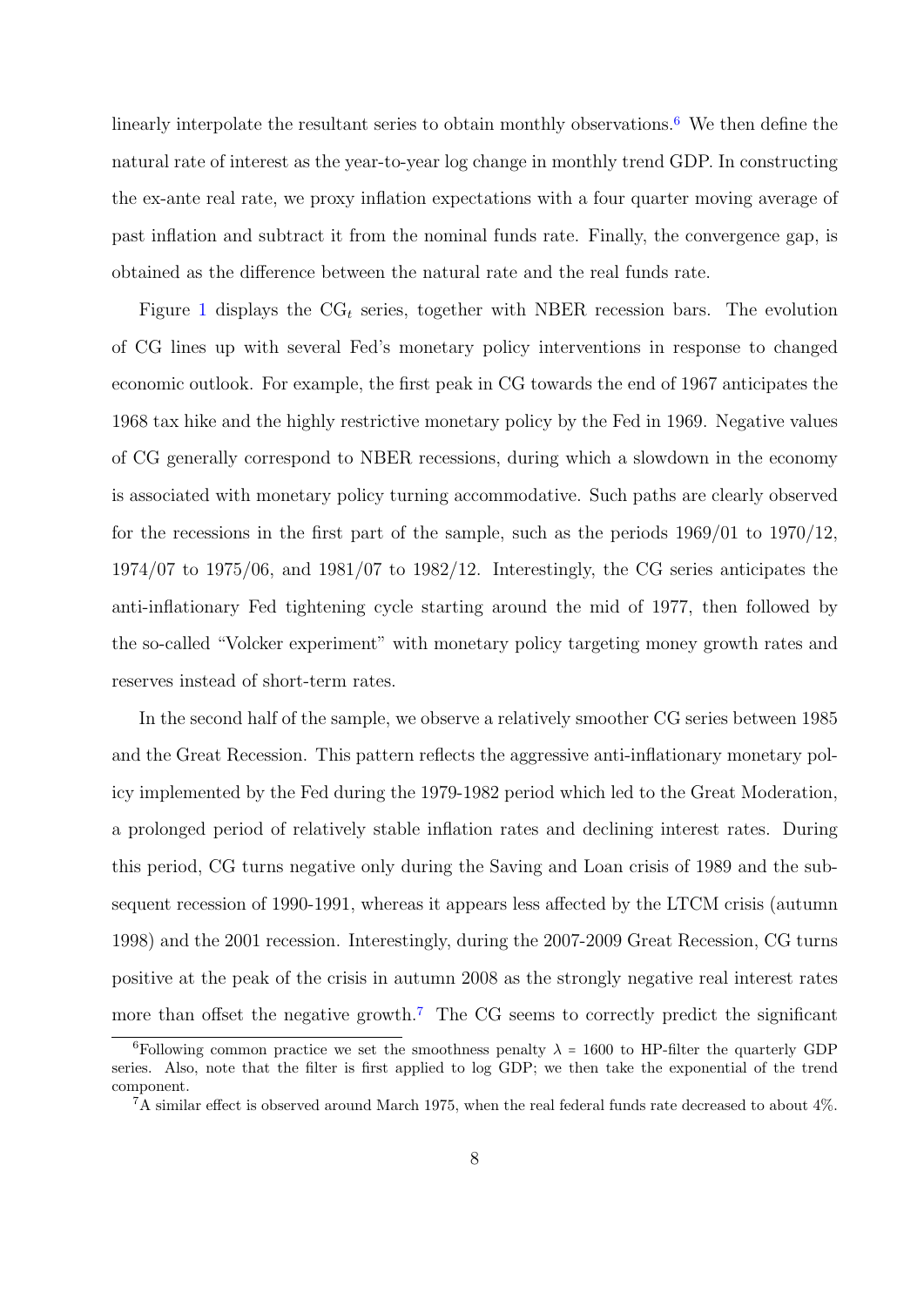linearly interpolate the resultant series to obtain monthly observations.[6] We then define the natural rate of interest as the year-to-year log change in monthly trend GDP. In constructing the ex-ante real rate, we proxy inflation expectations with a four quarter moving average of past inflation and subtract it from the nominal funds rate. Finally, the convergence gap, is obtained as the difference between the natural rate and the real funds rate.

Figure 1 displays the $CG_t$ series, together with NBER recession bars. The evolution of CG lines up with several Fed's monetary policy interventions in response to changed economic outlook. For example, the first peak in CG towards the end of 1967 anticipates the 1968 tax hike and the highly restrictive monetary policy by the Fed in 1969. Negative values of CG generally correspond to NBER recessions, during which a slowdown in the economy is associated with monetary policy turning accommodative. Such paths are clearly observed for the recessions in the first part of the sample, such as the periods 1969/01 to 1970/12, 1974/07 to 1975/06, and 1981/07 to 1982/12. Interestingly, the CG series anticipates the anti-inflationary Fed tightening cycle starting around the mid of 1977, then followed by the so-called "Volcker experiment" with monetary policy targeting money growth rates and reserves instead of short-term rates.

In the second half of the sample, we observe a relatively smoother CG series between 1985 and the Great Recession. This pattern reflects the aggressive anti-inflationary monetary policy implemented by the Fed during the 1979-1982 period which led to the Great Moderation, a prolonged period of relatively stable inflation rates and declining interest rates. During this period, CG turns negative only during the Saving and Loan crisis of 1989 and the subsequent recession of 1990-1991, whereas it appears less affected by the LTCM crisis (autumn 1998) and the 2001 recession. Interestingly, during the 2007-2009 Great Recession, CG turns positive at the peak of the crisis in autumn 2008 as the strongly negative real interest rates more than offset the negative growth.[7] The CG seems to correctly predict the significant

[6] Following common practice we set the smoothness penalty $\lambda = 1600$ to HP-filter the quarterly GDP series. Also, note that the filter is first applied to log GDP; we then take the exponential of the trend component.

[7] A similar effect is observed around March 1975, when the real federal funds rate decreased to about 4%.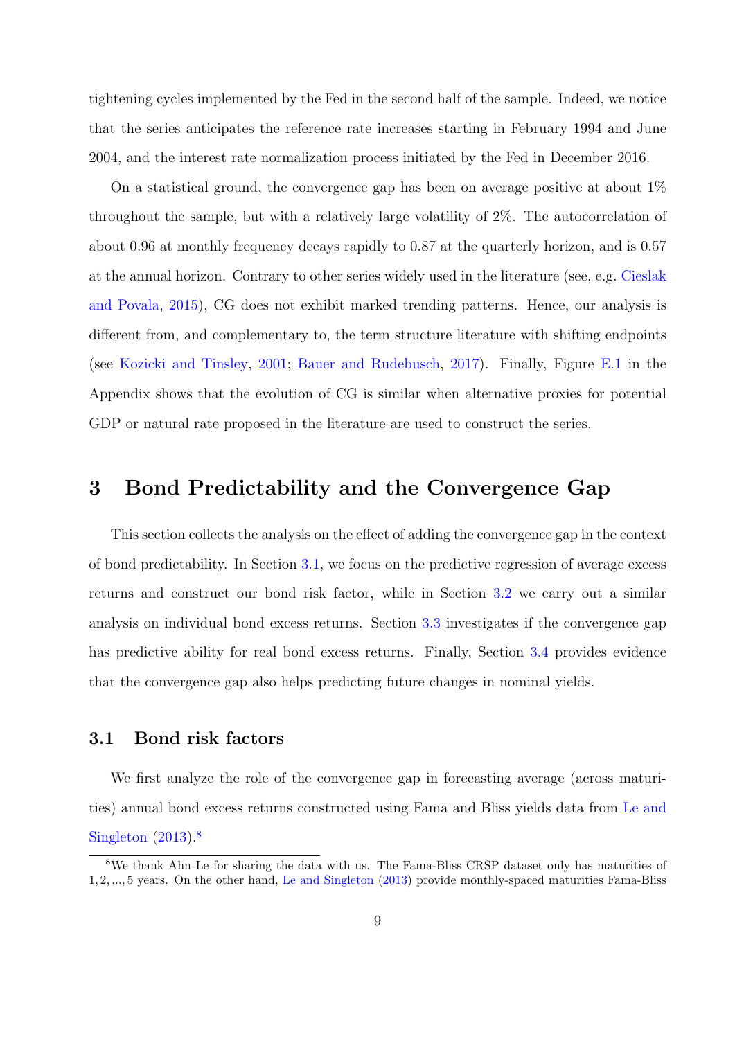tightening cycles implemented by the Fed in the second half of the sample. Indeed, we notice that the series anticipates the reference rate increases starting in February 1994 and June 2004, and the interest rate normalization process initiated by the Fed in December 2016.

On a statistical ground, the convergence gap has been on average positive at about 1% throughout the sample, but with a relatively large volatility of 2%. The autocorrelation of about 0.96 at monthly frequency decays rapidly to 0.87 at the quarterly horizon, and is 0.57 at the annual horizon. Contrary to other series widely used in the literature (see, e.g. Cieslak and Povala, 2015), CG does not exhibit marked trending patterns. Hence, our analysis is different from, and complementary to, the term structure literature with shifting endpoints (see Kozicki and Tinsley, 2001; Bauer and Rudebusch, 2017). Finally, Figure E.1 in the Appendix shows that the evolution of CG is similar when alternative proxies for potential GDP or natural rate proposed in the literature are used to construct the series.

# 3 Bond Predictability and the Convergence Gap

This section collects the analysis on the effect of adding the convergence gap in the context of bond predictability. In Section 3.1, we focus on the predictive regression of average excess returns and construct our bond risk factor, while in Section 3.2 we carry out a similar analysis on individual bond excess returns. Section 3.3 investigates if the convergence gap has predictive ability for real bond excess returns. Finally, Section 3.4 provides evidence that the convergence gap also helps predicting future changes in nominal yields.

## 3.1 Bond risk factors

We first analyze the role of the convergence gap in forecasting average (across maturities) annual bond excess returns constructed using Fama and Bliss yields data from Le and Singleton (2013).[8]

[8] We thank Ahn Le for sharing the data with us. The Fama-Bliss CRSP dataset only has maturities of $1, 2, ..., 5$ years. On the other hand, Le and Singleton (2013) provide monthly-spaced maturities Fama-Bliss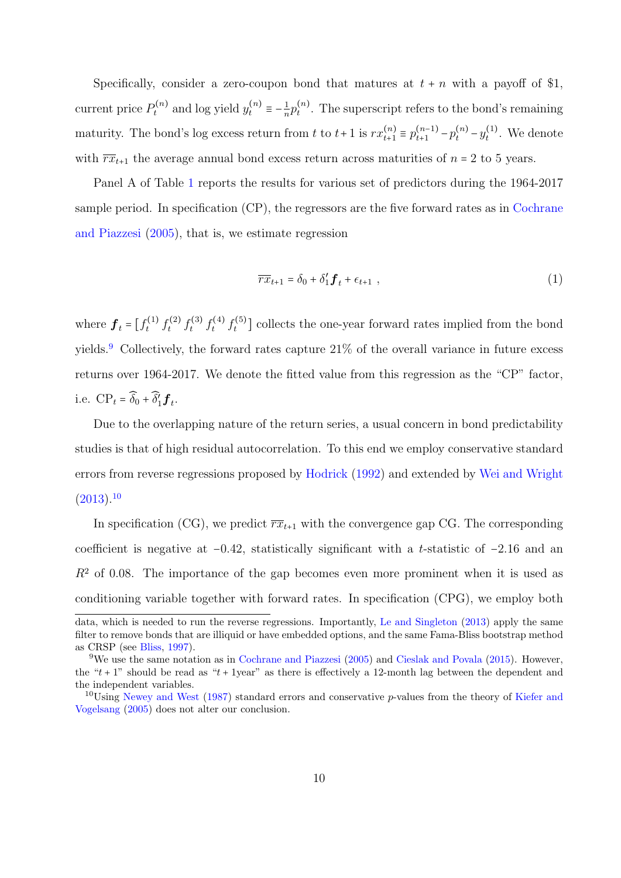Specifically, consider a zero-coupon bond that matures at $t+n$ with a payoff of \$1, current price $P_t^{(n)}$ and log yield $y_t^{(n)} \equiv -\frac{1}{n} p_t^{(n)}$. The superscript refers to the bond's remaining maturity. The bond's log excess return from $t$ to $t+1$ is $rx_{t+1}^{(n)} \equiv p_{t+1}^{(n-1)} - p_t^{(n)} - y_t^{(1)}$. We denote with $\overline{rx}_{t+1}$ the average annual bond excess return across maturities of $n = 2$ to 5 years.

Panel A of Table 1 reports the results for various set of predictors during the 1964-2017 sample period. In specification (CP), the regressors are the five forward rates as in Cochrane and Piazzesi (2005), that is, we estimate regression

$$\overline{rx}_{t+1} = \delta_0 + \delta_1' \boldsymbol{f}_t + \epsilon_{t+1} \ , \tag{1}$$

where $\boldsymbol{f}_t = [f_t^{(1)}\ f_t^{(2)}\ f_t^{(3)}\ f_t^{(4)}\ f_t^{(5)}]$ collects the one-year forward rates implied from the bond yields.[9] Collectively, the forward rates capture 21% of the overall variance in future excess returns over 1964-2017. We denote the fitted value from this regression as the "CP" factor, i.e. $\text{CP}_t = \widehat{\delta}_0 + \widehat{\delta}_1' \boldsymbol{f}_t$.

Due to the overlapping nature of the return series, a usual concern in bond predictability studies is that of high residual autocorrelation. To this end we employ conservative standard errors from reverse regressions proposed by Hodrick (1992) and extended by Wei and Wright (2013).[10]

In specification (CG), we predict $\overline{rx}_{t+1}$ with the convergence gap CG. The corresponding coefficient is negative at $-0.42$, statistically significant with a $t$-statistic of $-2.16$ and an $R^2$ of 0.08. The importance of the gap becomes even more prominent when it is used as conditioning variable together with forward rates. In specification (CPG), we employ both

data, which is needed to run the reverse regressions. Importantly, Le and Singleton (2013) apply the same filter to remove bonds that are illiquid or have embedded options, and the same Fama-Bliss bootstrap method as CRSP (see Bliss, 1997).

[9] We use the same notation as in Cochrane and Piazzesi (2005) and Cieslak and Povala (2015). However, the "$t+1$" should be read as "$t+1$year" as there is effectively a 12-month lag between the dependent and the independent variables.

[10] Using Newey and West (1987) standard errors and conservative $p$-values from the theory of Kiefer and Vogelsang (2005) does not alter our conclusion.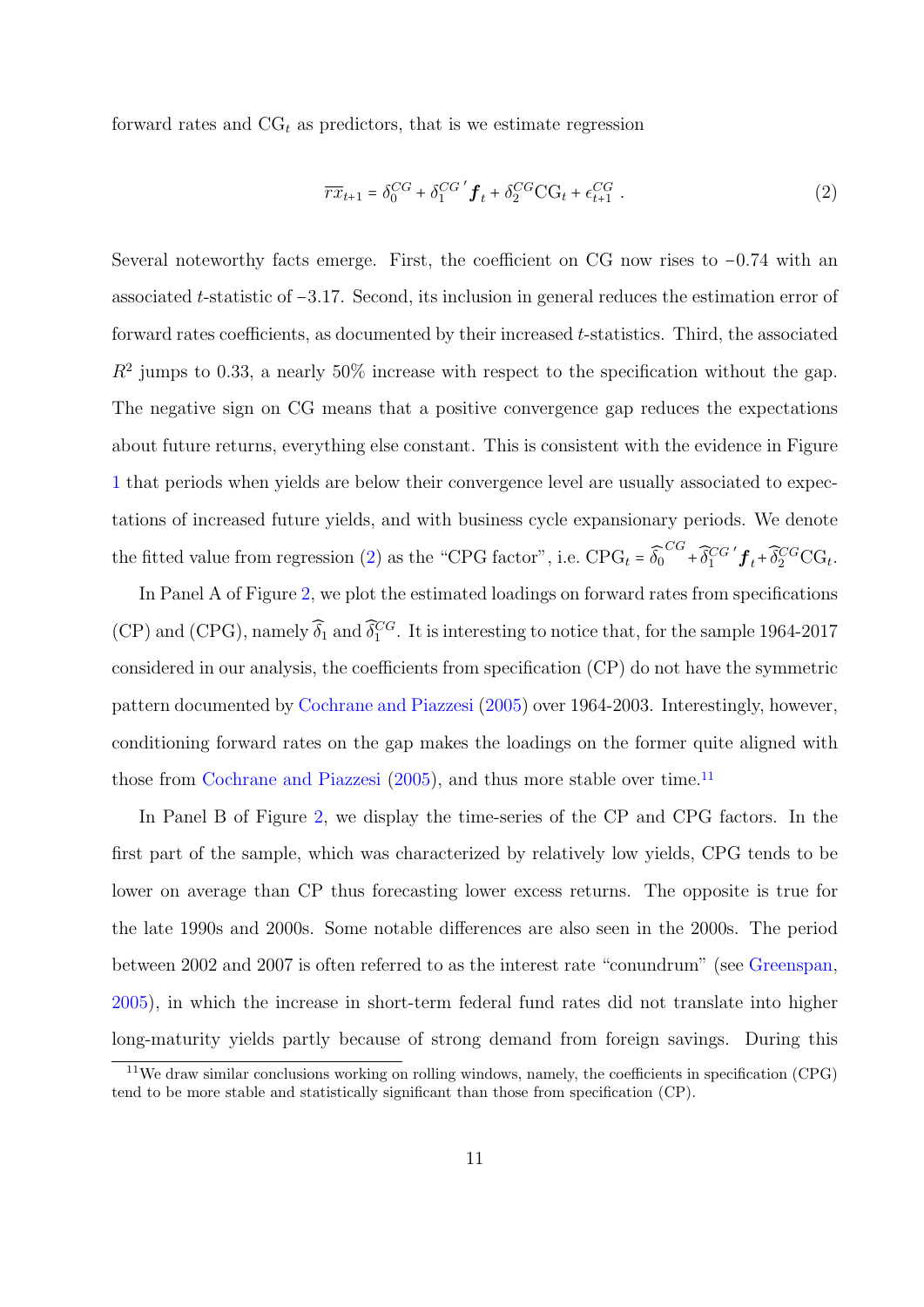forward rates and $\mathrm{CG}_t$ as predictors, that is we estimate regression

$$\overline{rx}_{t+1} = \delta_0^{CG} + \delta_1^{CG\,\prime} \boldsymbol{f}_t + \delta_2^{CG} \mathrm{CG}_t + \epsilon_{t+1}^{CG} \ . \tag{2}$$

Several noteworthy facts emerge. First, the coefficient on CG now rises to −0.74 with an associated $t$-statistic of −3.17. Second, its inclusion in general reduces the estimation error of forward rates coefficients, as documented by their increased $t$-statistics. Third, the associated $R^2$ jumps to 0.33, a nearly 50% increase with respect to the specification without the gap. The negative sign on CG means that a positive convergence gap reduces the expectations about future returns, everything else constant. This is consistent with the evidence in Figure 1 that periods when yields are below their convergence level are usually associated to expectations of increased future yields, and with business cycle expansionary periods. We denote the fitted value from regression (2) as the "CPG factor", i.e. $\mathrm{CPG}_t = \widehat{\delta}_0^{CG} + \widehat{\delta}_1^{CG\,\prime} \boldsymbol{f}_t + \widehat{\delta}_2^{CG} \mathrm{CG}_t$.

In Panel A of Figure 2, we plot the estimated loadings on forward rates from specifications (CP) and (CPG), namely $\widehat{\delta}_1$ and $\widehat{\delta}_1^{CG}$. It is interesting to notice that, for the sample 1964-2017 considered in our analysis, the coefficients from specification (CP) do not have the symmetric pattern documented by Cochrane and Piazzesi (2005) over 1964-2003. Interestingly, however, conditioning forward rates on the gap makes the loadings on the former quite aligned with those from Cochrane and Piazzesi (2005), and thus more stable over time.[11]

In Panel B of Figure 2, we display the time-series of the CP and CPG factors. In the first part of the sample, which was characterized by relatively low yields, CPG tends to be lower on average than CP thus forecasting lower excess returns. The opposite is true for the late 1990s and 2000s. Some notable differences are also seen in the 2000s. The period between 2002 and 2007 is often referred to as the interest rate "conundrum" (see Greenspan, 2005), in which the increase in short-term federal fund rates did not translate into higher long-maturity yields partly because of strong demand from foreign savings. During this

[11] We draw similar conclusions working on rolling windows, namely, the coefficients in specification (CPG) tend to be more stable and statistically significant than those from specification (CP).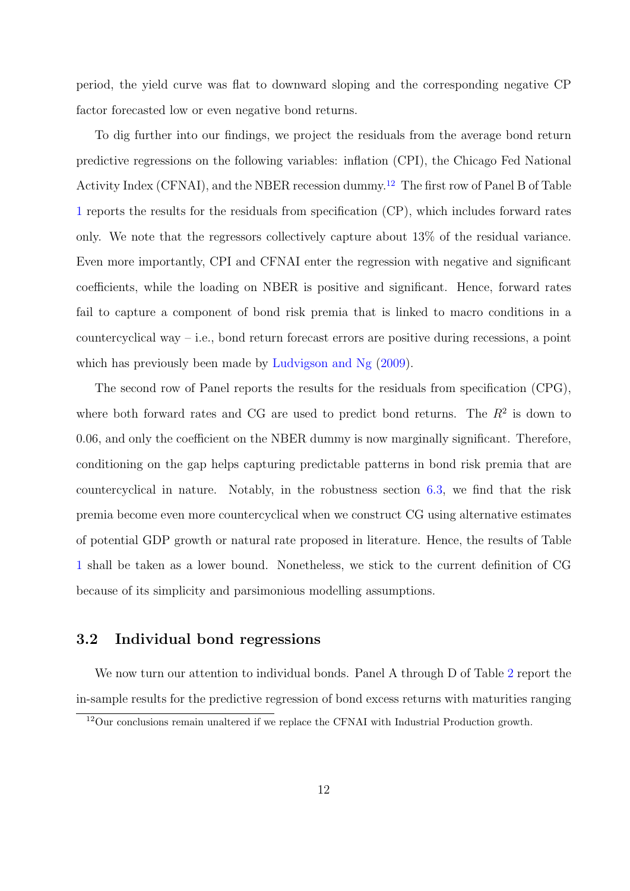period, the yield curve was flat to downward sloping and the corresponding negative CP factor forecasted low or even negative bond returns.

To dig further into our findings, we project the residuals from the average bond return predictive regressions on the following variables: inflation (CPI), the Chicago Fed National Activity Index (CFNAI), and the NBER recession dummy.[12] The first row of Panel B of Table 1 reports the results for the residuals from specification (CP), which includes forward rates only. We note that the regressors collectively capture about 13% of the residual variance. Even more importantly, CPI and CFNAI enter the regression with negative and significant coefficients, while the loading on NBER is positive and significant. Hence, forward rates fail to capture a component of bond risk premia that is linked to macro conditions in a countercyclical way – i.e., bond return forecast errors are positive during recessions, a point which has previously been made by Ludvigson and Ng (2009).

The second row of Panel reports the results for the residuals from specification (CPG), where both forward rates and CG are used to predict bond returns. The $R^2$ is down to 0.06, and only the coefficient on the NBER dummy is now marginally significant. Therefore, conditioning on the gap helps capturing predictable patterns in bond risk premia that are countercyclical in nature. Notably, in the robustness section 6.3, we find that the risk premia become even more countercyclical when we construct CG using alternative estimates of potential GDP growth or natural rate proposed in literature. Hence, the results of Table 1 shall be taken as a lower bound. Nonetheless, we stick to the current definition of CG because of its simplicity and parsimonious modelling assumptions.

## 3.2 Individual bond regressions

We now turn our attention to individual bonds. Panel A through D of Table 2 report the in-sample results for the predictive regression of bond excess returns with maturities ranging

[12] Our conclusions remain unaltered if we replace the CFNAI with Industrial Production growth.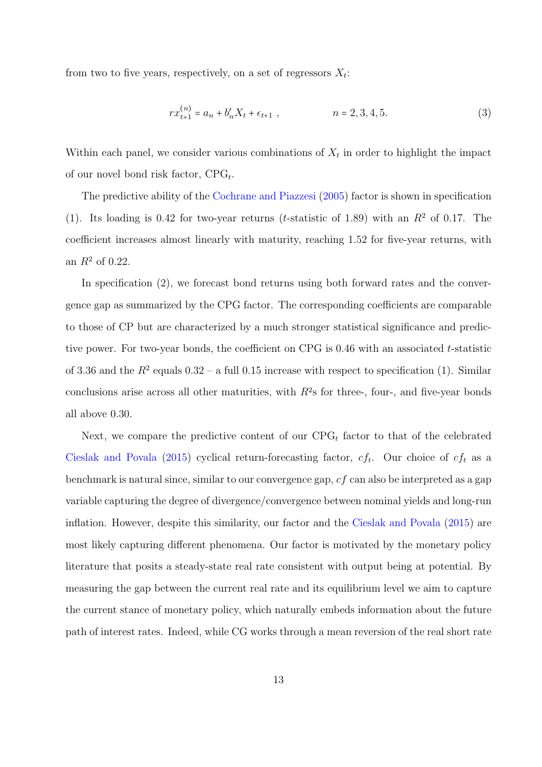from two to five years, respectively, on a set of regressors $X_t$:

$$rx_{t+1}^{(n)} = a_n + b_n' X_t + \epsilon_{t+1} \ , \qquad\qquad n = 2, 3, 4, 5. \tag{3}$$

Within each panel, we consider various combinations of $X_t$ in order to highlight the impact of our novel bond risk factor, $\text{CPG}_t$.

The predictive ability of the Cochrane and Piazzesi (2005) factor is shown in specification (1). Its loading is 0.42 for two-year returns ($t$-statistic of 1.89) with an $R^2$ of 0.17. The coefficient increases almost linearly with maturity, reaching 1.52 for five-year returns, with an $R^2$ of 0.22.

In specification (2), we forecast bond returns using both forward rates and the convergence gap as summarized by the CPG factor. The corresponding coefficients are comparable to those of CP but are characterized by a much stronger statistical significance and predictive power. For two-year bonds, the coefficient on CPG is 0.46 with an associated $t$-statistic of 3.36 and the $R^2$ equals 0.32 – a full 0.15 increase with respect to specification (1). Similar conclusions arise across all other maturities, with $R^2$s for three-, four-, and five-year bonds all above 0.30.

Next, we compare the predictive content of our $\text{CPG}_t$ factor to that of the celebrated Cieslak and Povala (2015) cyclical return-forecasting factor, $cf_t$. Our choice of $cf_t$ as a benchmark is natural since, similar to our convergence gap, $cf$ can also be interpreted as a gap variable capturing the degree of divergence/convergence between nominal yields and long-run inflation. However, despite this similarity, our factor and the Cieslak and Povala (2015) are most likely capturing different phenomena. Our factor is motivated by the monetary policy literature that posits a steady-state real rate consistent with output being at potential. By measuring the gap between the current real rate and its equilibrium level we aim to capture the current stance of monetary policy, which naturally embeds information about the future path of interest rates. Indeed, while CG works through a mean reversion of the real short rate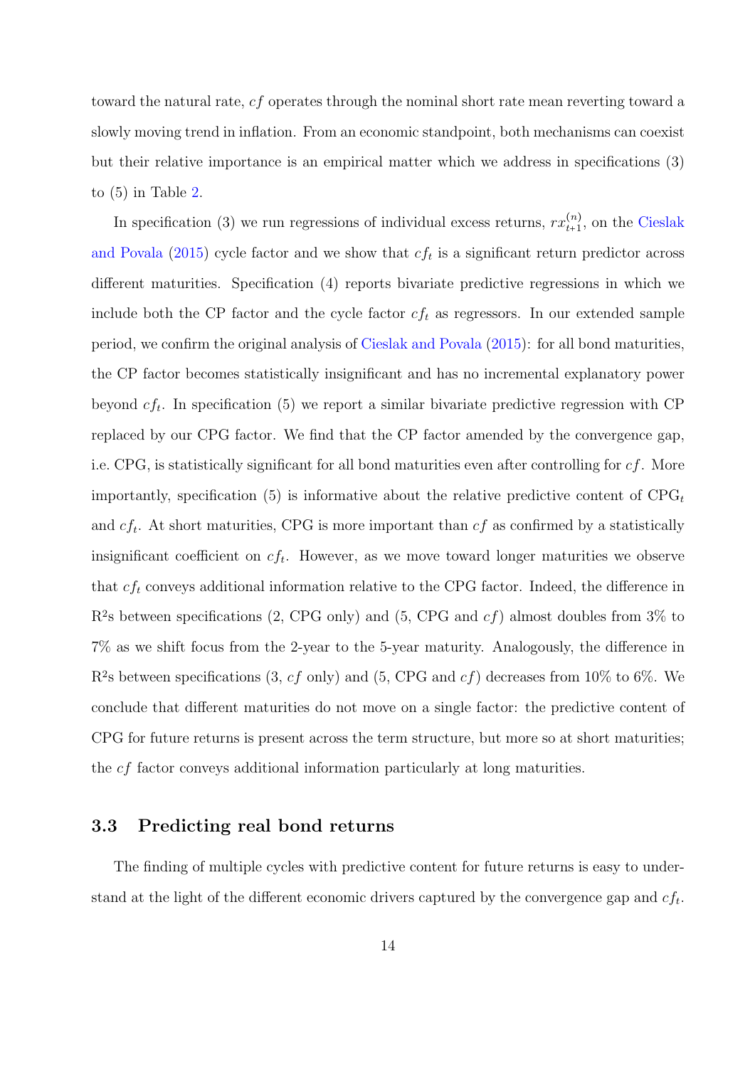toward the natural rate, $cf$ operates through the nominal short rate mean reverting toward a slowly moving trend in inflation. From an economic standpoint, both mechanisms can coexist but their relative importance is an empirical matter which we address in specifications (3) to (5) in Table 2.

In specification (3) we run regressions of individual excess returns, $rx_{t+1}^{(n)}$, on the Cieslak and Povala (2015) cycle factor and we show that $cf_t$ is a significant return predictor across different maturities. Specification (4) reports bivariate predictive regressions in which we include both the CP factor and the cycle factor $cf_t$ as regressors. In our extended sample period, we confirm the original analysis of Cieslak and Povala (2015): for all bond maturities, the CP factor becomes statistically insignificant and has no incremental explanatory power beyond $cf_t$. In specification (5) we report a similar bivariate predictive regression with CP replaced by our CPG factor. We find that the CP factor amended by the convergence gap, i.e. CPG, is statistically significant for all bond maturities even after controlling for $cf$. More importantly, specification (5) is informative about the relative predictive content of $\text{CPG}_t$ and $cf_t$. At short maturities, CPG is more important than $cf$ as confirmed by a statistically insignificant coefficient on $cf_t$. However, as we move toward longer maturities we observe that $cf_t$ conveys additional information relative to the CPG factor. Indeed, the difference in $R^2$s between specifications (2, CPG only) and (5, CPG and $cf$) almost doubles from 3% to 7% as we shift focus from the 2-year to the 5-year maturity. Analogously, the difference in $R^2$s between specifications (3, $cf$ only) and (5, CPG and $cf$) decreases from 10% to 6%. We conclude that different maturities do not move on a single factor: the predictive content of CPG for future returns is present across the term structure, but more so at short maturities; the $cf$ factor conveys additional information particularly at long maturities.

## 3.3 Predicting real bond returns

The finding of multiple cycles with predictive content for future returns is easy to understand at the light of the different economic drivers captured by the convergence gap and $cf_t$.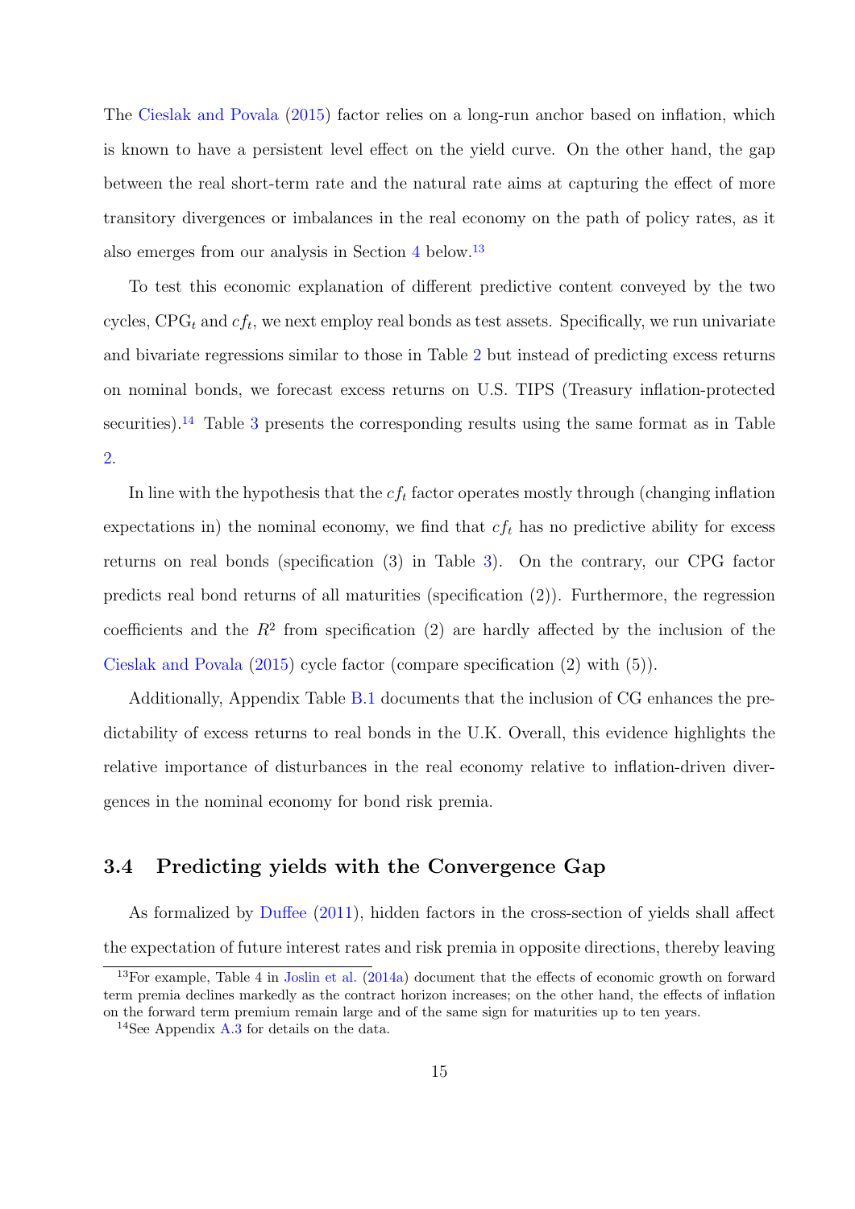The Cieslak and Povala (2015) factor relies on a long-run anchor based on inflation, which is known to have a persistent level effect on the yield curve. On the other hand, the gap between the real short-term rate and the natural rate aims at capturing the effect of more transitory divergences or imbalances in the real economy on the path of policy rates, as it also emerges from our analysis in Section 4 below.[13]

To test this economic explanation of different predictive content conveyed by the two cycles, $\text{CPG}_t$ and $cf_t$, we next employ real bonds as test assets. Specifically, we run univariate and bivariate regressions similar to those in Table 2 but instead of predicting excess returns on nominal bonds, we forecast excess returns on U.S. TIPS (Treasury inflation-protected securities).[14] Table 3 presents the corresponding results using the same format as in Table 2.

In line with the hypothesis that the $cf_t$ factor operates mostly through (changing inflation expectations in) the nominal economy, we find that $cf_t$ has no predictive ability for excess returns on real bonds (specification (3) in Table 3). On the contrary, our CPG factor predicts real bond returns of all maturities (specification (2)). Furthermore, the regression coefficients and the $R^2$ from specification (2) are hardly affected by the inclusion of the Cieslak and Povala (2015) cycle factor (compare specification (2) with (5)).

Additionally, Appendix Table B.1 documents that the inclusion of CG enhances the predictability of excess returns to real bonds in the U.K. Overall, this evidence highlights the relative importance of disturbances in the real economy relative to inflation-driven divergences in the nominal economy for bond risk premia.

## 3.4 Predicting yields with the Convergence Gap

As formalized by Duffee (2011), hidden factors in the cross-section of yields shall affect the expectation of future interest rates and risk premia in opposite directions, thereby leaving

[13] For example, Table 4 in Joslin et al. (2014a) document that the effects of economic growth on forward term premia declines markedly as the contract horizon increases; on the other hand, the effects of inflation on the forward term premium remain large and of the same sign for maturities up to ten years.

[14] See Appendix A.3 for details on the data.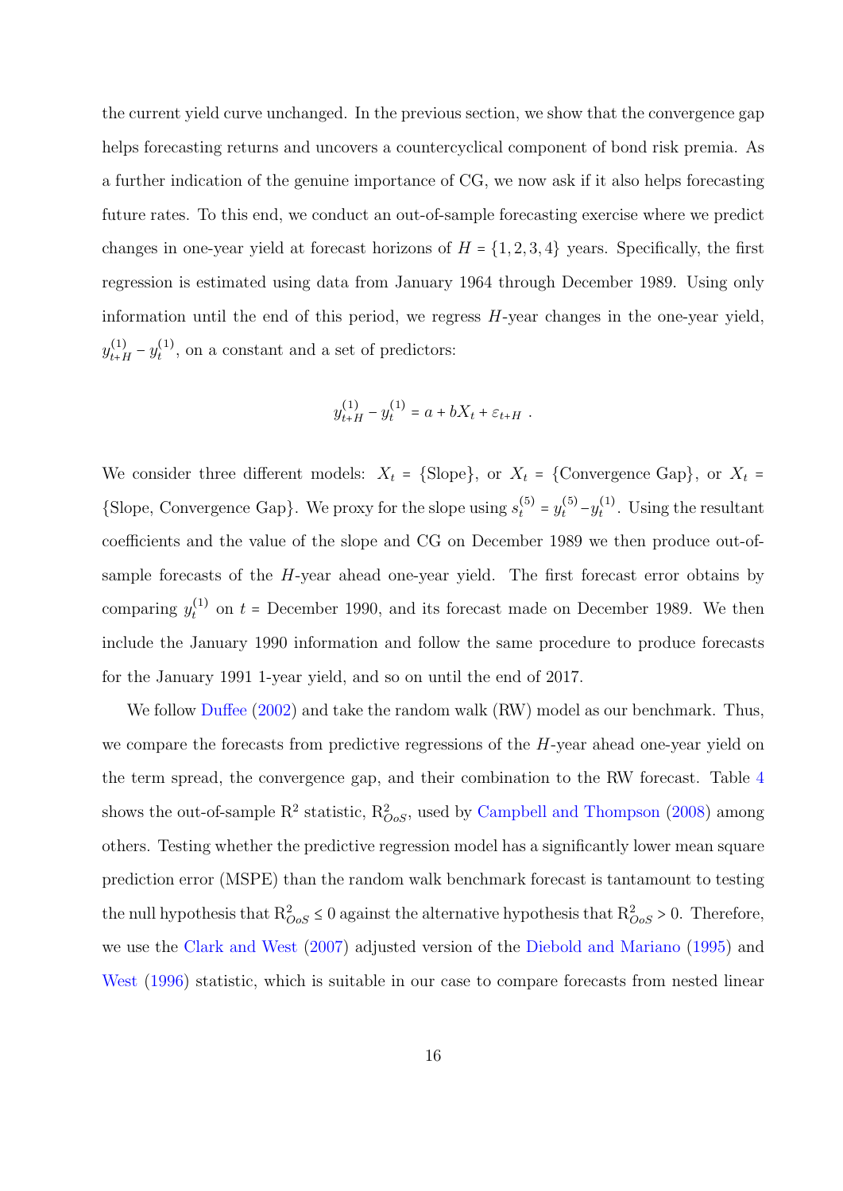the current yield curve unchanged. In the previous section, we show that the convergence gap helps forecasting returns and uncovers a countercyclical component of bond risk premia. As a further indication of the genuine importance of CG, we now ask if it also helps forecasting future rates. To this end, we conduct an out-of-sample forecasting exercise where we predict changes in one-year yield at forecast horizons of $H = \{1, 2, 3, 4\}$ years. Specifically, the first regression is estimated using data from January 1964 through December 1989. Using only information until the end of this period, we regress $H$-year changes in the one-year yield, $y^{(1)}_{t+H} - y^{(1)}_t$, on a constant and a set of predictors:

$$y^{(1)}_{t+H} - y^{(1)}_t = a + bX_t + \varepsilon_{t+H} \ .$$

We consider three different models: $X_t = \{\text{Slope}\}$, or $X_t = \{\text{Convergence Gap}\}$, or $X_t = \{\text{Slope, Convergence Gap}\}$. We proxy for the slope using $s^{(5)}_t = y^{(5)}_t - y^{(1)}_t$. Using the resultant coefficients and the value of the slope and CG on December 1989 we then produce out-of-sample forecasts of the $H$-year ahead one-year yield. The first forecast error obtains by comparing $y^{(1)}_t$ on $t$ = December 1990, and its forecast made on December 1989. We then include the January 1990 information and follow the same procedure to produce forecasts for the January 1991 1-year yield, and so on until the end of 2017.

We follow Duffee (2002) and take the random walk (RW) model as our benchmark. Thus, we compare the forecasts from predictive regressions of the $H$-year ahead one-year yield on the term spread, the convergence gap, and their combination to the RW forecast. Table 4 shows the out-of-sample $R^2$ statistic, $R^2_{OoS}$, used by Campbell and Thompson (2008) among others. Testing whether the predictive regression model has a significantly lower mean square prediction error (MSPE) than the random walk benchmark forecast is tantamount to testing the null hypothesis that $R^2_{OoS} \leq 0$ against the alternative hypothesis that $R^2_{OoS} > 0$. Therefore, we use the Clark and West (2007) adjusted version of the Diebold and Mariano (1995) and West (1996) statistic, which is suitable in our case to compare forecasts from nested linear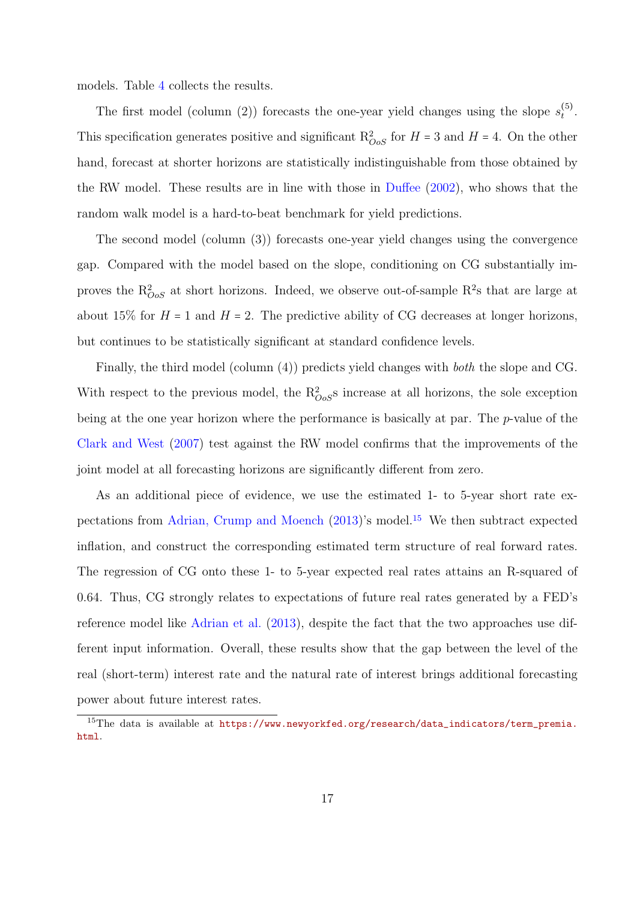models. Table 4 collects the results.

The first model (column (2)) forecasts the one-year yield changes using the slope $s_t^{(5)}$. This specification generates positive and significant $R^2_{OoS}$ for $H = 3$ and $H = 4$. On the other hand, forecast at shorter horizons are statistically indistinguishable from those obtained by the RW model. These results are in line with those in Duffee (2002), who shows that the random walk model is a hard-to-beat benchmark for yield predictions.

The second model (column (3)) forecasts one-year yield changes using the convergence gap. Compared with the model based on the slope, conditioning on CG substantially improves the $R^2_{OoS}$ at short horizons. Indeed, we observe out-of-sample $R^2$s that are large at about 15% for $H = 1$ and $H = 2$. The predictive ability of CG decreases at longer horizons, but continues to be statistically significant at standard confidence levels.

Finally, the third model (column (4)) predicts yield changes with *both* the slope and CG. With respect to the previous model, the $R^2_{OoS}$s increase at all horizons, the sole exception being at the one year horizon where the performance is basically at par. The $p$-value of the Clark and West (2007) test against the RW model confirms that the improvements of the joint model at all forecasting horizons are significantly different from zero.

As an additional piece of evidence, we use the estimated 1- to 5-year short rate expectations from Adrian, Crump and Moench (2013)'s model.[15] We then subtract expected inflation, and construct the corresponding estimated term structure of real forward rates. The regression of CG onto these 1- to 5-year expected real rates attains an R-squared of 0.64. Thus, CG strongly relates to expectations of future real rates generated by a FED's reference model like Adrian et al. (2013), despite the fact that the two approaches use different input information. Overall, these results show that the gap between the level of the real (short-term) interest rate and the natural rate of interest brings additional forecasting power about future interest rates.

[15] The data is available at https://www.newyorkfed.org/research/data_indicators/term_premia.html.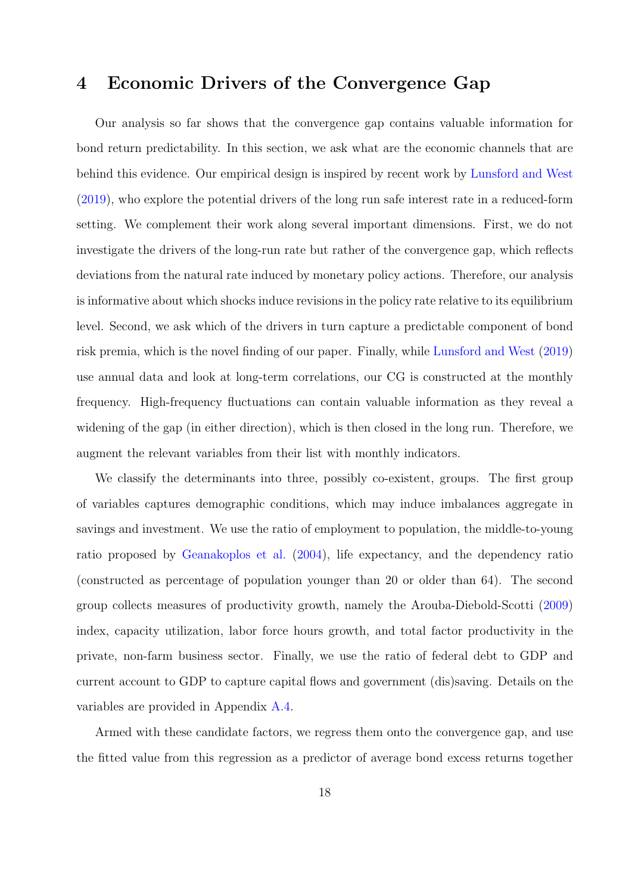# 4 Economic Drivers of the Convergence Gap

Our analysis so far shows that the convergence gap contains valuable information for bond return predictability. In this section, we ask what are the economic channels that are behind this evidence. Our empirical design is inspired by recent work by Lunsford and West (2019), who explore the potential drivers of the long run safe interest rate in a reduced-form setting. We complement their work along several important dimensions. First, we do not investigate the drivers of the long-run rate but rather of the convergence gap, which reflects deviations from the natural rate induced by monetary policy actions. Therefore, our analysis is informative about which shocks induce revisions in the policy rate relative to its equilibrium level. Second, we ask which of the drivers in turn capture a predictable component of bond risk premia, which is the novel finding of our paper. Finally, while Lunsford and West (2019) use annual data and look at long-term correlations, our CG is constructed at the monthly frequency. High-frequency fluctuations can contain valuable information as they reveal a widening of the gap (in either direction), which is then closed in the long run. Therefore, we augment the relevant variables from their list with monthly indicators.

We classify the determinants into three, possibly co-existent, groups. The first group of variables captures demographic conditions, which may induce imbalances aggregate in savings and investment. We use the ratio of employment to population, the middle-to-young ratio proposed by Geanakoplos et al. (2004), life expectancy, and the dependency ratio (constructed as percentage of population younger than 20 or older than 64). The second group collects measures of productivity growth, namely the Arouba-Diebold-Scotti (2009) index, capacity utilization, labor force hours growth, and total factor productivity in the private, non-farm business sector. Finally, we use the ratio of federal debt to GDP and current account to GDP to capture capital flows and government (dis)saving. Details on the variables are provided in Appendix A.4.

Armed with these candidate factors, we regress them onto the convergence gap, and use the fitted value from this regression as a predictor of average bond excess returns together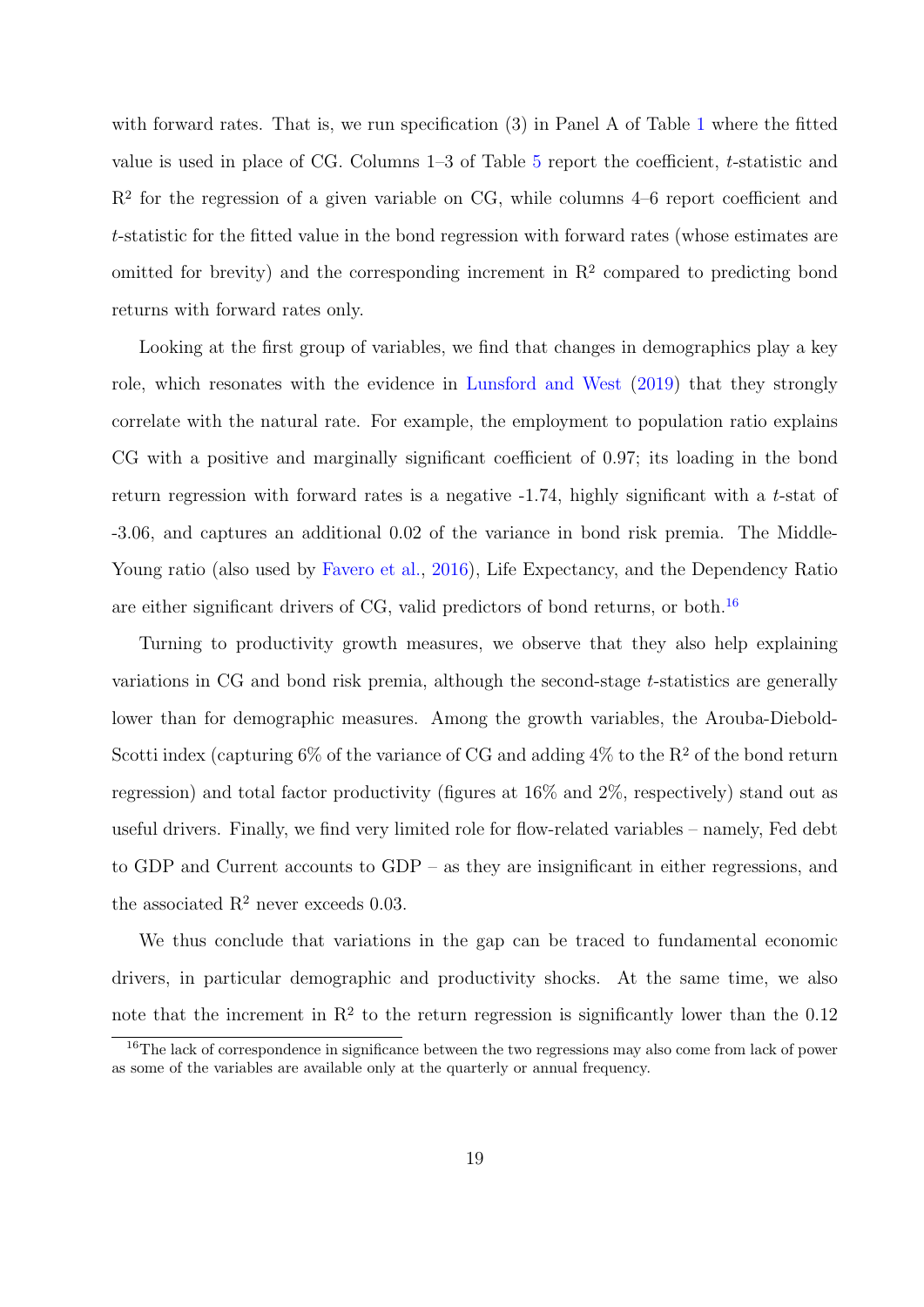with forward rates. That is, we run specification (3) in Panel A of Table 1 where the fitted value is used in place of CG. Columns 1–3 of Table 5 report the coefficient, $t$-statistic and $R^2$ for the regression of a given variable on CG, while columns 4–6 report coefficient and $t$-statistic for the fitted value in the bond regression with forward rates (whose estimates are omitted for brevity) and the corresponding increment in $R^2$ compared to predicting bond returns with forward rates only.

Looking at the first group of variables, we find that changes in demographics play a key role, which resonates with the evidence in Lunsford and West (2019) that they strongly correlate with the natural rate. For example, the employment to population ratio explains CG with a positive and marginally significant coefficient of 0.97; its loading in the bond return regression with forward rates is a negative -1.74, highly significant with a $t$-stat of -3.06, and captures an additional 0.02 of the variance in bond risk premia. The Middle-Young ratio (also used by Favero et al., 2016), Life Expectancy, and the Dependency Ratio are either significant drivers of CG, valid predictors of bond returns, or both.[16]

Turning to productivity growth measures, we observe that they also help explaining variations in CG and bond risk premia, although the second-stage $t$-statistics are generally lower than for demographic measures. Among the growth variables, the Arouba-Diebold-Scotti index (capturing 6% of the variance of CG and adding 4% to the $R^2$ of the bond return regression) and total factor productivity (figures at 16% and 2%, respectively) stand out as useful drivers. Finally, we find very limited role for flow-related variables – namely, Fed debt to GDP and Current accounts to GDP – as they are insignificant in either regressions, and the associated $R^2$ never exceeds 0.03.

We thus conclude that variations in the gap can be traced to fundamental economic drivers, in particular demographic and productivity shocks. At the same time, we also note that the increment in $R^2$ to the return regression is significantly lower than the 0.12

[16] The lack of correspondence in significance between the two regressions may also come from lack of power as some of the variables are available only at the quarterly or annual frequency.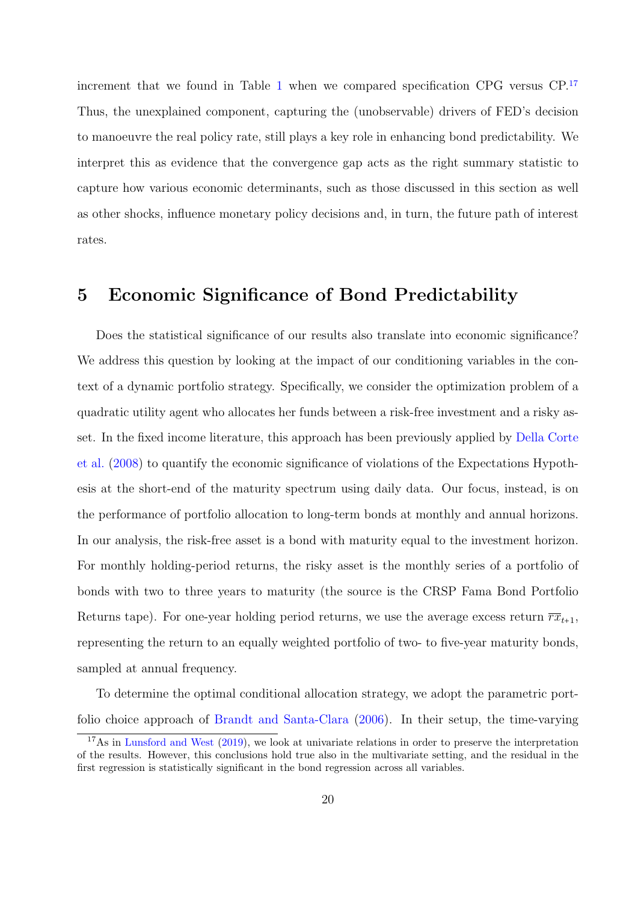increment that we found in Table 1 when we compared specification CPG versus CP.[17] Thus, the unexplained component, capturing the (unobservable) drivers of FED's decision to manoeuvre the real policy rate, still plays a key role in enhancing bond predictability. We interpret this as evidence that the convergence gap acts as the right summary statistic to capture how various economic determinants, such as those discussed in this section as well as other shocks, influence monetary policy decisions and, in turn, the future path of interest rates.

# 5 Economic Significance of Bond Predictability

Does the statistical significance of our results also translate into economic significance? We address this question by looking at the impact of our conditioning variables in the context of a dynamic portfolio strategy. Specifically, we consider the optimization problem of a quadratic utility agent who allocates her funds between a risk-free investment and a risky asset. In the fixed income literature, this approach has been previously applied by Della Corte et al. (2008) to quantify the economic significance of violations of the Expectations Hypothesis at the short-end of the maturity spectrum using daily data. Our focus, instead, is on the performance of portfolio allocation to long-term bonds at monthly and annual horizons. In our analysis, the risk-free asset is a bond with maturity equal to the investment horizon. For monthly holding-period returns, the risky asset is the monthly series of a portfolio of bonds with two to three years to maturity (the source is the CRSP Fama Bond Portfolio Returns tape). For one-year holding period returns, we use the average excess return $\overline{rx}_{t+1}$, representing the return to an equally weighted portfolio of two- to five-year maturity bonds, sampled at annual frequency.

To determine the optimal conditional allocation strategy, we adopt the parametric portfolio choice approach of Brandt and Santa-Clara (2006). In their setup, the time-varying

[17] As in Lunsford and West (2019), we look at univariate relations in order to preserve the interpretation of the results. However, this conclusions hold true also in the multivariate setting, and the residual in the first regression is statistically significant in the bond regression across all variables.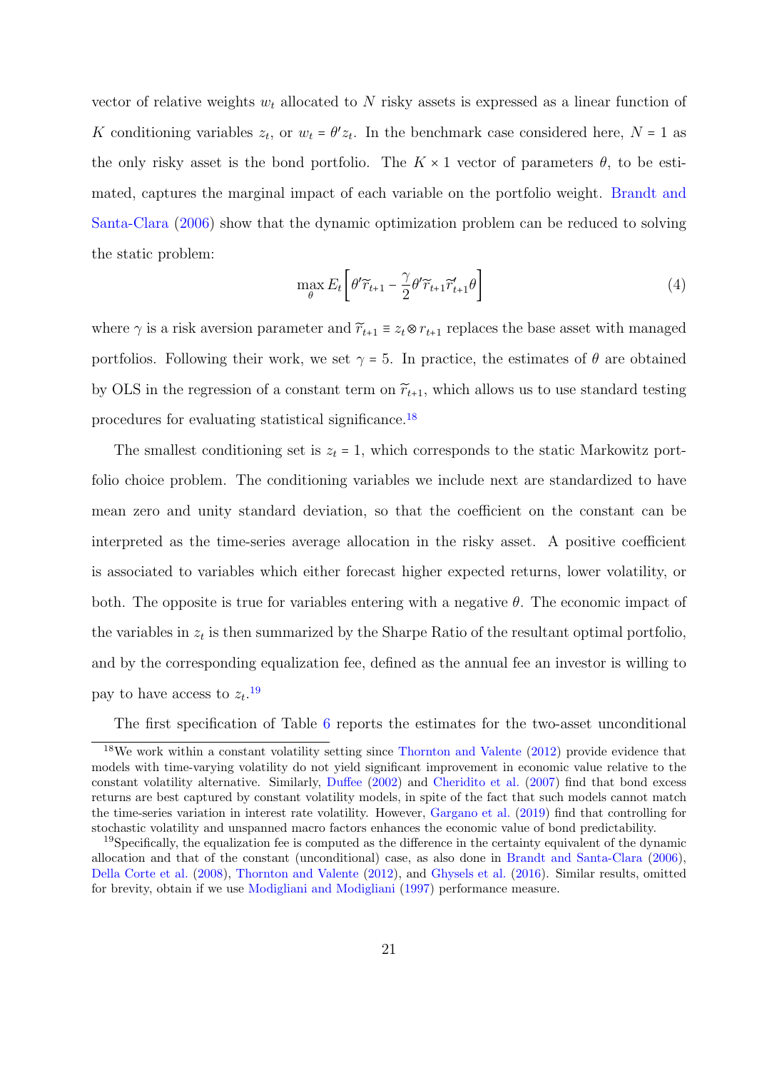vector of relative weights $w_t$ allocated to $N$ risky assets is expressed as a linear function of $K$ conditioning variables $z_t$, or $w_t = \theta' z_t$. In the benchmark case considered here, $N = 1$ as the only risky asset is the bond portfolio. The $K \times 1$ vector of parameters $\theta$, to be estimated, captures the marginal impact of each variable on the portfolio weight. Brandt and Santa-Clara (2006) show that the dynamic optimization problem can be reduced to solving the static problem:

$$\max_{\theta} E_t \left[ \theta' \widetilde{r}_{t+1} - \frac{\gamma}{2} \theta' \widetilde{r}_{t+1} \widetilde{r}'_{t+1} \theta \right] \tag{4}$$

where $\gamma$ is a risk aversion parameter and $\widetilde{r}_{t+1} \equiv z_t \otimes r_{t+1}$ replaces the base asset with managed portfolios. Following their work, we set $\gamma = 5$. In practice, the estimates of $\theta$ are obtained by OLS in the regression of a constant term on $\widetilde{r}_{t+1}$, which allows us to use standard testing procedures for evaluating statistical significance.[18]

The smallest conditioning set is $z_t = 1$, which corresponds to the static Markowitz portfolio choice problem. The conditioning variables we include next are standardized to have mean zero and unity standard deviation, so that the coefficient on the constant can be interpreted as the time-series average allocation in the risky asset. A positive coefficient is associated to variables which either forecast higher expected returns, lower volatility, or both. The opposite is true for variables entering with a negative $\theta$. The economic impact of the variables in $z_t$ is then summarized by the Sharpe Ratio of the resultant optimal portfolio, and by the corresponding equalization fee, defined as the annual fee an investor is willing to pay to have access to $z_t$.[19]

The first specification of Table 6 reports the estimates for the two-asset unconditional

---

[18] We work within a constant volatility setting since Thornton and Valente (2012) provide evidence that models with time-varying volatility do not yield significant improvement in economic value relative to the constant volatility alternative. Similarly, Duffee (2002) and Cheridito et al. (2007) find that bond excess returns are best captured by constant volatility models, in spite of the fact that such models cannot match the time-series variation in interest rate volatility. However, Gargano et al. (2019) find that controlling for stochastic volatility and unspanned macro factors enhances the economic value of bond predictability.

[19] Specifically, the equalization fee is computed as the difference in the certainty equivalent of the dynamic allocation and that of the constant (unconditional) case, as also done in Brandt and Santa-Clara (2006), Della Corte et al. (2008), Thornton and Valente (2012), and Ghysels et al. (2016). Similar results, omitted for brevity, obtain if we use Modigliani and Modigliani (1997) performance measure.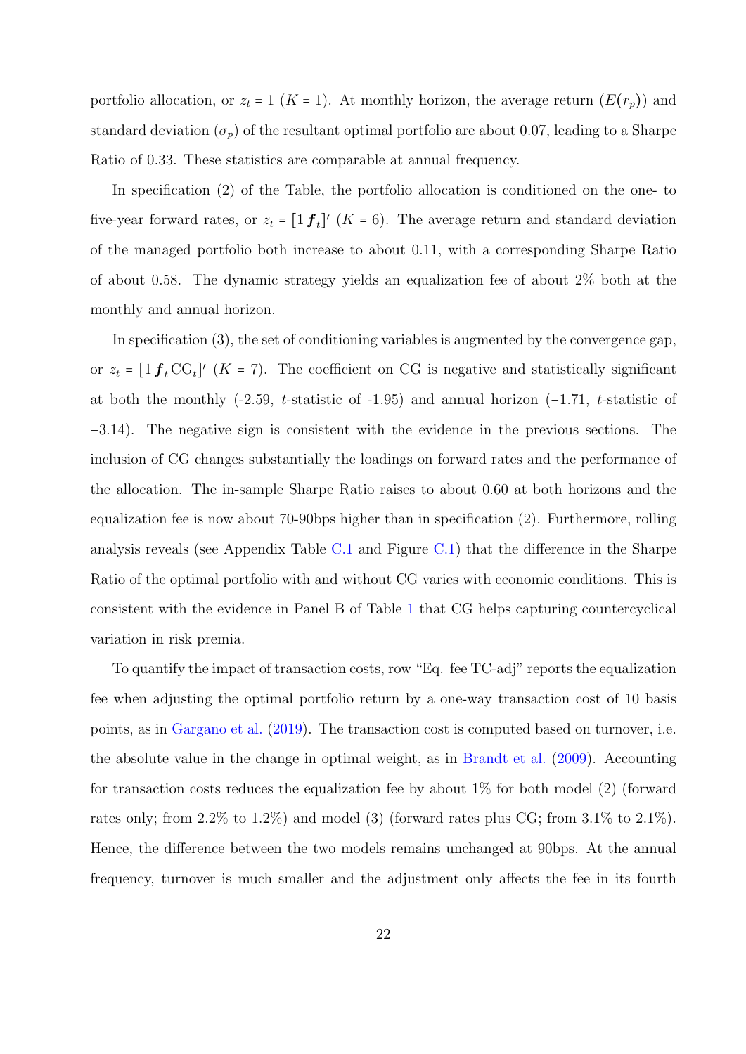portfolio allocation, or $z_t = 1$ ($K = 1$). At monthly horizon, the average return ($E(r_p)$) and standard deviation ($\sigma_p$) of the resultant optimal portfolio are about 0.07, leading to a Sharpe Ratio of 0.33. These statistics are comparable at annual frequency.

In specification (2) of the Table, the portfolio allocation is conditioned on the one- to five-year forward rates, or $z_t = [1\, \boldsymbol{f}_t]'$ ($K = 6$). The average return and standard deviation of the managed portfolio both increase to about 0.11, with a corresponding Sharpe Ratio of about 0.58. The dynamic strategy yields an equalization fee of about 2% both at the monthly and annual horizon.

In specification (3), the set of conditioning variables is augmented by the convergence gap, or $z_t = [1\, \boldsymbol{f}_t\, \text{CG}_t]'$ ($K = 7$). The coefficient on CG is negative and statistically significant at both the monthly (-2.59, $t$-statistic of -1.95) and annual horizon ($-1.71$, $t$-statistic of $-3.14$). The negative sign is consistent with the evidence in the previous sections. The inclusion of CG changes substantially the loadings on forward rates and the performance of the allocation. The in-sample Sharpe Ratio raises to about 0.60 at both horizons and the equalization fee is now about 70-90bps higher than in specification (2). Furthermore, rolling analysis reveals (see Appendix Table C.1 and Figure C.1) that the difference in the Sharpe Ratio of the optimal portfolio with and without CG varies with economic conditions. This is consistent with the evidence in Panel B of Table 1 that CG helps capturing countercyclical variation in risk premia.

To quantify the impact of transaction costs, row "Eq. fee TC-adj" reports the equalization fee when adjusting the optimal portfolio return by a one-way transaction cost of 10 basis points, as in Gargano et al. (2019). The transaction cost is computed based on turnover, i.e. the absolute value in the change in optimal weight, as in Brandt et al. (2009). Accounting for transaction costs reduces the equalization fee by about 1% for both model (2) (forward rates only; from 2.2% to 1.2%) and model (3) (forward rates plus CG; from 3.1% to 2.1%). Hence, the difference between the two models remains unchanged at 90bps. At the annual frequency, turnover is much smaller and the adjustment only affects the fee in its fourth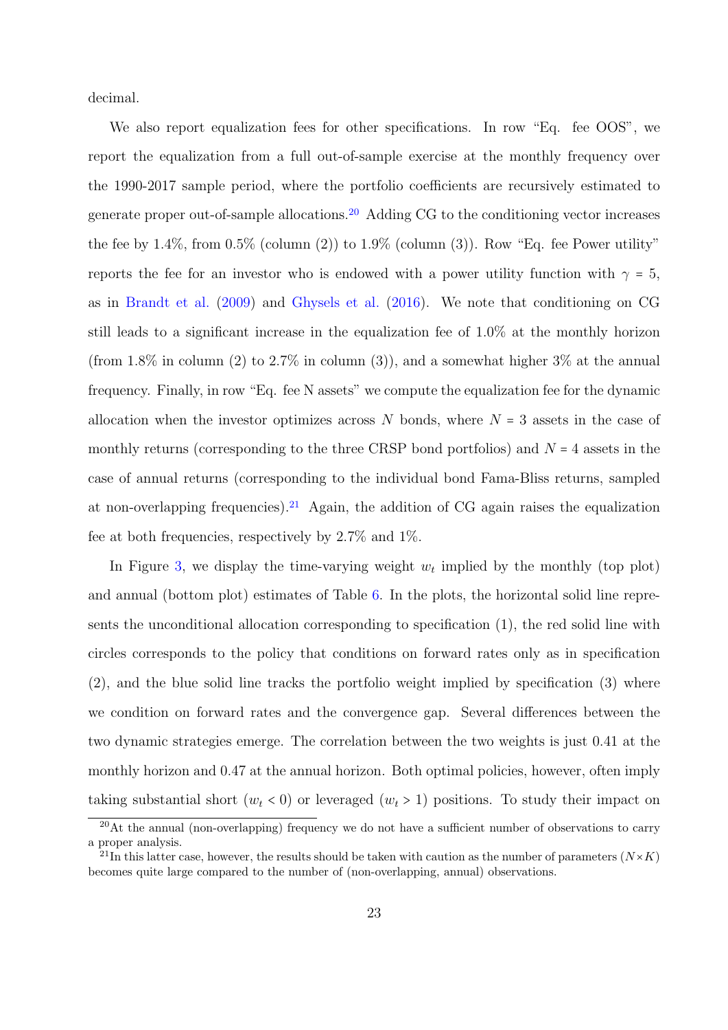decimal.

We also report equalization fees for other specifications. In row "Eq. fee OOS", we report the equalization from a full out-of-sample exercise at the monthly frequency over the 1990-2017 sample period, where the portfolio coefficients are recursively estimated to generate proper out-of-sample allocations.[20] Adding CG to the conditioning vector increases the fee by 1.4%, from 0.5% (column (2)) to 1.9% (column (3)). Row "Eq. fee Power utility" reports the fee for an investor who is endowed with a power utility function with $\gamma = 5$, as in Brandt et al. (2009) and Ghysels et al. (2016). We note that conditioning on CG still leads to a significant increase in the equalization fee of 1.0% at the monthly horizon (from 1.8% in column (2) to 2.7% in column (3)), and a somewhat higher 3% at the annual frequency. Finally, in row "Eq. fee N assets" we compute the equalization fee for the dynamic allocation when the investor optimizes across $N$ bonds, where $N = 3$ assets in the case of monthly returns (corresponding to the three CRSP bond portfolios) and $N = 4$ assets in the case of annual returns (corresponding to the individual bond Fama-Bliss returns, sampled at non-overlapping frequencies).[21] Again, the addition of CG again raises the equalization fee at both frequencies, respectively by 2.7% and 1%.

In Figure 3, we display the time-varying weight $w_t$ implied by the monthly (top plot) and annual (bottom plot) estimates of Table 6. In the plots, the horizontal solid line represents the unconditional allocation corresponding to specification (1), the red solid line with circles corresponds to the policy that conditions on forward rates only as in specification (2), and the blue solid line tracks the portfolio weight implied by specification (3) where we condition on forward rates and the convergence gap. Several differences between the two dynamic strategies emerge. The correlation between the two weights is just 0.41 at the monthly horizon and 0.47 at the annual horizon. Both optimal policies, however, often imply taking substantial short ($w_t < 0$) or leveraged ($w_t > 1$) positions. To study their impact on

[20] At the annual (non-overlapping) frequency we do not have a sufficient number of observations to carry a proper analysis.

[21] In this latter case, however, the results should be taken with caution as the number of parameters ($N \times K$) becomes quite large compared to the number of (non-overlapping, annual) observations.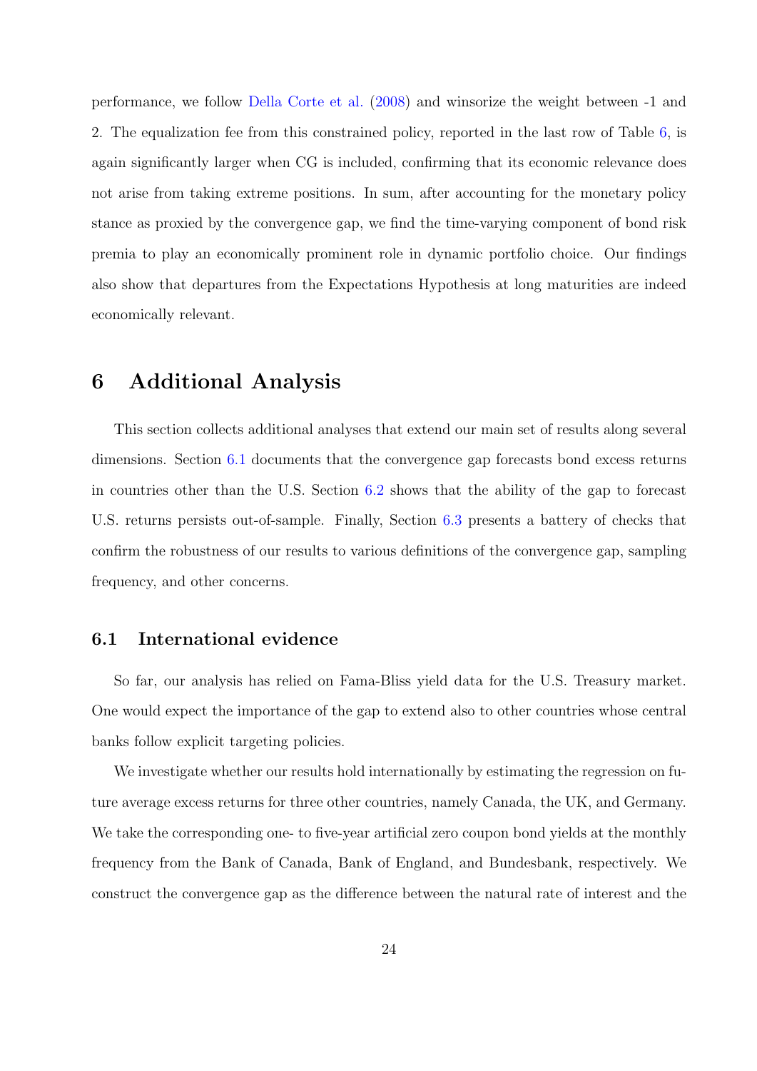performance, we follow Della Corte et al. (2008) and winsorize the weight between -1 and 2. The equalization fee from this constrained policy, reported in the last row of Table 6, is again significantly larger when CG is included, confirming that its economic relevance does not arise from taking extreme positions. In sum, after accounting for the monetary policy stance as proxied by the convergence gap, we find the time-varying component of bond risk premia to play an economically prominent role in dynamic portfolio choice. Our findings also show that departures from the Expectations Hypothesis at long maturities are indeed economically relevant.

# 6 Additional Analysis

This section collects additional analyses that extend our main set of results along several dimensions. Section 6.1 documents that the convergence gap forecasts bond excess returns in countries other than the U.S. Section 6.2 shows that the ability of the gap to forecast U.S. returns persists out-of-sample. Finally, Section 6.3 presents a battery of checks that confirm the robustness of our results to various definitions of the convergence gap, sampling frequency, and other concerns.

## 6.1 International evidence

So far, our analysis has relied on Fama-Bliss yield data for the U.S. Treasury market. One would expect the importance of the gap to extend also to other countries whose central banks follow explicit targeting policies.

We investigate whether our results hold internationally by estimating the regression on future average excess returns for three other countries, namely Canada, the UK, and Germany. We take the corresponding one- to five-year artificial zero coupon bond yields at the monthly frequency from the Bank of Canada, Bank of England, and Bundesbank, respectively. We construct the convergence gap as the difference between the natural rate of interest and the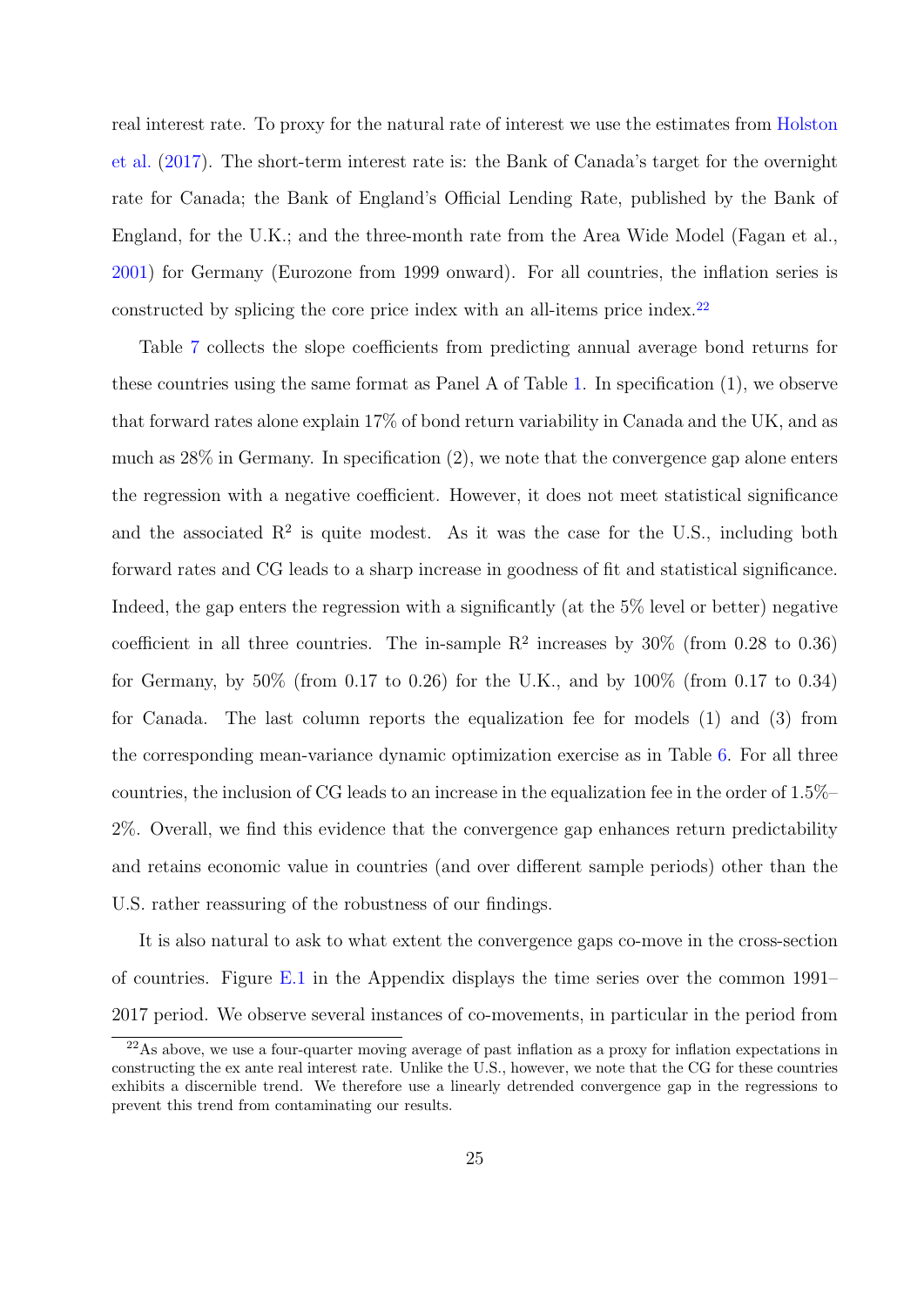real interest rate. To proxy for the natural rate of interest we use the estimates from Holston et al. (2017). The short-term interest rate is: the Bank of Canada's target for the overnight rate for Canada; the Bank of England's Official Lending Rate, published by the Bank of England, for the U.K.; and the three-month rate from the Area Wide Model (Fagan et al., 2001) for Germany (Eurozone from 1999 onward). For all countries, the inflation series is constructed by splicing the core price index with an all-items price index.[22]

Table 7 collects the slope coefficients from predicting annual average bond returns for these countries using the same format as Panel A of Table 1. In specification (1), we observe that forward rates alone explain 17% of bond return variability in Canada and the UK, and as much as 28% in Germany. In specification (2), we note that the convergence gap alone enters the regression with a negative coefficient. However, it does not meet statistical significance and the associated $R^2$ is quite modest. As it was the case for the U.S., including both forward rates and CG leads to a sharp increase in goodness of fit and statistical significance. Indeed, the gap enters the regression with a significantly (at the 5% level or better) negative coefficient in all three countries. The in-sample $R^2$ increases by 30% (from 0.28 to 0.36) for Germany, by 50% (from 0.17 to 0.26) for the U.K., and by 100% (from 0.17 to 0.34) for Canada. The last column reports the equalization fee for models (1) and (3) from the corresponding mean-variance dynamic optimization exercise as in Table 6. For all three countries, the inclusion of CG leads to an increase in the equalization fee in the order of 1.5%–2%. Overall, we find this evidence that the convergence gap enhances return predictability and retains economic value in countries (and over different sample periods) other than the U.S. rather reassuring of the robustness of our findings.

It is also natural to ask to what extent the convergence gaps co-move in the cross-section of countries. Figure E.1 in the Appendix displays the time series over the common 1991–2017 period. We observe several instances of co-movements, in particular in the period from

[22] As above, we use a four-quarter moving average of past inflation as a proxy for inflation expectations in constructing the ex ante real interest rate. Unlike the U.S., however, we note that the CG for these countries exhibits a discernible trend. We therefore use a linearly detrended convergence gap in the regressions to prevent this trend from contaminating our results.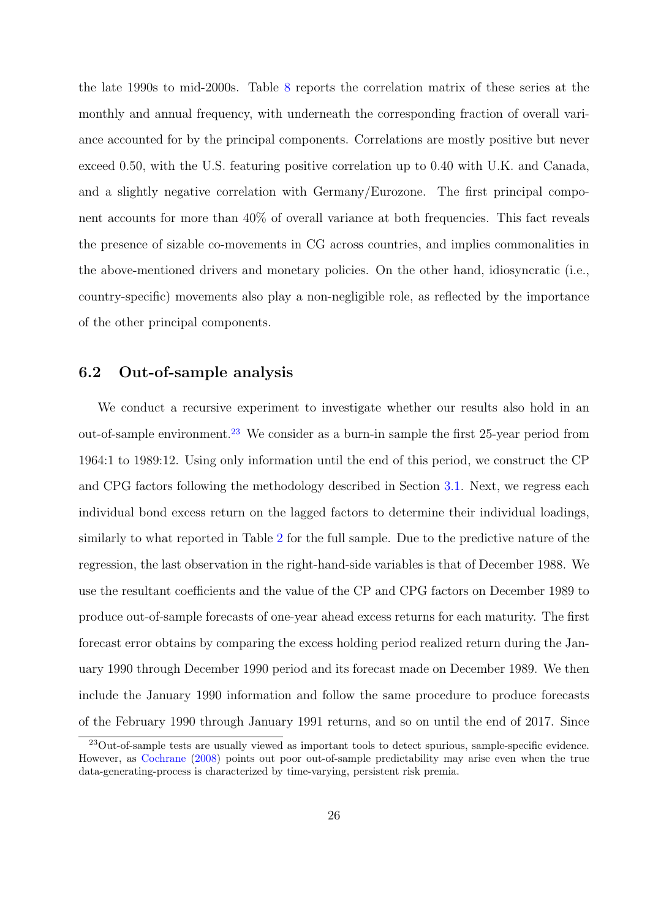the late 1990s to mid-2000s. Table 8 reports the correlation matrix of these series at the monthly and annual frequency, with underneath the corresponding fraction of overall variance accounted for by the principal components. Correlations are mostly positive but never exceed 0.50, with the U.S. featuring positive correlation up to 0.40 with U.K. and Canada, and a slightly negative correlation with Germany/Eurozone. The first principal component accounts for more than 40% of overall variance at both frequencies. This fact reveals the presence of sizable co-movements in CG across countries, and implies commonalities in the above-mentioned drivers and monetary policies. On the other hand, idiosyncratic (i.e., country-specific) movements also play a non-negligible role, as reflected by the importance of the other principal components.

## 6.2 Out-of-sample analysis

We conduct a recursive experiment to investigate whether our results also hold in an out-of-sample environment.[23] We consider as a burn-in sample the first 25-year period from 1964:1 to 1989:12. Using only information until the end of this period, we construct the CP and CPG factors following the methodology described in Section 3.1. Next, we regress each individual bond excess return on the lagged factors to determine their individual loadings, similarly to what reported in Table 2 for the full sample. Due to the predictive nature of the regression, the last observation in the right-hand-side variables is that of December 1988. We use the resultant coefficients and the value of the CP and CPG factors on December 1989 to produce out-of-sample forecasts of one-year ahead excess returns for each maturity. The first forecast error obtains by comparing the excess holding period realized return during the January 1990 through December 1990 period and its forecast made on December 1989. We then include the January 1990 information and follow the same procedure to produce forecasts of the February 1990 through January 1991 returns, and so on until the end of 2017. Since

[23] Out-of-sample tests are usually viewed as important tools to detect spurious, sample-specific evidence. However, as Cochrane (2008) points out poor out-of-sample predictability may arise even when the true data-generating-process is characterized by time-varying, persistent risk premia.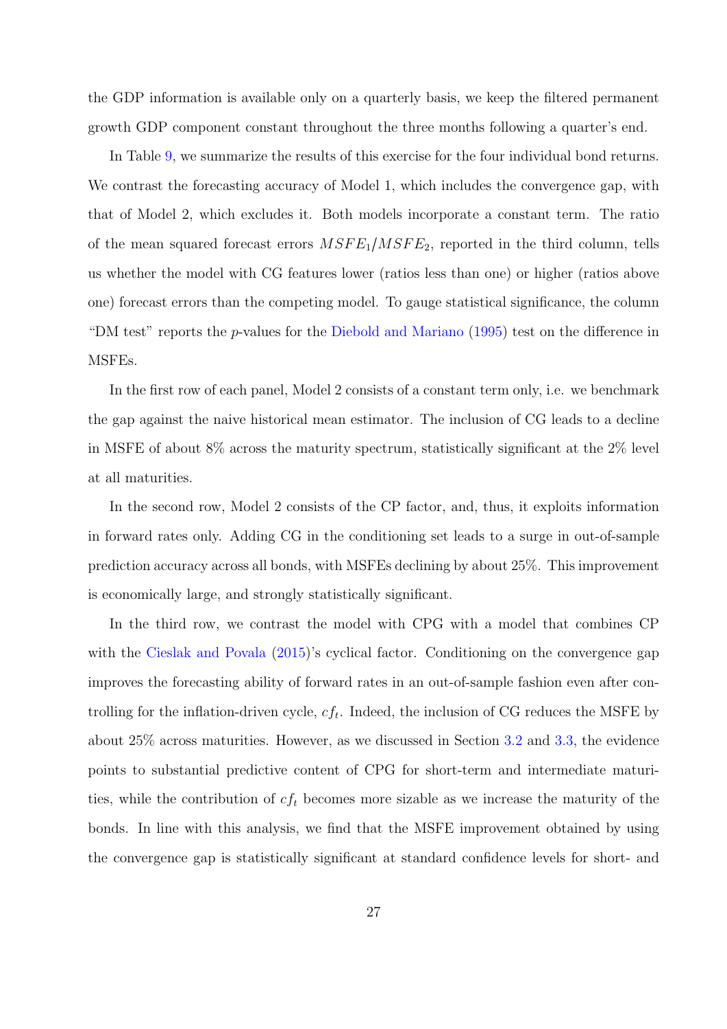the GDP information is available only on a quarterly basis, we keep the filtered permanent growth GDP component constant throughout the three months following a quarter's end.

In Table 9, we summarize the results of this exercise for the four individual bond returns. We contrast the forecasting accuracy of Model 1, which includes the convergence gap, with that of Model 2, which excludes it. Both models incorporate a constant term. The ratio of the mean squared forecast errors $MSFE_1/MSFE_2$, reported in the third column, tells us whether the model with CG features lower (ratios less than one) or higher (ratios above one) forecast errors than the competing model. To gauge statistical significance, the column "DM test" reports the $p$-values for the Diebold and Mariano (1995) test on the difference in MSFEs.

In the first row of each panel, Model 2 consists of a constant term only, i.e. we benchmark the gap against the naive historical mean estimator. The inclusion of CG leads to a decline in MSFE of about 8% across the maturity spectrum, statistically significant at the 2% level at all maturities.

In the second row, Model 2 consists of the CP factor, and, thus, it exploits information in forward rates only. Adding CG in the conditioning set leads to a surge in out-of-sample prediction accuracy across all bonds, with MSFEs declining by about 25%. This improvement is economically large, and strongly statistically significant.

In the third row, we contrast the model with CPG with a model that combines CP with the Cieslak and Povala (2015)'s cyclical factor. Conditioning on the convergence gap improves the forecasting ability of forward rates in an out-of-sample fashion even after controlling for the inflation-driven cycle, $cf_t$. Indeed, the inclusion of CG reduces the MSFE by about 25% across maturities. However, as we discussed in Section 3.2 and 3.3, the evidence points to substantial predictive content of CPG for short-term and intermediate maturities, while the contribution of $cf_t$ becomes more sizable as we increase the maturity of the bonds. In line with this analysis, we find that the MSFE improvement obtained by using the convergence gap is statistically significant at standard confidence levels for short- and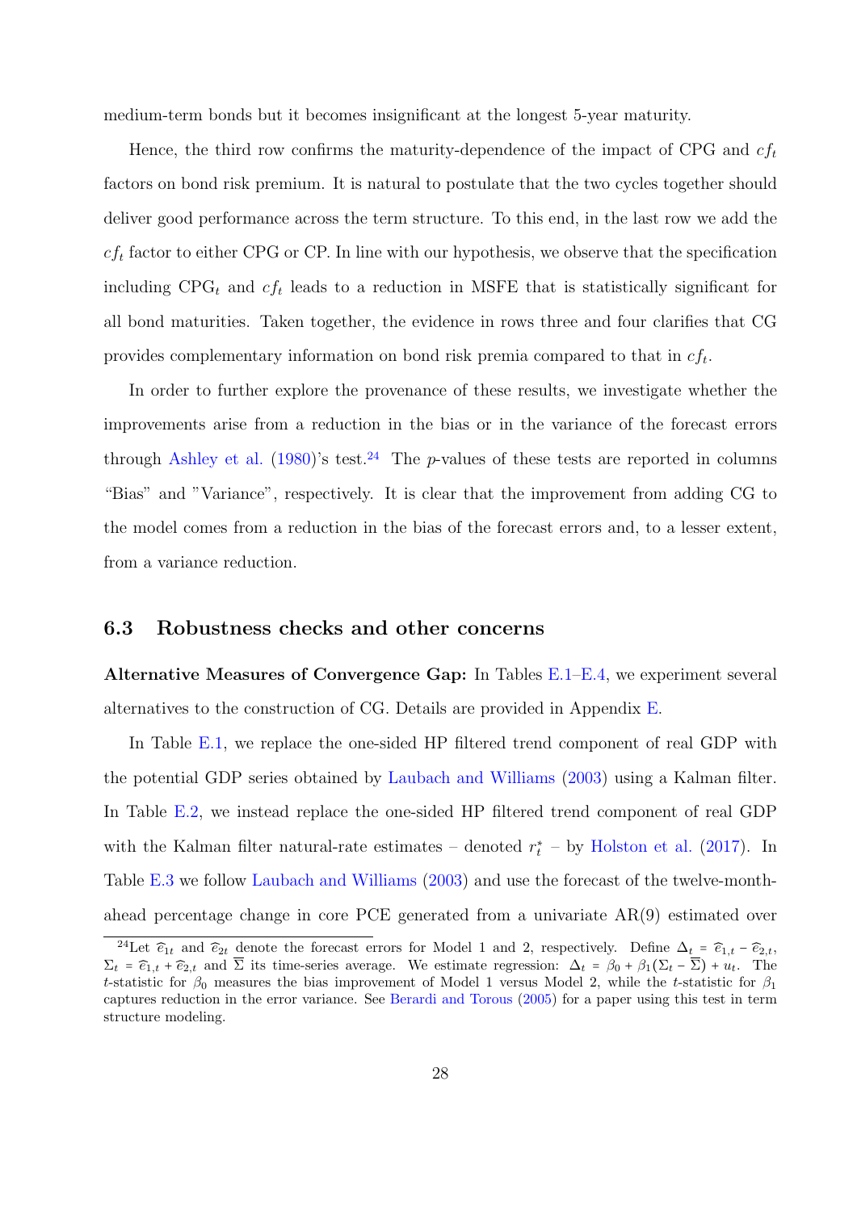medium-term bonds but it becomes insignificant at the longest 5-year maturity.

Hence, the third row confirms the maturity-dependence of the impact of CPG and $cf_t$ factors on bond risk premium. It is natural to postulate that the two cycles together should deliver good performance across the term structure. To this end, in the last row we add the $cf_t$ factor to either CPG or CP. In line with our hypothesis, we observe that the specification including CPG$_t$ and $cf_t$ leads to a reduction in MSFE that is statistically significant for all bond maturities. Taken together, the evidence in rows three and four clarifies that CG provides complementary information on bond risk premia compared to that in $cf_t$.

In order to further explore the provenance of these results, we investigate whether the improvements arise from a reduction in the bias or in the variance of the forecast errors through Ashley et al. (1980)'s test.[24] The $p$-values of these tests are reported in columns "Bias" and "Variance", respectively. It is clear that the improvement from adding CG to the model comes from a reduction in the bias of the forecast errors and, to a lesser extent, from a variance reduction.

### 6.3 Robustness checks and other concerns

**Alternative Measures of Convergence Gap:** In Tables E.1–E.4, we experiment several alternatives to the construction of CG. Details are provided in Appendix E.

In Table E.1, we replace the one-sided HP filtered trend component of real GDP with the potential GDP series obtained by Laubach and Williams (2003) using a Kalman filter. In Table E.2, we instead replace the one-sided HP filtered trend component of real GDP with the Kalman filter natural-rate estimates – denoted $r_t^*$ – by Holston et al. (2017). In Table E.3 we follow Laubach and Williams (2003) and use the forecast of the twelve-month-ahead percentage change in core PCE generated from a univariate AR(9) estimated over

[24] Let $\widehat{e}_{1t}$ and $\widehat{e}_{2t}$ denote the forecast errors for Model 1 and 2, respectively. Define $\Delta_t = \widehat{e}_{1,t} - \widehat{e}_{2,t}$, $\Sigma_t = \widehat{e}_{1,t} + \widehat{e}_{2,t}$ and $\overline{\Sigma}$ its time-series average. We estimate regression: $\Delta_t = \beta_0 + \beta_1(\Sigma_t - \overline{\Sigma}) + u_t$. The $t$-statistic for $\beta_0$ measures the bias improvement of Model 1 versus Model 2, while the $t$-statistic for $\beta_1$ captures reduction in the error variance. See Berardi and Torous (2005) for a paper using this test in term structure modeling.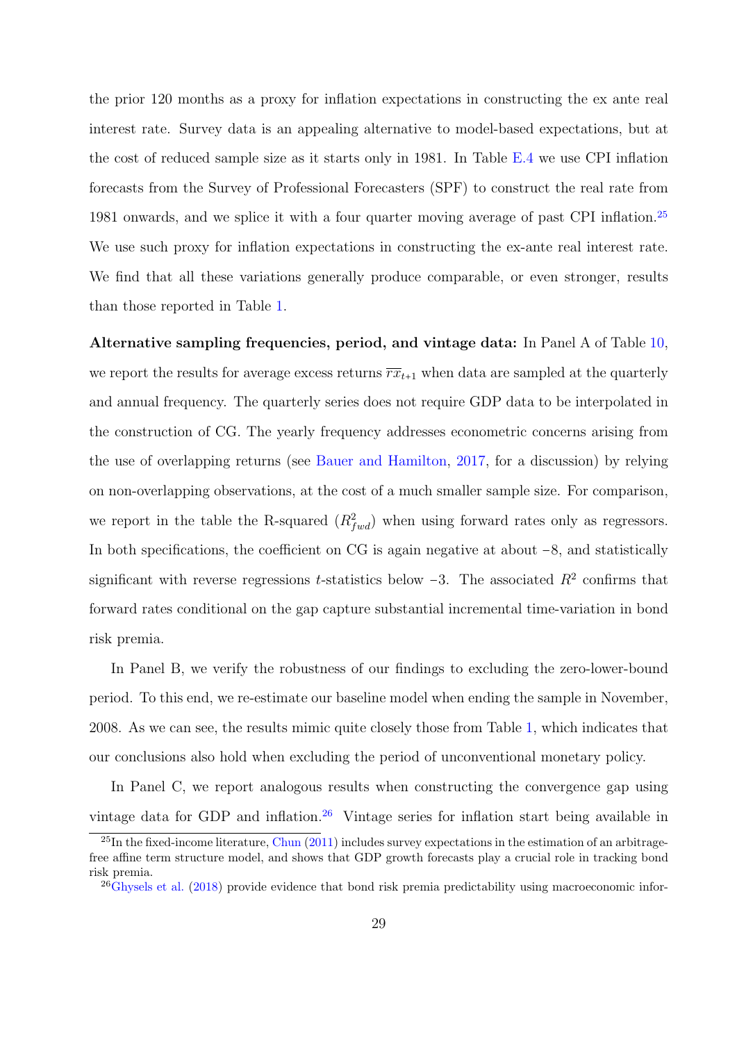the prior 120 months as a proxy for inflation expectations in constructing the ex ante real interest rate. Survey data is an appealing alternative to model-based expectations, but at the cost of reduced sample size as it starts only in 1981. In Table E.4 we use CPI inflation forecasts from the Survey of Professional Forecasters (SPF) to construct the real rate from 1981 onwards, and we splice it with a four quarter moving average of past CPI inflation.[25] We use such proxy for inflation expectations in constructing the ex-ante real interest rate. We find that all these variations generally produce comparable, or even stronger, results than those reported in Table 1.

**Alternative sampling frequencies, period, and vintage data:** In Panel A of Table 10, we report the results for average excess returns $\overline{rx}_{t+1}$ when data are sampled at the quarterly and annual frequency. The quarterly series does not require GDP data to be interpolated in the construction of CG. The yearly frequency addresses econometric concerns arising from the use of overlapping returns (see Bauer and Hamilton, 2017, for a discussion) by relying on non-overlapping observations, at the cost of a much smaller sample size. For comparison, we report in the table the R-squared ($R^2_{fwd}$) when using forward rates only as regressors. In both specifications, the coefficient on CG is again negative at about $-8$, and statistically significant with reverse regressions $t$-statistics below $-3$. The associated $R^2$ confirms that forward rates conditional on the gap capture substantial incremental time-variation in bond risk premia.

In Panel B, we verify the robustness of our findings to excluding the zero-lower-bound period. To this end, we re-estimate our baseline model when ending the sample in November, 2008. As we can see, the results mimic quite closely those from Table 1, which indicates that our conclusions also hold when excluding the period of unconventional monetary policy.

In Panel C, we report analogous results when constructing the convergence gap using vintage data for GDP and inflation.[26] Vintage series for inflation start being available in

[25] In the fixed-income literature, Chun (2011) includes survey expectations in the estimation of an arbitrage-free affine term structure model, and shows that GDP growth forecasts play a crucial role in tracking bond risk premia.

[26] Ghysels et al. (2018) provide evidence that bond risk premia predictability using macroeconomic infor-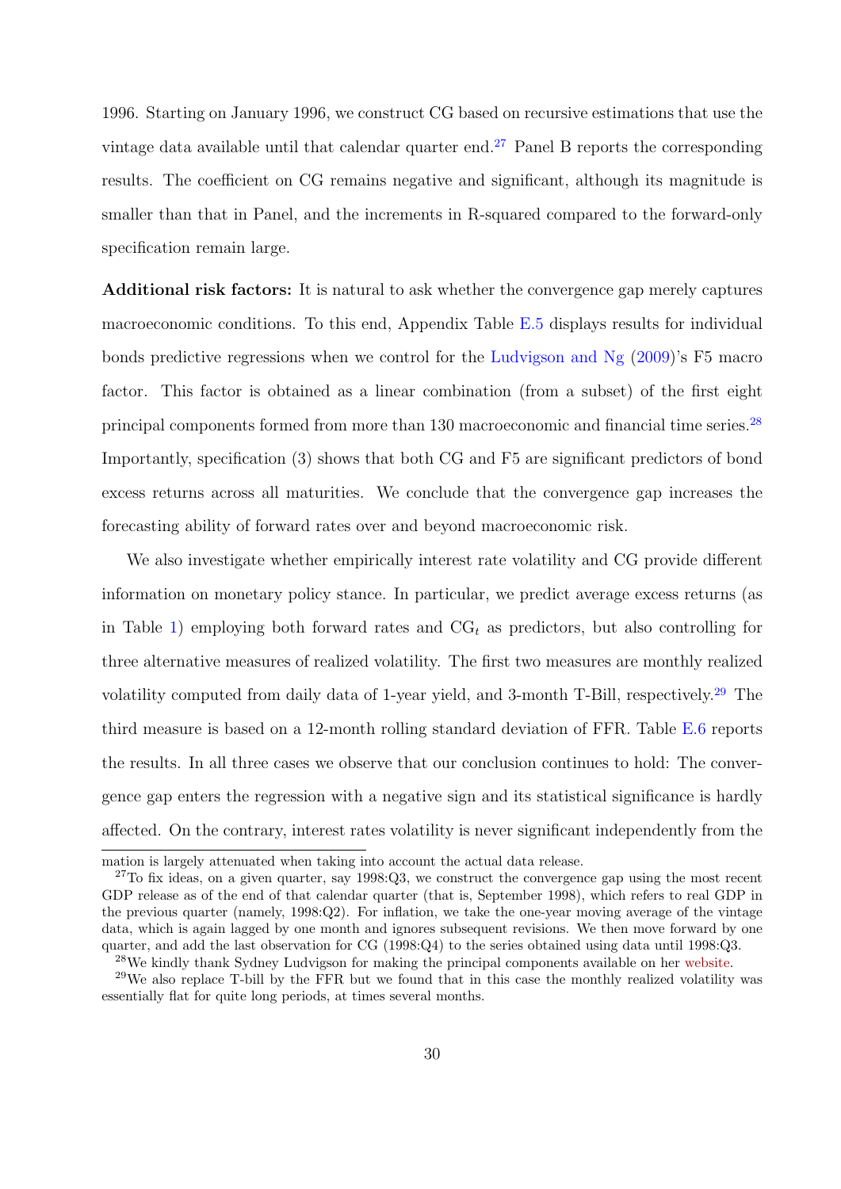1996. Starting on January 1996, we construct CG based on recursive estimations that use the vintage data available until that calendar quarter end.[27] Panel B reports the corresponding results. The coefficient on CG remains negative and significant, although its magnitude is smaller than that in Panel, and the increments in R-squared compared to the forward-only specification remain large.

**Additional risk factors:** It is natural to ask whether the convergence gap merely captures macroeconomic conditions. To this end, Appendix Table E.5 displays results for individual bonds predictive regressions when we control for the Ludvigson and Ng (2009)'s F5 macro factor. This factor is obtained as a linear combination (from a subset) of the first eight principal components formed from more than 130 macroeconomic and financial time series.[28] Importantly, specification (3) shows that both CG and F5 are significant predictors of bond excess returns across all maturities. We conclude that the convergence gap increases the forecasting ability of forward rates over and beyond macroeconomic risk.

We also investigate whether empirically interest rate volatility and CG provide different information on monetary policy stance. In particular, we predict average excess returns (as in Table 1) employing both forward rates and $CG_t$ as predictors, but also controlling for three alternative measures of realized volatility. The first two measures are monthly realized volatility computed from daily data of 1-year yield, and 3-month T-Bill, respectively.[29] The third measure is based on a 12-month rolling standard deviation of FFR. Table E.6 reports the results. In all three cases we observe that our conclusion continues to hold: The convergence gap enters the regression with a negative sign and its statistical significance is hardly affected. On the contrary, interest rates volatility is never significant independently from the

---

mation is largely attenuated when taking into account the actual data release.

[27] To fix ideas, on a given quarter, say 1998:Q3, we construct the convergence gap using the most recent GDP release as of the end of that calendar quarter (that is, September 1998), which refers to real GDP in the previous quarter (namely, 1998:Q2). For inflation, we take the one-year moving average of the vintage data, which is again lagged by one month and ignores subsequent revisions. We then move forward by one quarter, and add the last observation for CG (1998:Q4) to the series obtained using data until 1998:Q3.

[28] We kindly thank Sydney Ludvigson for making the principal components available on her website.

[29] We also replace T-bill by the FFR but we found that in this case the monthly realized volatility was essentially flat for quite long periods, at times several months.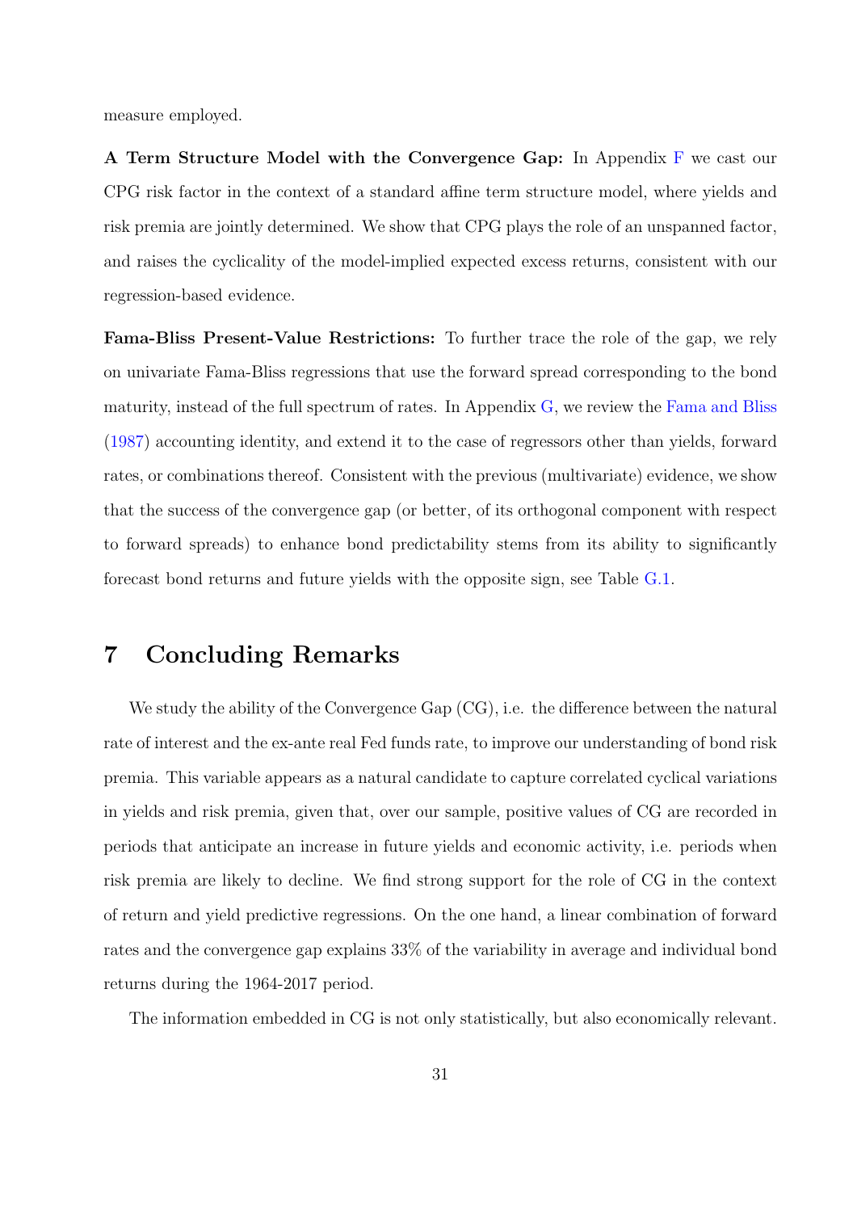measure employed.

**A Term Structure Model with the Convergence Gap:** In Appendix F we cast our CPG risk factor in the context of a standard affine term structure model, where yields and risk premia are jointly determined. We show that CPG plays the role of an unspanned factor, and raises the cyclicality of the model-implied expected excess returns, consistent with our regression-based evidence.

**Fama-Bliss Present-Value Restrictions:** To further trace the role of the gap, we rely on univariate Fama-Bliss regressions that use the forward spread corresponding to the bond maturity, instead of the full spectrum of rates. In Appendix G, we review the Fama and Bliss (1987) accounting identity, and extend it to the case of regressors other than yields, forward rates, or combinations thereof. Consistent with the previous (multivariate) evidence, we show that the success of the convergence gap (or better, of its orthogonal component with respect to forward spreads) to enhance bond predictability stems from its ability to significantly forecast bond returns and future yields with the opposite sign, see Table G.1.

# 7 Concluding Remarks

We study the ability of the Convergence Gap (CG), i.e. the difference between the natural rate of interest and the ex-ante real Fed funds rate, to improve our understanding of bond risk premia. This variable appears as a natural candidate to capture correlated cyclical variations in yields and risk premia, given that, over our sample, positive values of CG are recorded in periods that anticipate an increase in future yields and economic activity, i.e. periods when risk premia are likely to decline. We find strong support for the role of CG in the context of return and yield predictive regressions. On the one hand, a linear combination of forward rates and the convergence gap explains 33% of the variability in average and individual bond returns during the 1964-2017 period.

The information embedded in CG is not only statistically, but also economically relevant.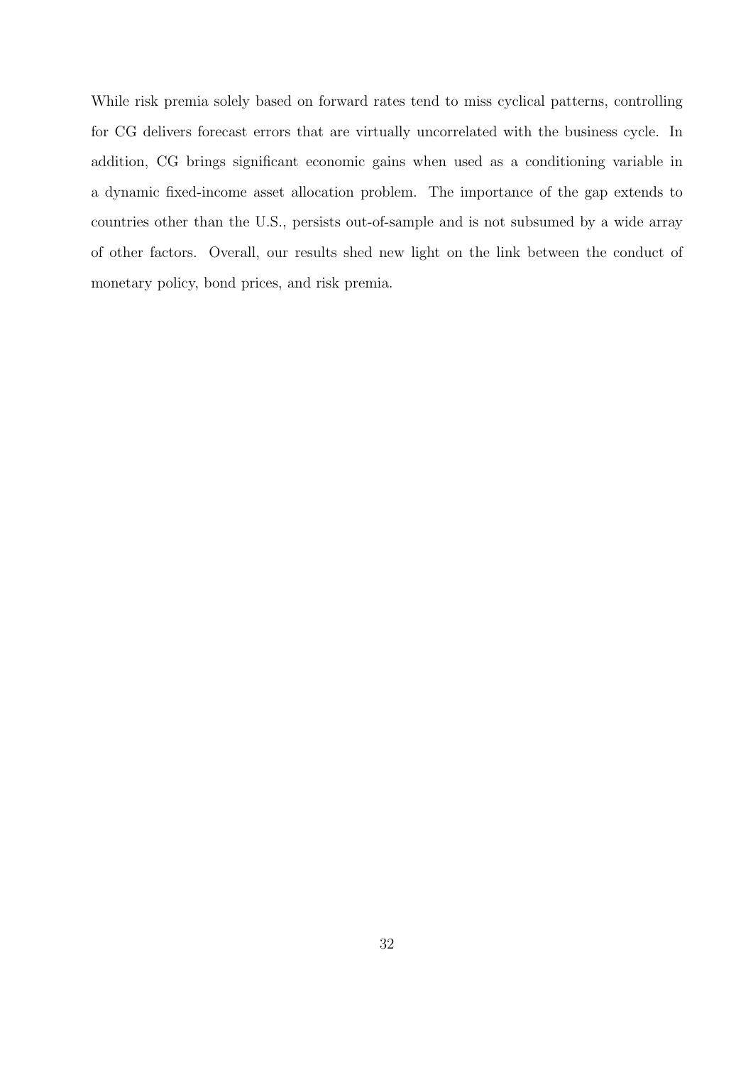While risk premia solely based on forward rates tend to miss cyclical patterns, controlling for CG delivers forecast errors that are virtually uncorrelated with the business cycle. In addition, CG brings significant economic gains when used as a conditioning variable in a dynamic fixed-income asset allocation problem. The importance of the gap extends to countries other than the U.S., persists out-of-sample and is not subsumed by a wide array of other factors. Overall, our results shed new light on the link between the conduct of monetary policy, bond prices, and risk premia.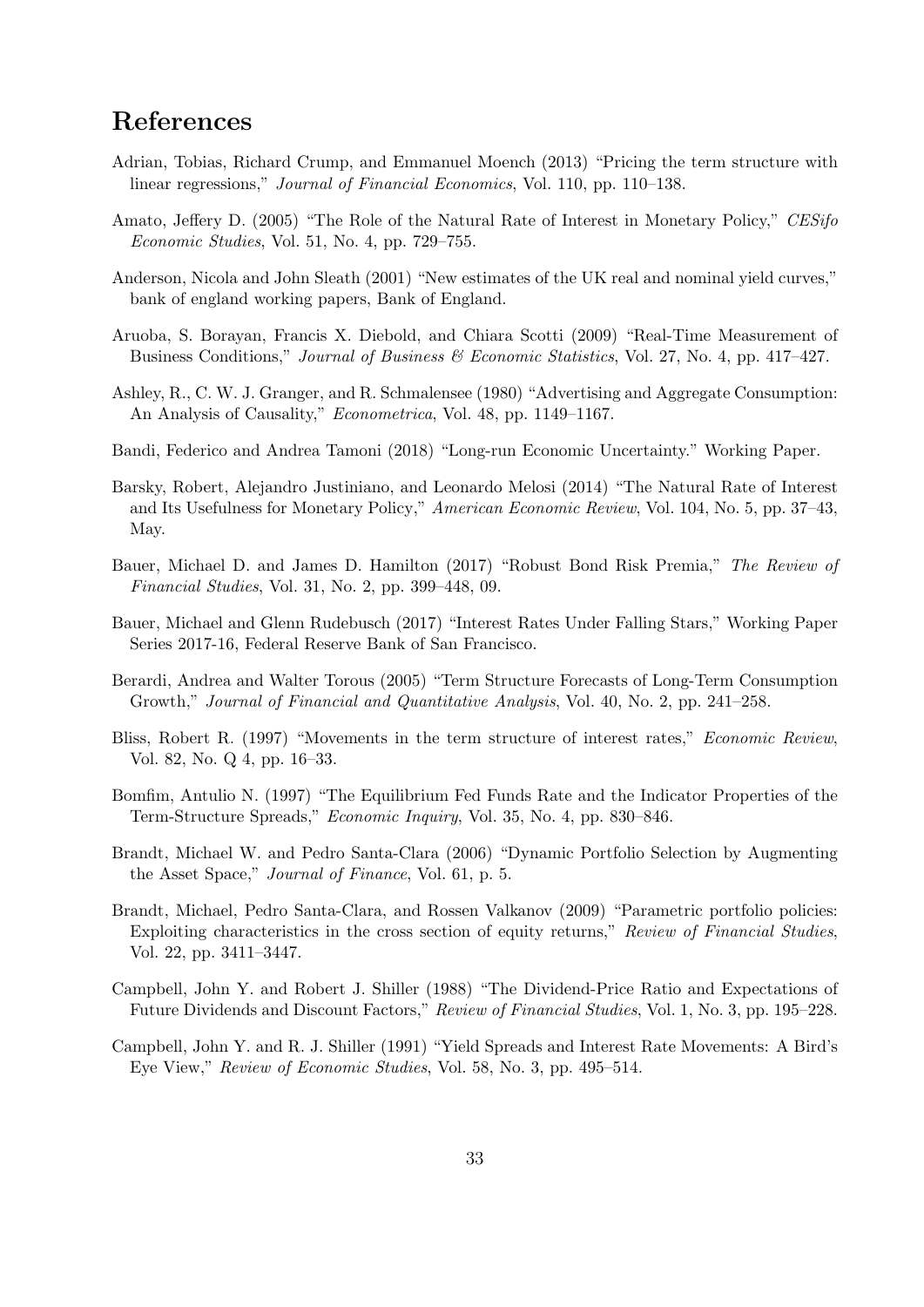# References

Adrian, Tobias, Richard Crump, and Emmanuel Moench (2013) "Pricing the term structure with linear regressions," *Journal of Financial Economics*, Vol. 110, pp. 110–138.

Amato, Jeffery D. (2005) "The Role of the Natural Rate of Interest in Monetary Policy," *CESifo Economic Studies*, Vol. 51, No. 4, pp. 729–755.

Anderson, Nicola and John Sleath (2001) "New estimates of the UK real and nominal yield curves," bank of england working papers, Bank of England.

Aruoba, S. Borayan, Francis X. Diebold, and Chiara Scotti (2009) "Real-Time Measurement of Business Conditions," *Journal of Business & Economic Statistics*, Vol. 27, No. 4, pp. 417–427.

Ashley, R., C. W. J. Granger, and R. Schmalensee (1980) "Advertising and Aggregate Consumption: An Analysis of Causality," *Econometrica*, Vol. 48, pp. 1149–1167.

Bandi, Federico and Andrea Tamoni (2018) "Long-run Economic Uncertainty." Working Paper.

Barsky, Robert, Alejandro Justiniano, and Leonardo Melosi (2014) "The Natural Rate of Interest and Its Usefulness for Monetary Policy," *American Economic Review*, Vol. 104, No. 5, pp. 37–43, May.

Bauer, Michael D. and James D. Hamilton (2017) "Robust Bond Risk Premia," *The Review of Financial Studies*, Vol. 31, No. 2, pp. 399–448, 09.

Bauer, Michael and Glenn Rudebusch (2017) "Interest Rates Under Falling Stars," Working Paper Series 2017-16, Federal Reserve Bank of San Francisco.

Berardi, Andrea and Walter Torous (2005) "Term Structure Forecasts of Long-Term Consumption Growth," *Journal of Financial and Quantitative Analysis*, Vol. 40, No. 2, pp. 241–258.

Bliss, Robert R. (1997) "Movements in the term structure of interest rates," *Economic Review*, Vol. 82, No. Q 4, pp. 16–33.

Bomfim, Antulio N. (1997) "The Equilibrium Fed Funds Rate and the Indicator Properties of the Term-Structure Spreads," *Economic Inquiry*, Vol. 35, No. 4, pp. 830–846.

Brandt, Michael W. and Pedro Santa-Clara (2006) "Dynamic Portfolio Selection by Augmenting the Asset Space," *Journal of Finance*, Vol. 61, p. 5.

Brandt, Michael, Pedro Santa-Clara, and Rossen Valkanov (2009) "Parametric portfolio policies: Exploiting characteristics in the cross section of equity returns," *Review of Financial Studies*, Vol. 22, pp. 3411–3447.

Campbell, John Y. and Robert J. Shiller (1988) "The Dividend-Price Ratio and Expectations of Future Dividends and Discount Factors," *Review of Financial Studies*, Vol. 1, No. 3, pp. 195–228.

Campbell, John Y. and R. J. Shiller (1991) "Yield Spreads and Interest Rate Movements: A Bird's Eye View," *Review of Economic Studies*, Vol. 58, No. 3, pp. 495–514.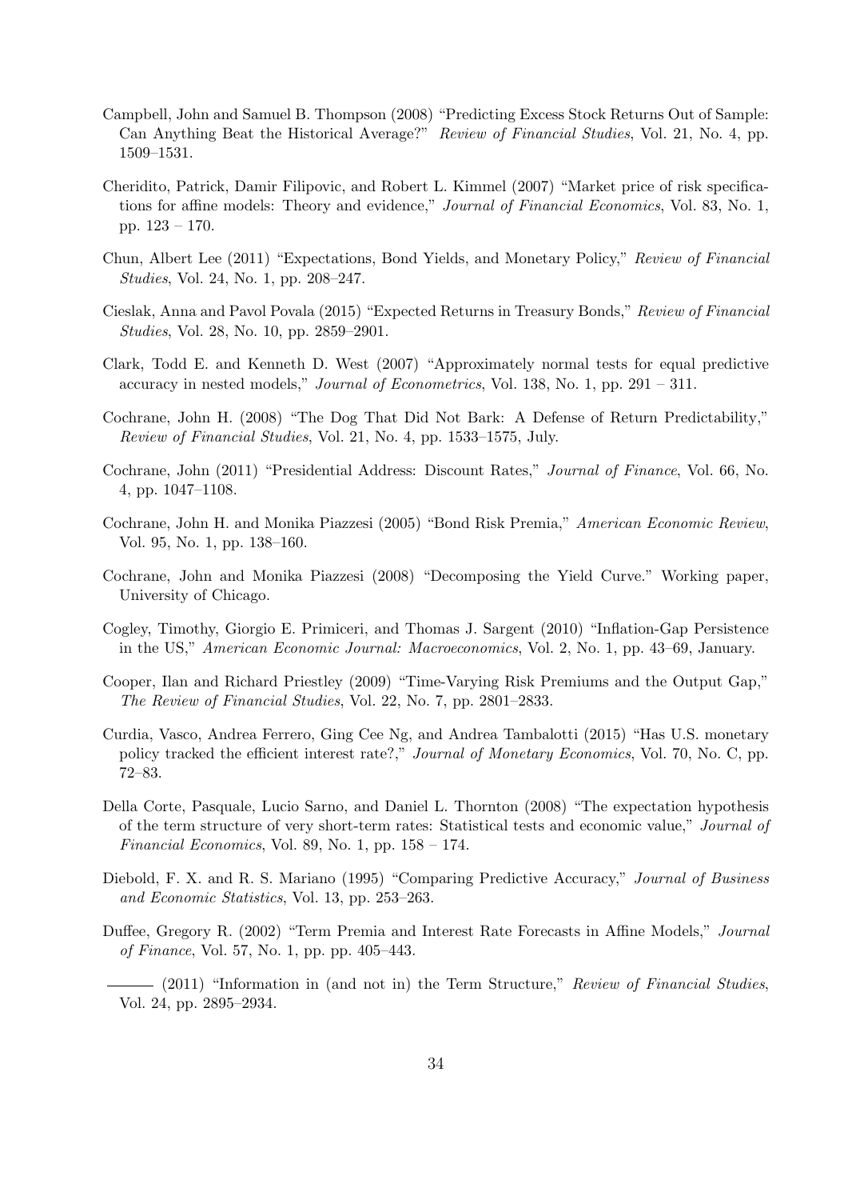Campbell, John and Samuel B. Thompson (2008) "Predicting Excess Stock Returns Out of Sample: Can Anything Beat the Historical Average?" *Review of Financial Studies*, Vol. 21, No. 4, pp. 1509–1531.

Cheridito, Patrick, Damir Filipovic, and Robert L. Kimmel (2007) "Market price of risk specifications for affine models: Theory and evidence," *Journal of Financial Economics*, Vol. 83, No. 1, pp. 123 – 170.

Chun, Albert Lee (2011) "Expectations, Bond Yields, and Monetary Policy," *Review of Financial Studies*, Vol. 24, No. 1, pp. 208–247.

Cieslak, Anna and Pavol Povala (2015) "Expected Returns in Treasury Bonds," *Review of Financial Studies*, Vol. 28, No. 10, pp. 2859–2901.

Clark, Todd E. and Kenneth D. West (2007) "Approximately normal tests for equal predictive accuracy in nested models," *Journal of Econometrics*, Vol. 138, No. 1, pp. 291 – 311.

Cochrane, John H. (2008) "The Dog That Did Not Bark: A Defense of Return Predictability," *Review of Financial Studies*, Vol. 21, No. 4, pp. 1533–1575, July.

Cochrane, John (2011) "Presidential Address: Discount Rates," *Journal of Finance*, Vol. 66, No. 4, pp. 1047–1108.

Cochrane, John H. and Monika Piazzesi (2005) "Bond Risk Premia," *American Economic Review*, Vol. 95, No. 1, pp. 138–160.

Cochrane, John and Monika Piazzesi (2008) "Decomposing the Yield Curve." Working paper, University of Chicago.

Cogley, Timothy, Giorgio E. Primiceri, and Thomas J. Sargent (2010) "Inflation-Gap Persistence in the US," *American Economic Journal: Macroeconomics*, Vol. 2, No. 1, pp. 43–69, January.

Cooper, Ilan and Richard Priestley (2009) "Time-Varying Risk Premiums and the Output Gap," *The Review of Financial Studies*, Vol. 22, No. 7, pp. 2801–2833.

Curdia, Vasco, Andrea Ferrero, Ging Cee Ng, and Andrea Tambalotti (2015) "Has U.S. monetary policy tracked the efficient interest rate?," *Journal of Monetary Economics*, Vol. 70, No. C, pp. 72–83.

Della Corte, Pasquale, Lucio Sarno, and Daniel L. Thornton (2008) "The expectation hypothesis of the term structure of very short-term rates: Statistical tests and economic value," *Journal of Financial Economics*, Vol. 89, No. 1, pp. 158 – 174.

Diebold, F. X. and R. S. Mariano (1995) "Comparing Predictive Accuracy," *Journal of Business and Economic Statistics*, Vol. 13, pp. 253–263.

Duffee, Gregory R. (2002) "Term Premia and Interest Rate Forecasts in Affine Models," *Journal of Finance*, Vol. 57, No. 1, pp. pp. 405–443.

——— (2011) "Information in (and not in) the Term Structure," *Review of Financial Studies*, Vol. 24, pp. 2895–2934.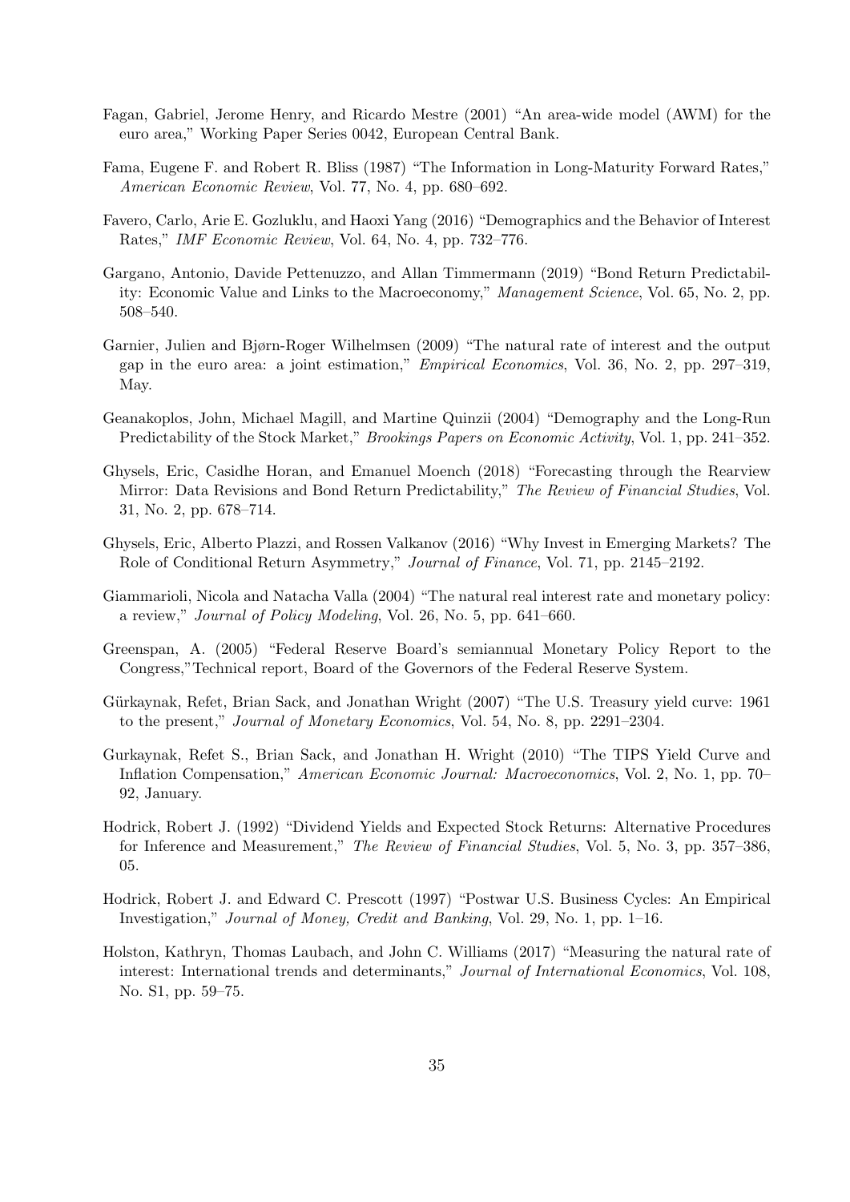Fagan, Gabriel, Jerome Henry, and Ricardo Mestre (2001) "An area-wide model (AWM) for the euro area," Working Paper Series 0042, European Central Bank.

Fama, Eugene F. and Robert R. Bliss (1987) "The Information in Long-Maturity Forward Rates," *American Economic Review*, Vol. 77, No. 4, pp. 680–692.

Favero, Carlo, Arie E. Gozluklu, and Haoxi Yang (2016) "Demographics and the Behavior of Interest Rates," *IMF Economic Review*, Vol. 64, No. 4, pp. 732–776.

Gargano, Antonio, Davide Pettenuzzo, and Allan Timmermann (2019) "Bond Return Predictability: Economic Value and Links to the Macroeconomy," *Management Science*, Vol. 65, No. 2, pp. 508–540.

Garnier, Julien and Bjørn-Roger Wilhelmsen (2009) "The natural rate of interest and the output gap in the euro area: a joint estimation," *Empirical Economics*, Vol. 36, No. 2, pp. 297–319, May.

Geanakoplos, John, Michael Magill, and Martine Quinzii (2004) "Demography and the Long-Run Predictability of the Stock Market," *Brookings Papers on Economic Activity*, Vol. 1, pp. 241–352.

Ghysels, Eric, Casidhe Horan, and Emanuel Moench (2018) "Forecasting through the Rearview Mirror: Data Revisions and Bond Return Predictability," *The Review of Financial Studies*, Vol. 31, No. 2, pp. 678–714.

Ghysels, Eric, Alberto Plazzi, and Rossen Valkanov (2016) "Why Invest in Emerging Markets? The Role of Conditional Return Asymmetry," *Journal of Finance*, Vol. 71, pp. 2145–2192.

Giammarioli, Nicola and Natacha Valla (2004) "The natural real interest rate and monetary policy: a review," *Journal of Policy Modeling*, Vol. 26, No. 5, pp. 641–660.

Greenspan, A. (2005) "Federal Reserve Board's semiannual Monetary Policy Report to the Congress,"Technical report, Board of the Governors of the Federal Reserve System.

Gürkaynak, Refet, Brian Sack, and Jonathan Wright (2007) "The U.S. Treasury yield curve: 1961 to the present," *Journal of Monetary Economics*, Vol. 54, No. 8, pp. 2291–2304.

Gurkaynak, Refet S., Brian Sack, and Jonathan H. Wright (2010) "The TIPS Yield Curve and Inflation Compensation," *American Economic Journal: Macroeconomics*, Vol. 2, No. 1, pp. 70–92, January.

Hodrick, Robert J. (1992) "Dividend Yields and Expected Stock Returns: Alternative Procedures for Inference and Measurement," *The Review of Financial Studies*, Vol. 5, No. 3, pp. 357–386, 05.

Hodrick, Robert J. and Edward C. Prescott (1997) "Postwar U.S. Business Cycles: An Empirical Investigation," *Journal of Money, Credit and Banking*, Vol. 29, No. 1, pp. 1–16.

Holston, Kathryn, Thomas Laubach, and John C. Williams (2017) "Measuring the natural rate of interest: International trends and determinants," *Journal of International Economics*, Vol. 108, No. S1, pp. 59–75.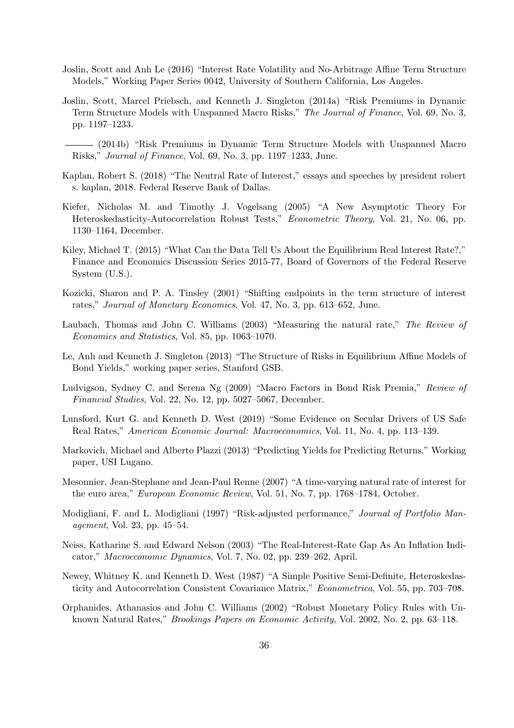Joslin, Scott and Anh Le (2016) "Interest Rate Volatility and No-Arbitrage Affine Term Structure Models," Working Paper Series 0042, University of Southern California, Los Angeles.

Joslin, Scott, Marcel Priebsch, and Kenneth J. Singleton (2014a) "Risk Premiums in Dynamic Term Structure Models with Unspanned Macro Risks," *The Journal of Finance*, Vol. 69, No. 3, pp. 1197–1233.

——— (2014b) "Risk Premiums in Dynamic Term Structure Models with Unspanned Macro Risks," *Journal of Finance*, Vol. 69, No. 3, pp. 1197–1233, June.

Kaplan, Robert S. (2018) "The Neutral Rate of Interest," essays and speeches by president robert s. kaplan, 2018. Federal Reserve Bank of Dallas.

Kiefer, Nicholas M. and Timothy J. Vogelsang (2005) "A New Asymptotic Theory For Heteroskedasticity-Autocorrelation Robust Tests," *Econometric Theory*, Vol. 21, No. 06, pp. 1130–1164, December.

Kiley, Michael T. (2015) "What Can the Data Tell Us About the Equilibrium Real Interest Rate?," Finance and Economics Discussion Series 2015-77, Board of Governors of the Federal Reserve System (U.S.).

Kozicki, Sharon and P. A. Tinsley (2001) "Shifting endpoints in the term structure of interest rates," *Journal of Monetary Economics*, Vol. 47, No. 3, pp. 613–652, June.

Laubach, Thomas and John C. Williams (2003) "Measuring the natural rate," *The Review of Economics and Statistics*, Vol. 85, pp. 1063–1070.

Le, Anh and Kenneth J. Singleton (2013) "The Structure of Risks in Equilibrium Affine Models of Bond Yields," working paper series, Stanford GSB.

Ludvigson, Sydney C. and Serena Ng (2009) "Macro Factors in Bond Risk Premia," *Review of Financial Studies*, Vol. 22, No. 12, pp. 5027–5067, December.

Lunsford, Kurt G. and Kenneth D. West (2019) "Some Evidence on Secular Drivers of US Safe Real Rates," *American Economic Journal: Macroeconomics*, Vol. 11, No. 4, pp. 113–139.

Markovich, Michael and Alberto Plazzi (2013) "Predicting Yields for Predicting Returns." Working paper, USI Lugano.

Mesonnier, Jean-Stephane and Jean-Paul Renne (2007) "A time-varying natural rate of interest for the euro area," *European Economic Review*, Vol. 51, No. 7, pp. 1768–1784, October.

Modigliani, F. and L. Modigliani (1997) "Risk-adjusted performance," *Journal of Portfolio Management*, Vol. 23, pp. 45–54.

Neiss, Katharine S. and Edward Nelson (2003) "The Real-Interest-Rate Gap As An Inflation Indicator," *Macroeconomic Dynamics*, Vol. 7, No. 02, pp. 239–262, April.

Newey, Whitney K. and Kenneth D. West (1987) "A Simple Positive Semi-Definite, Heteroskedasticity and Autocorrelation Consistent Covariance Matrix," *Econometrica*, Vol. 55, pp. 703–708.

Orphanides, Athanasios and John C. Williams (2002) "Robust Monetary Policy Rules with Unknown Natural Rates," *Brookings Papers on Economic Activity*, Vol. 2002, No. 2, pp. 63–118.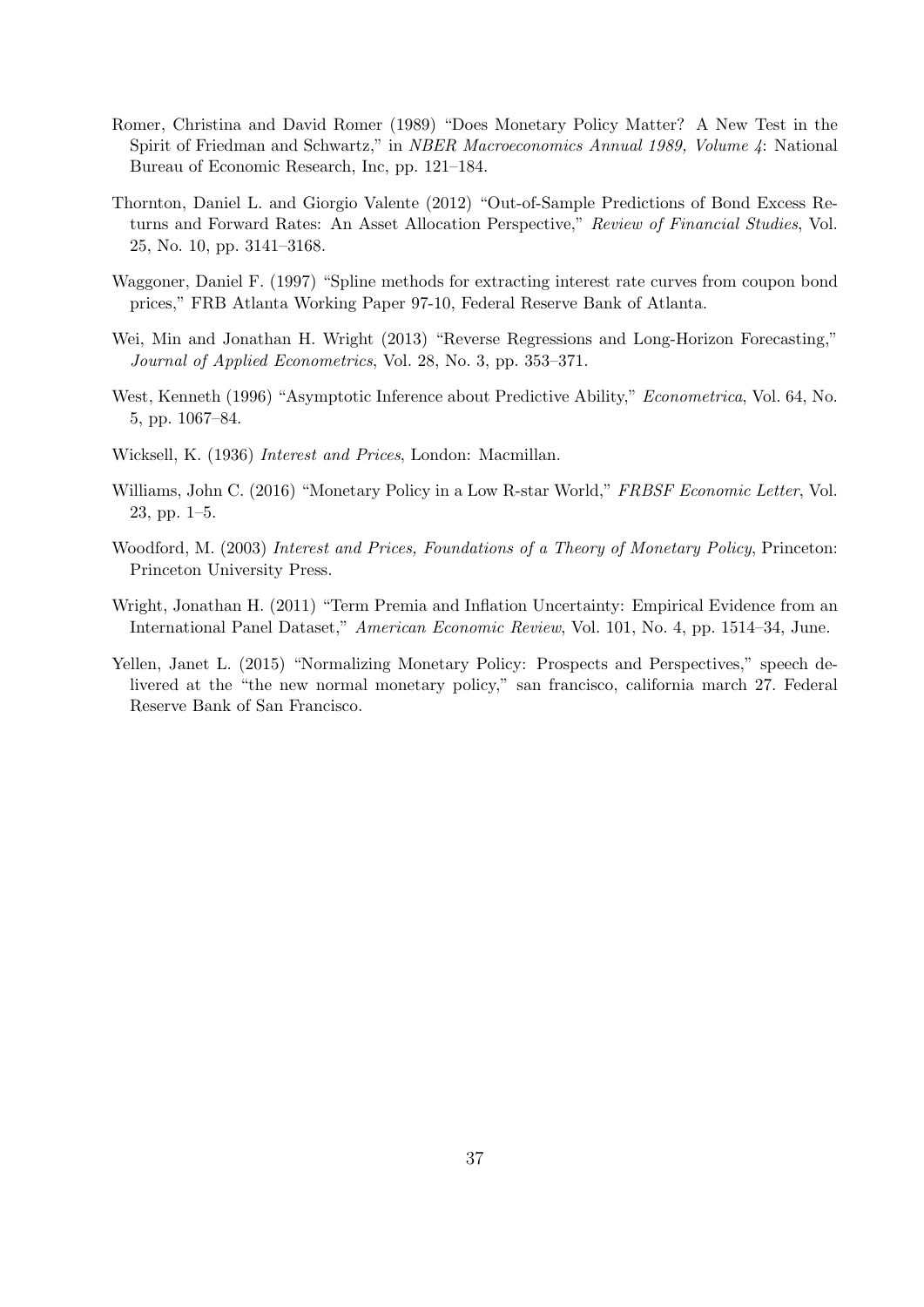Romer, Christina and David Romer (1989) "Does Monetary Policy Matter? A New Test in the Spirit of Friedman and Schwartz," in *NBER Macroeconomics Annual 1989, Volume 4*: National Bureau of Economic Research, Inc, pp. 121–184.

Thornton, Daniel L. and Giorgio Valente (2012) "Out-of-Sample Predictions of Bond Excess Returns and Forward Rates: An Asset Allocation Perspective," *Review of Financial Studies*, Vol. 25, No. 10, pp. 3141–3168.

Waggoner, Daniel F. (1997) "Spline methods for extracting interest rate curves from coupon bond prices," FRB Atlanta Working Paper 97-10, Federal Reserve Bank of Atlanta.

Wei, Min and Jonathan H. Wright (2013) "Reverse Regressions and Long-Horizon Forecasting," *Journal of Applied Econometrics*, Vol. 28, No. 3, pp. 353–371.

West, Kenneth (1996) "Asymptotic Inference about Predictive Ability," *Econometrica*, Vol. 64, No. 5, pp. 1067–84.

Wicksell, K. (1936) *Interest and Prices*, London: Macmillan.

Williams, John C. (2016) "Monetary Policy in a Low R-star World," *FRBSF Economic Letter*, Vol. 23, pp. 1–5.

Woodford, M. (2003) *Interest and Prices, Foundations of a Theory of Monetary Policy*, Princeton: Princeton University Press.

Wright, Jonathan H. (2011) "Term Premia and Inflation Uncertainty: Empirical Evidence from an International Panel Dataset," *American Economic Review*, Vol. 101, No. 4, pp. 1514–34, June.

Yellen, Janet L. (2015) "Normalizing Monetary Policy: Prospects and Perspectives," speech delivered at the "the new normal monetary policy," san francisco, california march 27. Federal Reserve Bank of San Francisco.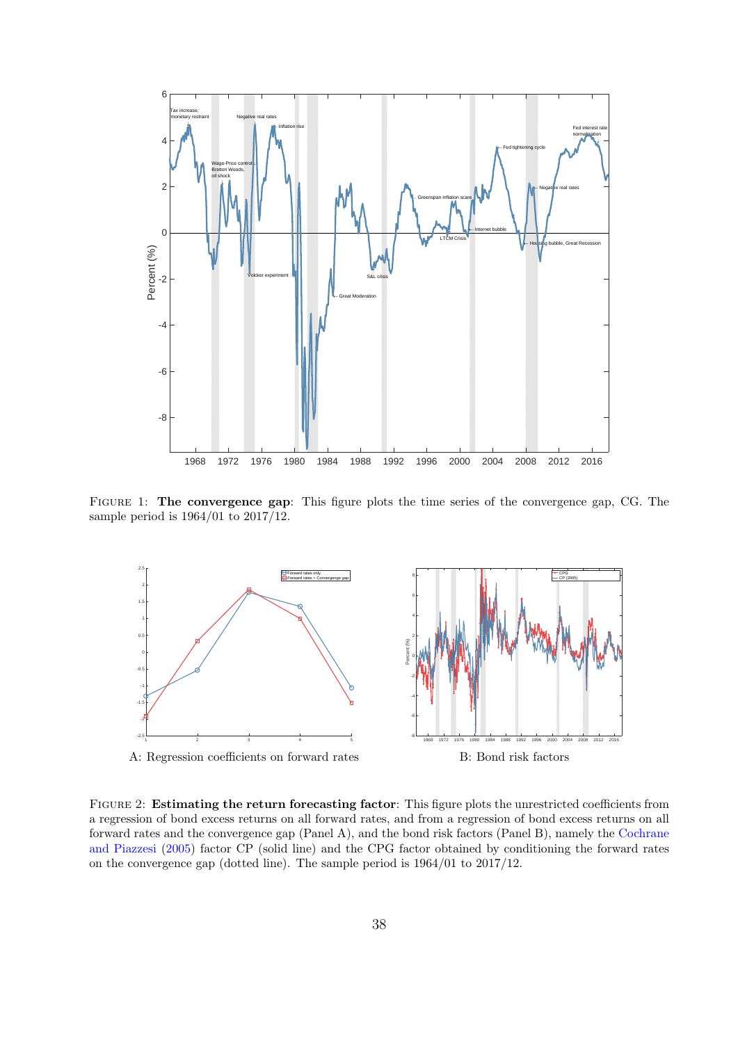FIGURE 1: **The convergence gap**: This figure plots the time series of the convergence gap, CG. The sample period is 1964/01 to 2017/12.

A: Regression coefficients on forward rates

B: Bond risk factors

FIGURE 2: **Estimating the return forecasting factor**: This figure plots the unrestricted coefficients from a regression of bond excess returns on all forward rates, and from a regression of bond excess returns on all forward rates and the convergence gap (Panel A), and the bond risk factors (Panel B), namely the Cochrane and Piazzesi (2005) factor CP (solid line) and the CPG factor obtained by conditioning the forward rates on the convergence gap (dotted line). The sample period is 1964/01 to 2017/12.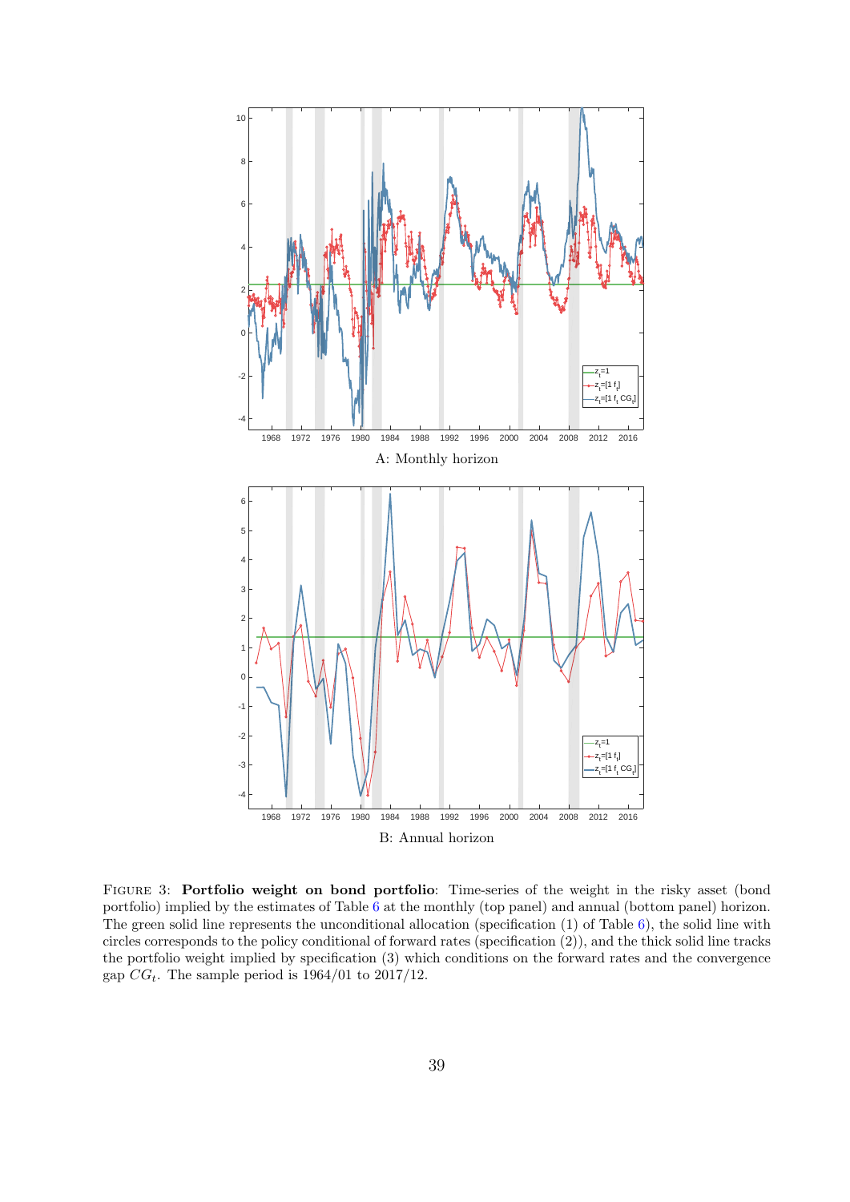A: Monthly horizon

B: Annual horizon

FIGURE 3: **Portfolio weight on bond portfolio**: Time-series of the weight in the risky asset (bond portfolio) implied by the estimates of Table 6 at the monthly (top panel) and annual (bottom panel) horizon. The green solid line represents the unconditional allocation (specification (1) of Table 6), the solid line with circles corresponds to the policy conditional of forward rates (specification (2)), and the thick solid line tracks the portfolio weight implied by specification (3) which conditions on the forward rates and the convergence gap $CG_t$. The sample period is 1964/01 to 2017/12.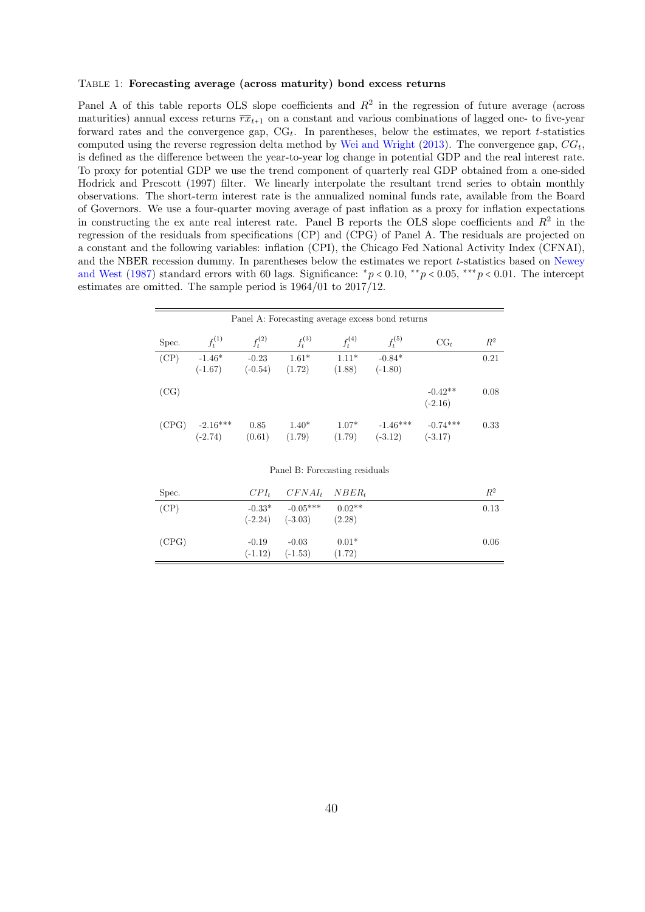Table 1: **Forecasting average (across maturity) bond excess returns**

Panel A of this table reports OLS slope coefficients and $R^2$ in the regression of future average (across maturities) annual excess returns $\overline{rx}_{t+1}$ on a constant and various combinations of lagged one- to five-year forward rates and the convergence gap, $\text{CG}_t$. In parentheses, below the estimates, we report $t$-statistics computed using the reverse regression delta method by Wei and Wright (2013). The convergence gap, $CG_t$, is defined as the difference between the year-to-year log change in potential GDP and the real interest rate. To proxy for potential GDP we use the trend component of quarterly real GDP obtained from a one-sided Hodrick and Prescott (1997) filter. We linearly interpolate the resultant trend series to obtain monthly observations. The short-term interest rate is the annualized nominal funds rate, available from the Board of Governors. We use a four-quarter moving average of past inflation as a proxy for inflation expectations in constructing the ex ante real interest rate. Panel B reports the OLS slope coefficients and $R^2$ in the regression of the residuals from specifications (CP) and (CPG) of Panel A. The residuals are projected on a constant and the following variables: inflation (CPI), the Chicago Fed National Activity Index (CFNAI), and the NBER recession dummy. In parentheses below the estimates we report $t$-statistics based on Newey and West (1987) standard errors with 60 lags. Significance: $^{*}p < 0.10$, $^{**}p < 0.05$, $^{***}p < 0.01$. The intercept estimates are omitted. The sample period is 1964/01 to 2017/12.

Panel A: Forecasting average excess bond returns

| Spec. | $f_t^{(1)}$ | $f_t^{(2)}$ | $f_t^{(3)}$ | $f_t^{(4)}$ | $f_t^{(5)}$ | $\text{CG}_t$ | $R^2$ |
|---|---|---|---|---|---|---|---|
| (CP) | -1.46* | -0.23 | 1.61* | 1.11* | -0.84* | | 0.21 |
| | (-1.67) | (-0.54) | (1.72) | (1.88) | (-1.80) | | |
| (CG) | | | | | | -0.42** | 0.08 |
| | | | | | | (-2.16) | |
| (CPG) | -2.16*** | 0.85 | 1.40* | 1.07* | -1.46*** | -0.74*** | 0.33 |
| | (-2.74) | (0.61) | (1.79) | (1.79) | (-3.12) | (-3.17) | |

Panel B: Forecasting residuals

| Spec. | $CPI_t$ | $CFNAI_t$ | $NBER_t$ | $R^2$ |
|---|---|---|---|---|
| (CP) | -0.33* | -0.05*** | 0.02** | 0.13 |
| | (-2.24) | (-3.03) | (2.28) | |
| (CPG) | -0.19 | -0.03 | 0.01* | 0.06 |
| | (-1.12) | (-1.53) | (1.72) | |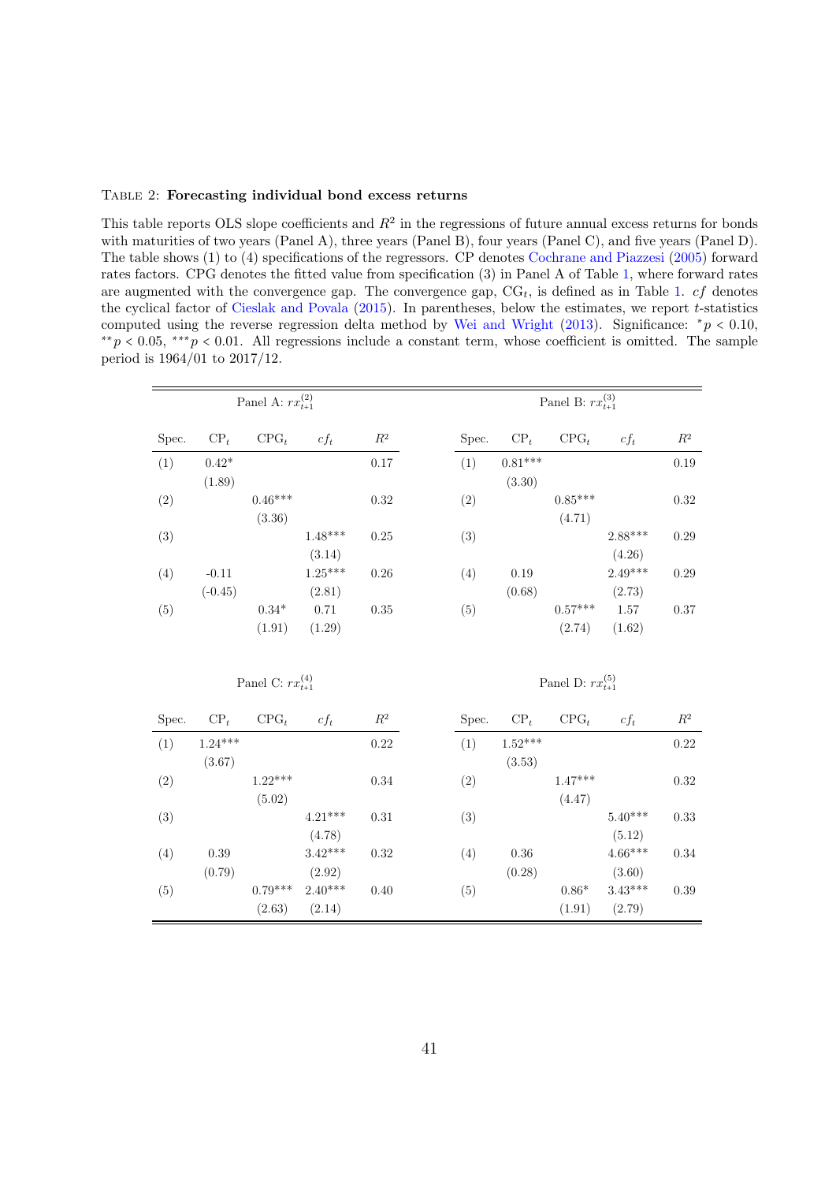Table 2: **Forecasting individual bond excess returns**

This table reports OLS slope coefficients and $R^2$ in the regressions of future annual excess returns for bonds with maturities of two years (Panel A), three years (Panel B), four years (Panel C), and five years (Panel D). The table shows (1) to (4) specifications of the regressors. CP denotes Cochrane and Piazzesi (2005) forward rates factors. CPG denotes the fitted value from specification (3) in Panel A of Table 1, where forward rates are augmented with the convergence gap. The convergence gap, $\text{CG}_t$, is defined as in Table 1. $cf$ denotes the cyclical factor of Cieslak and Povala (2015). In parentheses, below the estimates, we report $t$-statistics computed using the reverse regression delta method by Wei and Wright (2013). Significance: $^{*}p < 0.10$, $^{**}p < 0.05$, $^{***}p < 0.01$. All regressions include a constant term, whose coefficient is omitted. The sample period is 1964/01 to 2017/12.

| Panel A: $rx_{t+1}^{(2)}$ | | | | | Panel B: $rx_{t+1}^{(3)}$ | | | | |
|---|---|---|---|---|---|---|---|---|---|
| Spec. | $\text{CP}_t$ | $\text{CPG}_t$ | $cf_t$ | $R^2$ | Spec. | $\text{CP}_t$ | $\text{CPG}_t$ | $cf_t$ | $R^2$ |
| (1) | 0.42* | | | 0.17 | (1) | 0.81*** | | | 0.19 |
| | (1.89) | | | | | (3.30) | | | |
| (2) | | 0.46*** | | 0.32 | (2) | | 0.85*** | | 0.32 |
| | | (3.36) | | | | | (4.71) | | |
| (3) | | | 1.48*** | 0.25 | (3) | | | 2.88*** | 0.29 |
| | | | (3.14) | | | | | (4.26) | |
| (4) | -0.11 | | 1.25*** | 0.26 | (4) | 0.19 | | 2.49*** | 0.29 |
| | (-0.45) | | (2.81) | | | (0.68) | | (2.73) | |
| (5) | | 0.34* | 0.71 | 0.35 | (5) | | 0.57*** | 1.57 | 0.37 |
| | | (1.91) | (1.29) | | | | (2.74) | (1.62) | |

| Panel C: $rx_{t+1}^{(4)}$ | | | | | Panel D: $rx_{t+1}^{(5)}$ | | | | |
|---|---|---|---|---|---|---|---|---|---|
| Spec. | $\text{CP}_t$ | $\text{CPG}_t$ | $cf_t$ | $R^2$ | Spec. | $\text{CP}_t$ | $\text{CPG}_t$ | $cf_t$ | $R^2$ |
| (1) | 1.24*** | | | 0.22 | (1) | 1.52*** | | | 0.22 |
| | (3.67) | | | | | (3.53) | | | |
| (2) | | 1.22*** | | 0.34 | (2) | | 1.47*** | | 0.32 |
| | | (5.02) | | | | | (4.47) | | |
| (3) | | | 4.21*** | 0.31 | (3) | | | 5.40*** | 0.33 |
| | | | (4.78) | | | | | (5.12) | |
| (4) | 0.39 | | 3.42*** | 0.32 | (4) | 0.36 | | 4.66*** | 0.34 |
| | (0.79) | | (2.92) | | | (0.28) | | (3.60) | |
| (5) | | 0.79*** | 2.40*** | 0.40 | (5) | | 0.86* | 3.43*** | 0.39 |
| | | (2.63) | (2.14) | | | | (1.91) | (2.79) | |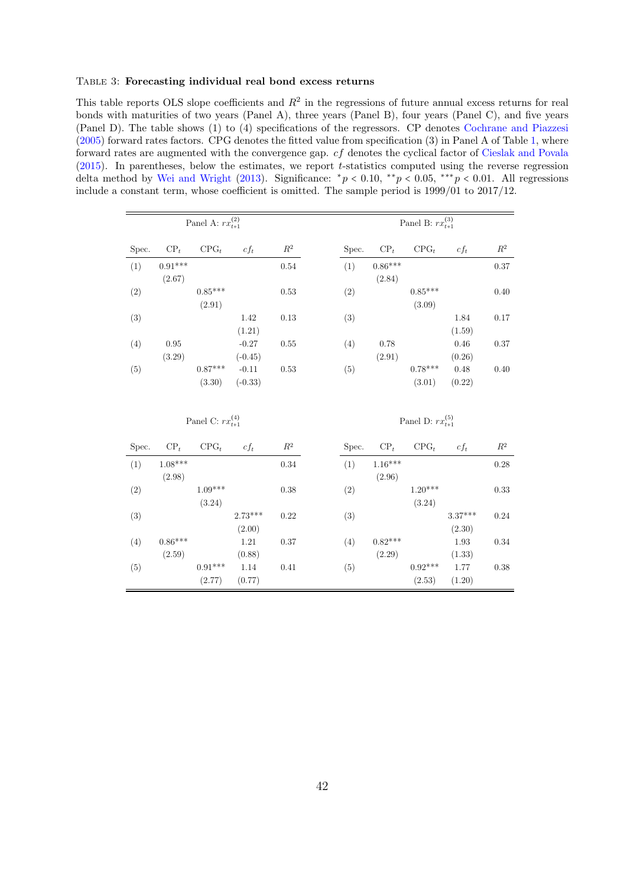Table 3: **Forecasting individual real bond excess returns**

This table reports OLS slope coefficients and $R^2$ in the regressions of future annual excess returns for real bonds with maturities of two years (Panel A), three years (Panel B), four years (Panel C), and five years (Panel D). The table shows (1) to (4) specifications of the regressors. CP denotes Cochrane and Piazzesi (2005) forward rates factors. CPG denotes the fitted value from specification (3) in Panel A of Table 1, where forward rates are augmented with the convergence gap. $cf$ denotes the cyclical factor of Cieslak and Povala (2015). In parentheses, below the estimates, we report $t$-statistics computed using the reverse regression delta method by Wei and Wright (2013). Significance: $^{*}p < 0.10$, $^{**}p < 0.05$, $^{***}p < 0.01$. All regressions include a constant term, whose coefficient is omitted. The sample period is 1999/01 to 2017/12.

| Panel A: $rx^{(2)}_{t+1}$ | | | | |
|---|---|---|---|---|
| Spec. | $\text{CP}_t$ | $\text{CPG}_t$ | $cf_t$ | $R^2$ |
| (1) | 0.91*** | | | 0.54 |
| | (2.67) | | | |
| (2) | | 0.85*** | | 0.53 |
| | | (2.91) | | |
| (3) | | | 1.42 | 0.13 |
| | | | (1.21) | |
| (4) | 0.95 | | -0.27 | 0.55 |
| | (3.29) | | (-0.45) | |
| (5) | | 0.87*** | -0.11 | 0.53 |
| | | (3.30) | (-0.33) | |

| Panel B: $rx^{(3)}_{t+1}$ | | | | |
|---|---|---|---|---|
| Spec. | $\text{CP}_t$ | $\text{CPG}_t$ | $cf_t$ | $R^2$ |
| (1) | 0.86*** | | | 0.37 |
| | (2.84) | | | |
| (2) | | 0.85*** | | 0.40 |
| | | (3.09) | | |
| (3) | | | 1.84 | 0.17 |
| | | | (1.59) | |
| (4) | 0.78 | | 0.46 | 0.37 |
| | (2.91) | | (0.26) | |
| (5) | | 0.78*** | 0.48 | 0.40 |
| | | (3.01) | (0.22) | |

| Panel C: $rx^{(4)}_{t+1}$ | | | | |
|---|---|---|---|---|
| Spec. | $\text{CP}_t$ | $\text{CPG}_t$ | $cf_t$ | $R^2$ |
| (1) | 1.08*** | | | 0.34 |
| | (2.98) | | | |
| (2) | | 1.09*** | | 0.38 |
| | | (3.24) | | |
| (3) | | | 2.73*** | 0.22 |
| | | | (2.00) | |
| (4) | 0.86*** | | 1.21 | 0.37 |
| | (2.59) | | (0.88) | |
| (5) | | 0.91*** | 1.14 | 0.41 |
| | | (2.77) | (0.77) | |

| Panel D: $rx^{(5)}_{t+1}$ | | | | |
|---|---|---|---|---|
| Spec. | $\text{CP}_t$ | $\text{CPG}_t$ | $cf_t$ | $R^2$ |
| (1) | 1.16*** | | | 0.28 |
| | (2.96) | | | |
| (2) | | 1.20*** | | 0.33 |
| | | (3.24) | | |
| (3) | | | 3.37*** | 0.24 |
| | | | (2.30) | |
| (4) | 0.82*** | | 1.93 | 0.34 |
| | (2.29) | | (1.33) | |
| (5) | | 0.92*** | 1.77 | 0.38 |
| | | (2.53) | (1.20) | |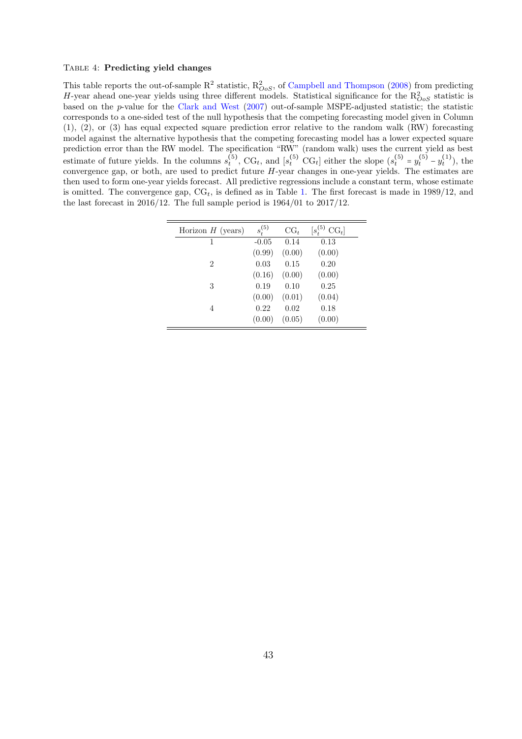TABLE 4: **Predicting yield changes**

This table reports the out-of-sample $R^2$ statistic, $R^2_{OoS}$, of Campbell and Thompson (2008) from predicting $H$-year ahead one-year yields using three different models. Statistical significance for the $R^2_{OoS}$ statistic is based on the $p$-value for the Clark and West (2007) out-of-sample MSPE-adjusted statistic; the statistic corresponds to a one-sided test of the null hypothesis that the competing forecasting model given in Column (1), (2), or (3) has equal expected square prediction error relative to the random walk (RW) forecasting model against the alternative hypothesis that the competing forecasting model has a lower expected square prediction error than the RW model. The specification "RW" (random walk) uses the current yield as best estimate of future yields. In the columns $s_t^{(5)}$, $\text{CG}_t$, and $[s_t^{(5)}\ \text{CG}_t]$ either the slope ($s_t^{(5)} = y_t^{(5)} - y_t^{(1)}$), the convergence gap, or both, are used to predict future $H$-year changes in one-year yields. The estimates are then used to form one-year yields forecast. All predictive regressions include a constant term, whose estimate is omitted. The convergence gap, $\text{CG}_t$, is defined as in Table 1. The first forecast is made in 1989/12, and the last forecast in 2016/12. The full sample period is 1964/01 to 2017/12.

| Horizon $H$ (years) | $s_t^{(5)}$ | $\text{CG}_t$ | $[s_t^{(5)}\ \text{CG}_t]$ |
|---|---|---|---|
| 1 | -0.05 | 0.14 | 0.13 |
| | (0.99) | (0.00) | (0.00) |
| 2 | 0.03 | 0.15 | 0.20 |
| | (0.16) | (0.00) | (0.00) |
| 3 | 0.19 | 0.10 | 0.25 |
| | (0.00) | (0.01) | (0.04) |
| 4 | 0.22 | 0.02 | 0.18 |
| | (0.00) | (0.05) | (0.00) |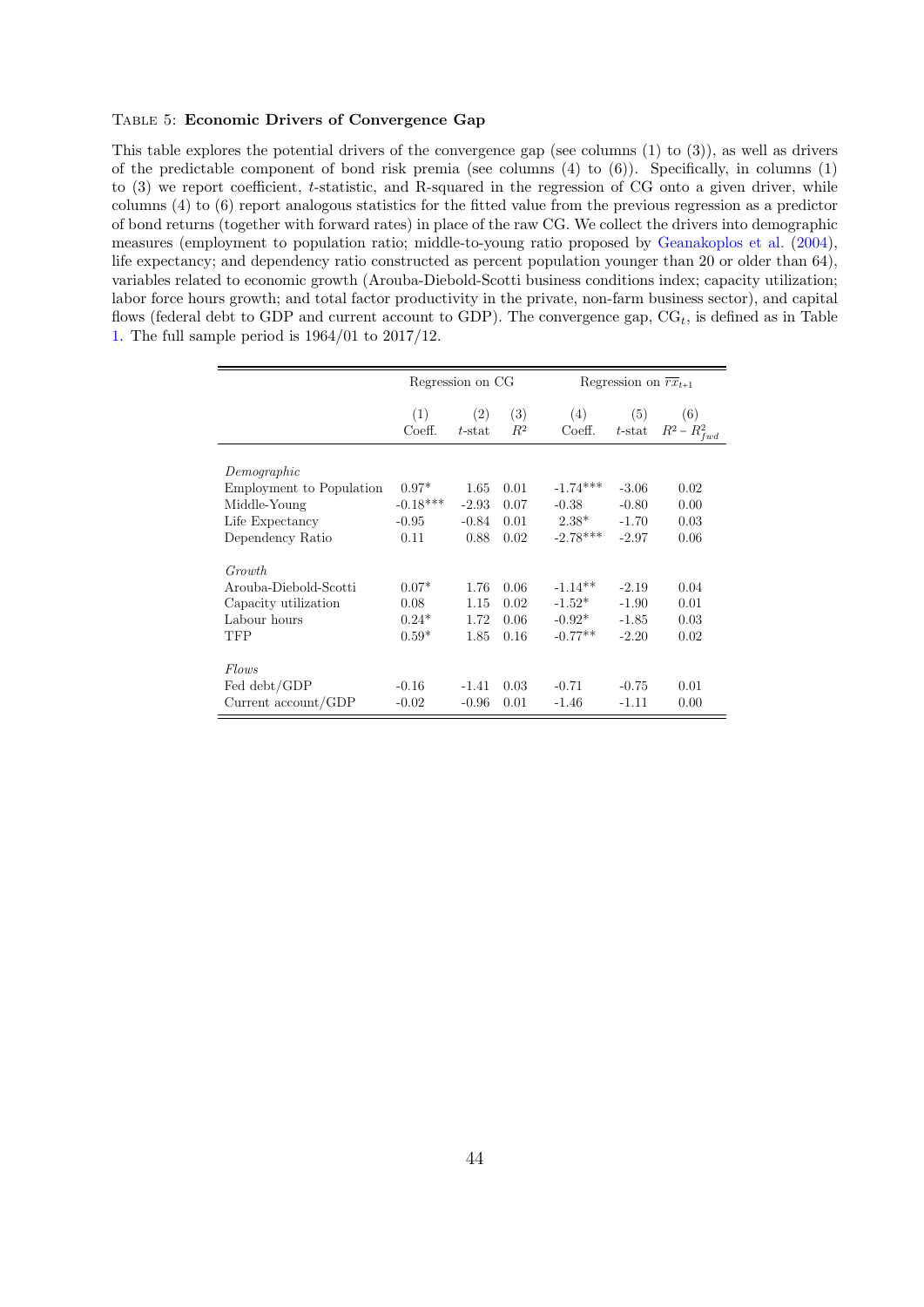Table 5: **Economic Drivers of Convergence Gap**

This table explores the potential drivers of the convergence gap (see columns (1) to (3)), as well as drivers of the predictable component of bond risk premia (see columns (4) to (6)). Specifically, in columns (1) to (3) we report coefficient, $t$-statistic, and R-squared in the regression of CG onto a given driver, while columns (4) to (6) report analogous statistics for the fitted value from the previous regression as a predictor of bond returns (together with forward rates) in place of the raw CG. We collect the drivers into demographic measures (employment to population ratio; middle-to-young ratio proposed by Geanakoplos et al. (2004), life expectancy; and dependency ratio constructed as percent population younger than 20 or older than 64), variables related to economic growth (Arouba-Diebold-Scotti business conditions index; capacity utilization; labor force hours growth; and total factor productivity in the private, non-farm business sector), and capital flows (federal debt to GDP and current account to GDP). The convergence gap, $CG_t$, is defined as in Table 1. The full sample period is 1964/01 to 2017/12.

| | Regression on CG | | | Regression on $\overline{rx}_{t+1}$ | | |
|---|---|---|---|---|---|---|
| | (1) Coeff. | (2) $t$-stat | (3) $R^2$ | (4) Coeff. | (5) $t$-stat | (6) $R^2 - R^2_{fwd}$ |
| *Demographic* | | | | | | |
| Employment to Population | 0.97* | 1.65 | 0.01 | -1.74*** | -3.06 | 0.02 |
| Middle-Young | -0.18*** | -2.93 | 0.07 | -0.38 | -0.80 | 0.00 |
| Life Expectancy | -0.95 | -0.84 | 0.01 | 2.38* | -1.70 | 0.03 |
| Dependency Ratio | 0.11 | 0.88 | 0.02 | -2.78*** | -2.97 | 0.06 |
| *Growth* | | | | | | |
| Arouba-Diebold-Scotti | 0.07* | 1.76 | 0.06 | -1.14** | -2.19 | 0.04 |
| Capacity utilization | 0.08 | 1.15 | 0.02 | -1.52* | -1.90 | 0.01 |
| Labour hours | 0.24* | 1.72 | 0.06 | -0.92* | -1.85 | 0.03 |
| TFP | 0.59* | 1.85 | 0.16 | -0.77** | -2.20 | 0.02 |
| *Flows* | | | | | | |
| Fed debt/GDP | -0.16 | -1.41 | 0.03 | -0.71 | -0.75 | 0.01 |
| Current account/GDP | -0.02 | -0.96 | 0.01 | -1.46 | -1.11 | 0.00 |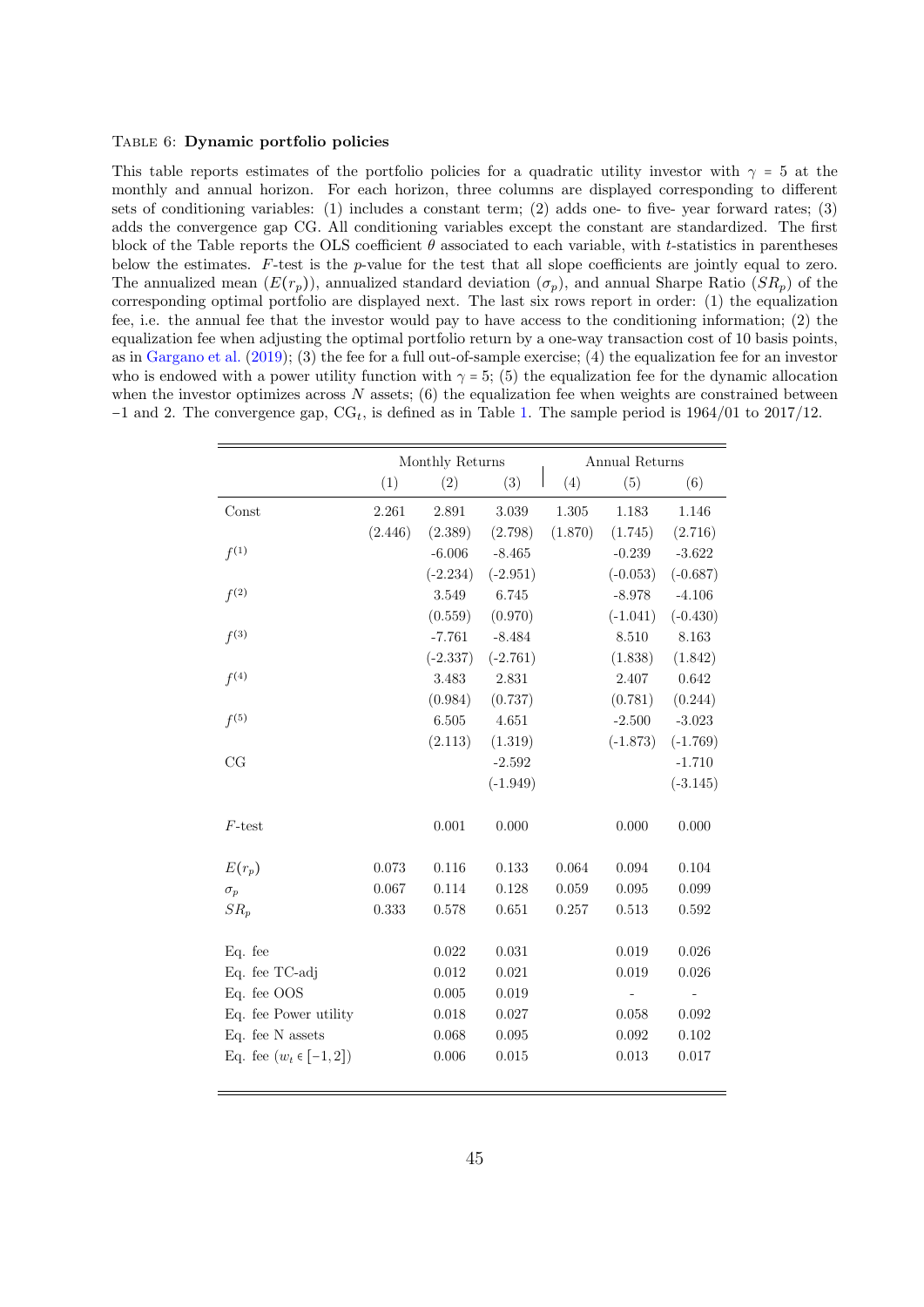Table 6: **Dynamic portfolio policies**

This table reports estimates of the portfolio policies for a quadratic utility investor with $\gamma = 5$ at the monthly and annual horizon. For each horizon, three columns are displayed corresponding to different sets of conditioning variables: (1) includes a constant term; (2) adds one- to five- year forward rates; (3) adds the convergence gap CG. All conditioning variables except the constant are standardized. The first block of the Table reports the OLS coefficient $\theta$ associated to each variable, with $t$-statistics in parentheses below the estimates. $F$-test is the $p$-value for the test that all slope coefficients are jointly equal to zero. The annualized mean ($E(r_p)$), annualized standard deviation ($\sigma_p$), and annual Sharpe Ratio ($SR_p$) of the corresponding optimal portfolio are displayed next. The last six rows report in order: (1) the equalization fee, i.e. the annual fee that the investor would pay to have access to the conditioning information; (2) the equalization fee when adjusting the optimal portfolio return by a one-way transaction cost of 10 basis points, as in Gargano et al. (2019); (3) the fee for a full out-of-sample exercise; (4) the equalization fee for an investor who is endowed with a power utility function with $\gamma = 5$; (5) the equalization fee for the dynamic allocation when the investor optimizes across $N$ assets; (6) the equalization fee when weights are constrained between $-1$ and 2. The convergence gap, $CG_t$, is defined as in Table 1. The sample period is 1964/01 to 2017/12.

| | Monthly Returns | | | Annual Returns | | |
|---|---|---|---|---|---|---|
| | (1) | (2) | (3) | (4) | (5) | (6) |
| Const | 2.261 | 2.891 | 3.039 | 1.305 | 1.183 | 1.146 |
| | (2.446) | (2.389) | (2.798) | (1.870) | (1.745) | (2.716) |
| $f^{(1)}$ | | -6.006 | -8.465 | | -0.239 | -3.622 |
| | | (-2.234) | (-2.951) | | (-0.053) | (-0.687) |
| $f^{(2)}$ | | 3.549 | 6.745 | | -8.978 | -4.106 |
| | | (0.559) | (0.970) | | (-1.041) | (-0.430) |
| $f^{(3)}$ | | -7.761 | -8.484 | | 8.510 | 8.163 |
| | | (-2.337) | (-2.761) | | (1.838) | (1.842) |
| $f^{(4)}$ | | 3.483 | 2.831 | | 2.407 | 0.642 |
| | | (0.984) | (0.737) | | (0.781) | (0.244) |
| $f^{(5)}$ | | 6.505 | 4.651 | | -2.500 | -3.023 |
| | | (2.113) | (1.319) | | (-1.873) | (-1.769) |
| CG | | | -2.592 | | | -1.710 |
| | | | (-1.949) | | | (-3.145) |
| $F$-test | | 0.001 | 0.000 | | 0.000 | 0.000 |
| $E(r_p)$ | 0.073 | 0.116 | 0.133 | 0.064 | 0.094 | 0.104 |
| $\sigma_p$ | 0.067 | 0.114 | 0.128 | 0.059 | 0.095 | 0.099 |
| $SR_p$ | 0.333 | 0.578 | 0.651 | 0.257 | 0.513 | 0.592 |
| Eq. fee | | 0.022 | 0.031 | | 0.019 | 0.026 |
| Eq. fee TC-adj | | 0.012 | 0.021 | | 0.019 | 0.026 |
| Eq. fee OOS | | 0.005 | 0.019 | | - | - |
| Eq. fee Power utility | | 0.018 | 0.027 | | 0.058 | 0.092 |
| Eq. fee N assets | | 0.068 | 0.095 | | 0.092 | 0.102 |
| Eq. fee ($w_t \in [-1, 2]$) | | 0.006 | 0.015 | | 0.013 | 0.017 |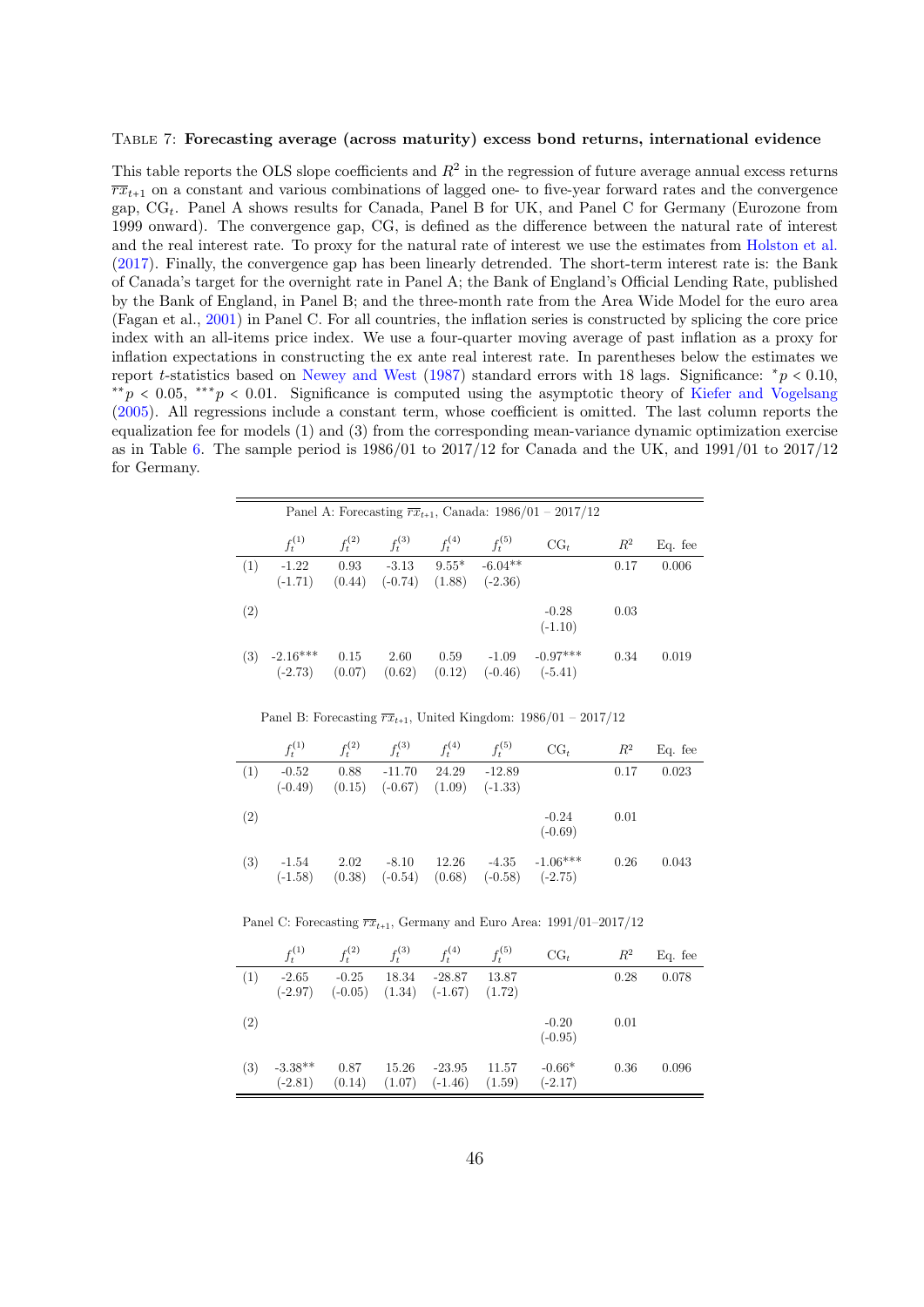TABLE 7: **Forecasting average (across maturity) excess bond returns, international evidence**

This table reports the OLS slope coefficients and $R^2$ in the regression of future average annual excess returns $\overline{rx}_{t+1}$ on a constant and various combinations of lagged one- to five-year forward rates and the convergence gap, $\text{CG}_t$. Panel A shows results for Canada, Panel B for UK, and Panel C for Germany (Eurozone from 1999 onward). The convergence gap, CG, is defined as the difference between the natural rate of interest and the real interest rate. To proxy for the natural rate of interest we use the estimates from Holston et al. (2017). Finally, the convergence gap has been linearly detrended. The short-term interest rate is: the Bank of Canada's target for the overnight rate in Panel A; the Bank of England's Official Lending Rate, published by the Bank of England, in Panel B; and the three-month rate from the Area Wide Model for the euro area (Fagan et al., 2001) in Panel C. For all countries, the inflation series is constructed by splicing the core price index with an all-items price index. We use a four-quarter moving average of past inflation as a proxy for inflation expectations in constructing the ex ante real interest rate. In parentheses below the estimates we report $t$-statistics based on Newey and West (1987) standard errors with 18 lags. Significance: $^{*}p < 0.10$, $^{**}p < 0.05$, $^{***}p < 0.01$. Significance is computed using the asymptotic theory of Kiefer and Vogelsang (2005). All regressions include a constant term, whose coefficient is omitted. The last column reports the equalization fee for models (1) and (3) from the corresponding mean-variance dynamic optimization exercise as in Table 6. The sample period is 1986/01 to 2017/12 for Canada and the UK, and 1991/01 to 2017/12 for Germany.

Panel A: Forecasting $\overline{rx}_{t+1}$, Canada: 1986/01 – 2017/12

| | $f_t^{(1)}$ | $f_t^{(2)}$ | $f_t^{(3)}$ | $f_t^{(4)}$ | $f_t^{(5)}$ | $\text{CG}_t$ | $R^2$ | Eq. fee |
|---|---|---|---|---|---|---|---|---|
| (1) | -1.22 | 0.93 | -3.13 | 9.55* | -6.04** | | 0.17 | 0.006 |
| | (-1.71) | (0.44) | (-0.74) | (1.88) | (-2.36) | | | |
| (2) | | | | | | -0.28 | 0.03 | |
| | | | | | | (-1.10) | | |
| (3) | -2.16*** | 0.15 | 2.60 | 0.59 | -1.09 | -0.97*** | 0.34 | 0.019 |
| | (-2.73) | (0.07) | (0.62) | (0.12) | (-0.46) | (-5.41) | | |

Panel B: Forecasting $\overline{rx}_{t+1}$, United Kingdom: 1986/01 – 2017/12

| | $f_t^{(1)}$ | $f_t^{(2)}$ | $f_t^{(3)}$ | $f_t^{(4)}$ | $f_t^{(5)}$ | $\text{CG}_t$ | $R^2$ | Eq. fee |
|---|---|---|---|---|---|---|---|---|
| (1) | -0.52 | 0.88 | -11.70 | 24.29 | -12.89 | | 0.17 | 0.023 |
| | (-0.49) | (0.15) | (-0.67) | (1.09) | (-1.33) | | | |
| (2) | | | | | | -0.24 | 0.01 | |
| | | | | | | (-0.69) | | |
| (3) | -1.54 | 2.02 | -8.10 | 12.26 | -4.35 | -1.06*** | 0.26 | 0.043 |
| | (-1.58) | (0.38) | (-0.54) | (0.68) | (-0.58) | (-2.75) | | |

Panel C: Forecasting $\overline{rx}_{t+1}$, Germany and Euro Area: 1991/01–2017/12

| | $f_t^{(1)}$ | $f_t^{(2)}$ | $f_t^{(3)}$ | $f_t^{(4)}$ | $f_t^{(5)}$ | $\text{CG}_t$ | $R^2$ | Eq. fee |
|---|---|---|---|---|---|---|---|---|
| (1) | -2.65 | -0.25 | 18.34 | -28.87 | 13.87 | | 0.28 | 0.078 |
| | (-2.97) | (-0.05) | (1.34) | (-1.67) | (1.72) | | | |
| (2) | | | | | | -0.20 | 0.01 | |
| | | | | | | (-0.95) | | |
| (3) | -3.38** | 0.87 | 15.26 | -23.95 | 11.57 | -0.66* | 0.36 | 0.096 |
| | (-2.81) | (0.14) | (1.07) | (-1.46) | (1.59) | (-2.17) | | |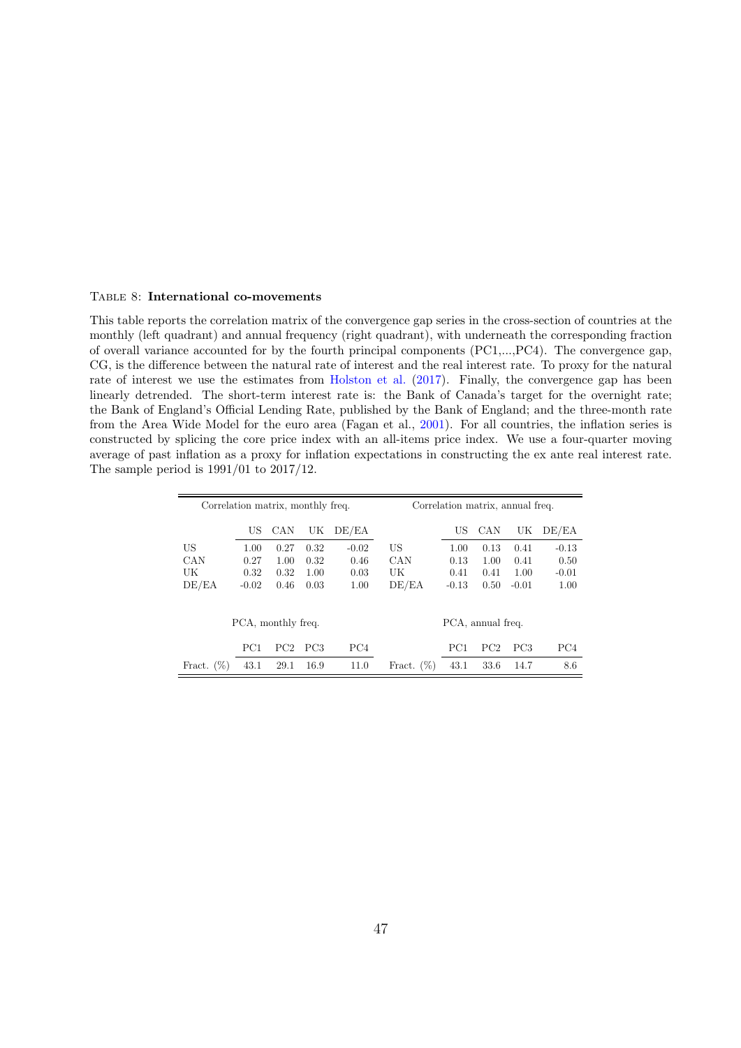TABLE 8: **International co-movements**

This table reports the correlation matrix of the convergence gap series in the cross-section of countries at the monthly (left quadrant) and annual frequency (right quadrant), with underneath the corresponding fraction of overall variance accounted for by the fourth principal components (PC1,...,PC4). The convergence gap, CG, is the difference between the natural rate of interest and the real interest rate. To proxy for the natural rate of interest we use the estimates from Holston et al. (2017). Finally, the convergence gap has been linearly detrended. The short-term interest rate is: the Bank of Canada's target for the overnight rate; the Bank of England's Official Lending Rate, published by the Bank of England; and the three-month rate from the Area Wide Model for the euro area (Fagan et al., 2001). For all countries, the inflation series is constructed by splicing the core price index with an all-items price index. We use a four-quarter moving average of past inflation as a proxy for inflation expectations in constructing the ex ante real interest rate. The sample period is 1991/01 to 2017/12.

| Correlation matrix, monthly freq. | | | | | Correlation matrix, annual freq. | | | | |
|---|---|---|---|---|---|---|---|---|---|
| | US | CAN | UK | DE/EA | | US | CAN | UK | DE/EA |
| US | 1.00 | 0.27 | 0.32 | -0.02 | US | 1.00 | 0.13 | 0.41 | -0.13 |
| CAN | 0.27 | 1.00 | 0.32 | 0.46 | CAN | 0.13 | 1.00 | 0.41 | 0.50 |
| UK | 0.32 | 0.32 | 1.00 | 0.03 | UK | 0.41 | 0.41 | 1.00 | -0.01 |
| DE/EA | -0.02 | 0.46 | 0.03 | 1.00 | DE/EA | -0.13 | 0.50 | -0.01 | 1.00 |
| PCA, monthly freq. | | | | | PCA, annual freq. | | | | |
| | PC1 | PC2 | PC3 | PC4 | | PC1 | PC2 | PC3 | PC4 |
| Fract. (%) | 43.1 | 29.1 | 16.9 | 11.0 | Fract. (%) | 43.1 | 33.6 | 14.7 | 8.6 |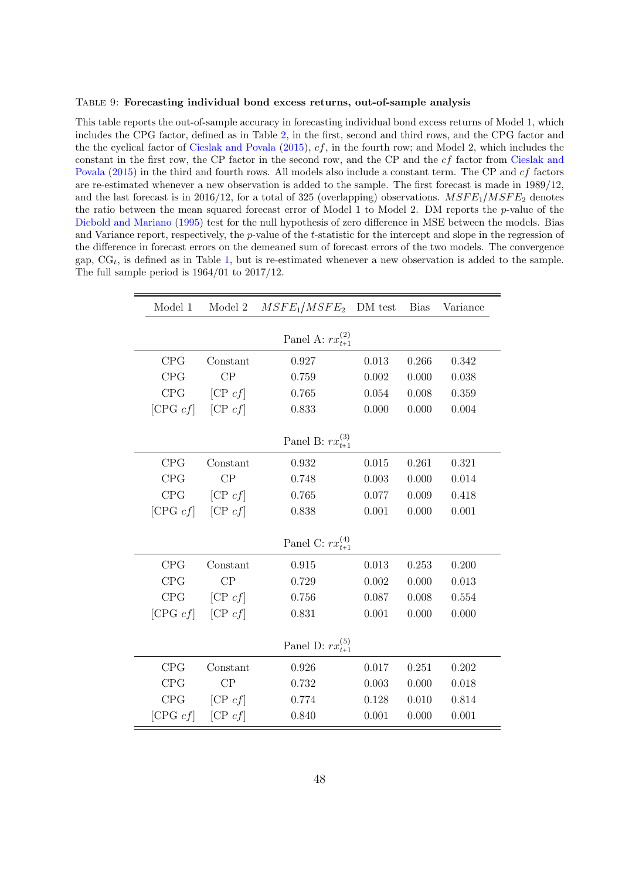Table 9: **Forecasting individual bond excess returns, out-of-sample analysis**

This table reports the out-of-sample accuracy in forecasting individual bond excess returns of Model 1, which includes the CPG factor, defined as in Table 2, in the first, second and third rows, and the CPG factor and the the cyclical factor of Cieslak and Povala (2015), $cf$, in the fourth row; and Model 2, which includes the constant in the first row, the CP factor in the second row, and the CP and the $cf$ factor from Cieslak and Povala (2015) in the third and fourth rows. All models also include a constant term. The CP and $cf$ factors are re-estimated whenever a new observation is added to the sample. The first forecast is made in 1989/12, and the last forecast is in 2016/12, for a total of 325 (overlapping) observations. $MSFE_1/MSFE_2$ denotes the ratio between the mean squared forecast error of Model 1 to Model 2. DM reports the $p$-value of the Diebold and Mariano (1995) test for the null hypothesis of zero difference in MSE between the models. Bias and Variance report, respectively, the $p$-value of the $t$-statistic for the intercept and slope in the regression of the difference in forecast errors on the demeaned sum of forecast errors of the two models. The convergence gap, $\text{CG}_t$, is defined as in Table 1, but is re-estimated whenever a new observation is added to the sample. The full sample period is 1964/01 to 2017/12.

| Model 1 | Model 2 | $MSFE_1/MSFE_2$ | DM test | Bias | Variance |
|---|---|---|---|---|---|
| | | Panel A: $rx_{t+1}^{(2)}$ | | | |
| CPG | Constant | 0.927 | 0.013 | 0.266 | 0.342 |
| CPG | CP | 0.759 | 0.002 | 0.000 | 0.038 |
| CPG | [CP $cf$] | 0.765 | 0.054 | 0.008 | 0.359 |
| [CPG $cf$] | [CP $cf$] | 0.833 | 0.000 | 0.000 | 0.004 |
| | | Panel B: $rx_{t+1}^{(3)}$ | | | |
| CPG | Constant | 0.932 | 0.015 | 0.261 | 0.321 |
| CPG | CP | 0.748 | 0.003 | 0.000 | 0.014 |
| CPG | [CP $cf$] | 0.765 | 0.077 | 0.009 | 0.418 |
| [CPG $cf$] | [CP $cf$] | 0.838 | 0.001 | 0.000 | 0.001 |
| | | Panel C: $rx_{t+1}^{(4)}$ | | | |
| CPG | Constant | 0.915 | 0.013 | 0.253 | 0.200 |
| CPG | CP | 0.729 | 0.002 | 0.000 | 0.013 |
| CPG | [CP $cf$] | 0.756 | 0.087 | 0.008 | 0.554 |
| [CPG $cf$] | [CP $cf$] | 0.831 | 0.001 | 0.000 | 0.000 |
| | | Panel D: $rx_{t+1}^{(5)}$ | | | |
| CPG | Constant | 0.926 | 0.017 | 0.251 | 0.202 |
| CPG | CP | 0.732 | 0.003 | 0.000 | 0.018 |
| CPG | [CP $cf$] | 0.774 | 0.128 | 0.010 | 0.814 |
| [CPG $cf$] | [CP $cf$] | 0.840 | 0.001 | 0.000 | 0.001 |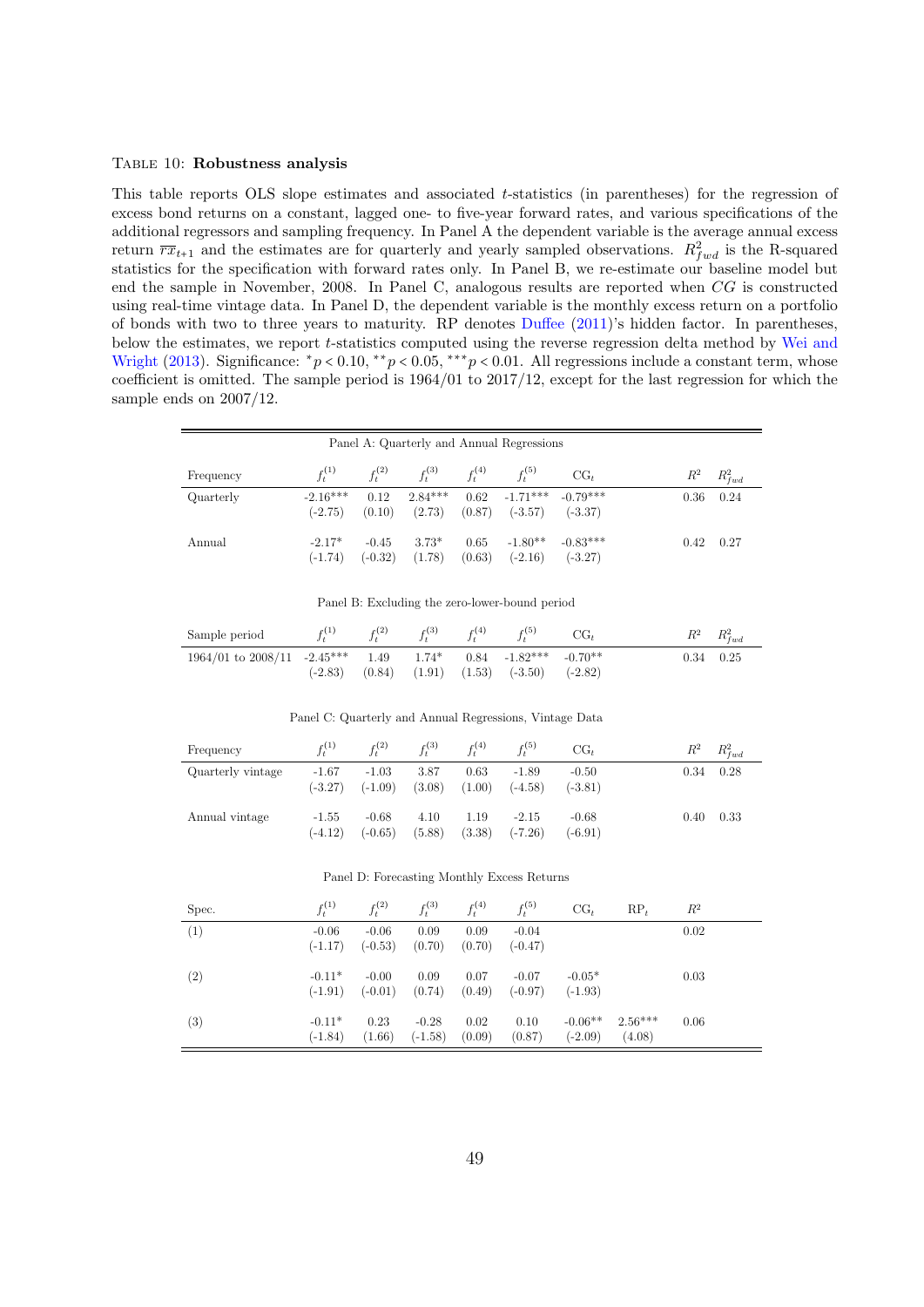TABLE 10: **Robustness analysis**

This table reports OLS slope estimates and associated $t$-statistics (in parentheses) for the regression of excess bond returns on a constant, lagged one- to five-year forward rates, and various specifications of the additional regressors and sampling frequency. In Panel A the dependent variable is the average annual excess return $\overline{rx}_{t+1}$ and the estimates are for quarterly and yearly sampled observations. $R^2_{fwd}$ is the R-squared statistics for the specification with forward rates only. In Panel B, we re-estimate our baseline model but end the sample in November, 2008. In Panel C, analogous results are reported when $CG$ is constructed using real-time vintage data. In Panel D, the dependent variable is the monthly excess return on a portfolio of bonds with two to three years to maturity. RP denotes Duffee (2011)'s hidden factor. In parentheses, below the estimates, we report $t$-statistics computed using the reverse regression delta method by Wei and Wright (2013). Significance: $^{*}p < 0.10$, $^{**}p < 0.05$, $^{***}p < 0.01$. All regressions include a constant term, whose coefficient is omitted. The sample period is 1964/01 to 2017/12, except for the last regression for which the sample ends on 2007/12.

Panel A: Quarterly and Annual Regressions

| Frequency | $f_t^{(1)}$ | $f_t^{(2)}$ | $f_t^{(3)}$ | $f_t^{(4)}$ | $f_t^{(5)}$ | CG$_t$ | $R^2$ | $R^2_{fwd}$ |
|---|---|---|---|---|---|---|---|---|
| Quarterly | -2.16*** | 0.12 | 2.84*** | 0.62 | -1.71*** | -0.79*** | 0.36 | 0.24 |
| | (-2.75) | (0.10) | (2.73) | (0.87) | (-3.57) | (-3.37) | | |
| Annual | -2.17* | -0.45 | 3.73* | 0.65 | -1.80** | -0.83*** | 0.42 | 0.27 |
| | (-1.74) | (-0.32) | (1.78) | (0.63) | (-2.16) | (-3.27) | | |

Panel B: Excluding the zero-lower-bound period

| Sample period | $f_t^{(1)}$ | $f_t^{(2)}$ | $f_t^{(3)}$ | $f_t^{(4)}$ | $f_t^{(5)}$ | CG$_t$ | $R^2$ | $R^2_{fwd}$ |
|---|---|---|---|---|---|---|---|---|
| 1964/01 to 2008/11 | -2.45*** | 1.49 | 1.74* | 0.84 | -1.82*** | -0.70** | 0.34 | 0.25 |
| | (-2.83) | (0.84) | (1.91) | (1.53) | (-3.50) | (-2.82) | | |

Panel C: Quarterly and Annual Regressions, Vintage Data

| Frequency | $f_t^{(1)}$ | $f_t^{(2)}$ | $f_t^{(3)}$ | $f_t^{(4)}$ | $f_t^{(5)}$ | CG$_t$ | $R^2$ | $R^2_{fwd}$ |
|---|---|---|---|---|---|---|---|---|
| Quarterly vintage | -1.67 | -1.03 | 3.87 | 0.63 | -1.89 | -0.50 | 0.34 | 0.28 |
| | (-3.27) | (-1.09) | (3.08) | (1.00) | (-4.58) | (-3.81) | | |
| Annual vintage | -1.55 | -0.68 | 4.10 | 1.19 | -2.15 | -0.68 | 0.40 | 0.33 |
| | (-4.12) | (-0.65) | (5.88) | (3.38) | (-7.26) | (-6.91) | | |

Panel D: Forecasting Monthly Excess Returns

| Spec. | $f_t^{(1)}$ | $f_t^{(2)}$ | $f_t^{(3)}$ | $f_t^{(4)}$ | $f_t^{(5)}$ | CG$_t$ | RP$_t$ | $R^2$ |
|---|---|---|---|---|---|---|---|---|
| (1) | -0.06 | -0.06 | 0.09 | 0.09 | -0.04 | | | 0.02 |
| | (-1.17) | (-0.53) | (0.70) | (0.70) | (-0.47) | | | |
| (2) | -0.11* | -0.00 | 0.09 | 0.07 | -0.07 | -0.05* | | 0.03 |
| | (-1.91) | (-0.01) | (0.74) | (0.49) | (-0.97) | (-1.93) | | |
| (3) | -0.11* | 0.23 | -0.28 | 0.02 | 0.10 | -0.06** | 2.56*** | 0.06 |
| | (-1.84) | (1.66) | (-1.58) | (0.09) | (0.87) | (-2.09) | (4.08) | |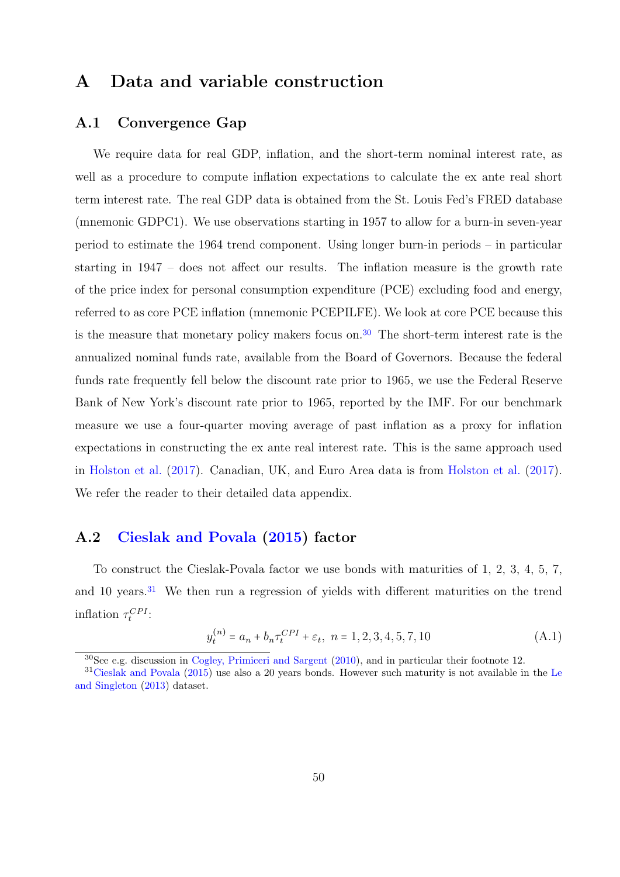# A Data and variable construction

## A.1 Convergence Gap

We require data for real GDP, inflation, and the short-term nominal interest rate, as well as a procedure to compute inflation expectations to calculate the ex ante real short term interest rate. The real GDP data is obtained from the St. Louis Fed's FRED database (mnemonic GDPC1). We use observations starting in 1957 to allow for a burn-in seven-year period to estimate the 1964 trend component. Using longer burn-in periods – in particular starting in 1947 – does not affect our results. The inflation measure is the growth rate of the price index for personal consumption expenditure (PCE) excluding food and energy, referred to as core PCE inflation (mnemonic PCEPILFE). We look at core PCE because this is the measure that monetary policy makers focus on.[30] The short-term interest rate is the annualized nominal funds rate, available from the Board of Governors. Because the federal funds rate frequently fell below the discount rate prior to 1965, we use the Federal Reserve Bank of New York's discount rate prior to 1965, reported by the IMF. For our benchmark measure we use a four-quarter moving average of past inflation as a proxy for inflation expectations in constructing the ex ante real interest rate. This is the same approach used in Holston et al. (2017). Canadian, UK, and Euro Area data is from Holston et al. (2017). We refer the reader to their detailed data appendix.

## A.2 Cieslak and Povala (2015) factor

To construct the Cieslak-Povala factor we use bonds with maturities of 1, 2, 3, 4, 5, 7, and 10 years.[31] We then run a regression of yields with different maturities on the trend inflation $\tau_t^{CPI}$:

$$y_t^{(n)} = a_n + b_n \tau_t^{CPI} + \varepsilon_t, \;\; n = 1, 2, 3, 4, 5, 7, 10 \tag{A.1}$$

[30] See e.g. discussion in Cogley, Primiceri and Sargent (2010), and in particular their footnote 12.

[31] Cieslak and Povala (2015) use also a 20 years bonds. However such maturity is not available in the Le and Singleton (2013) dataset.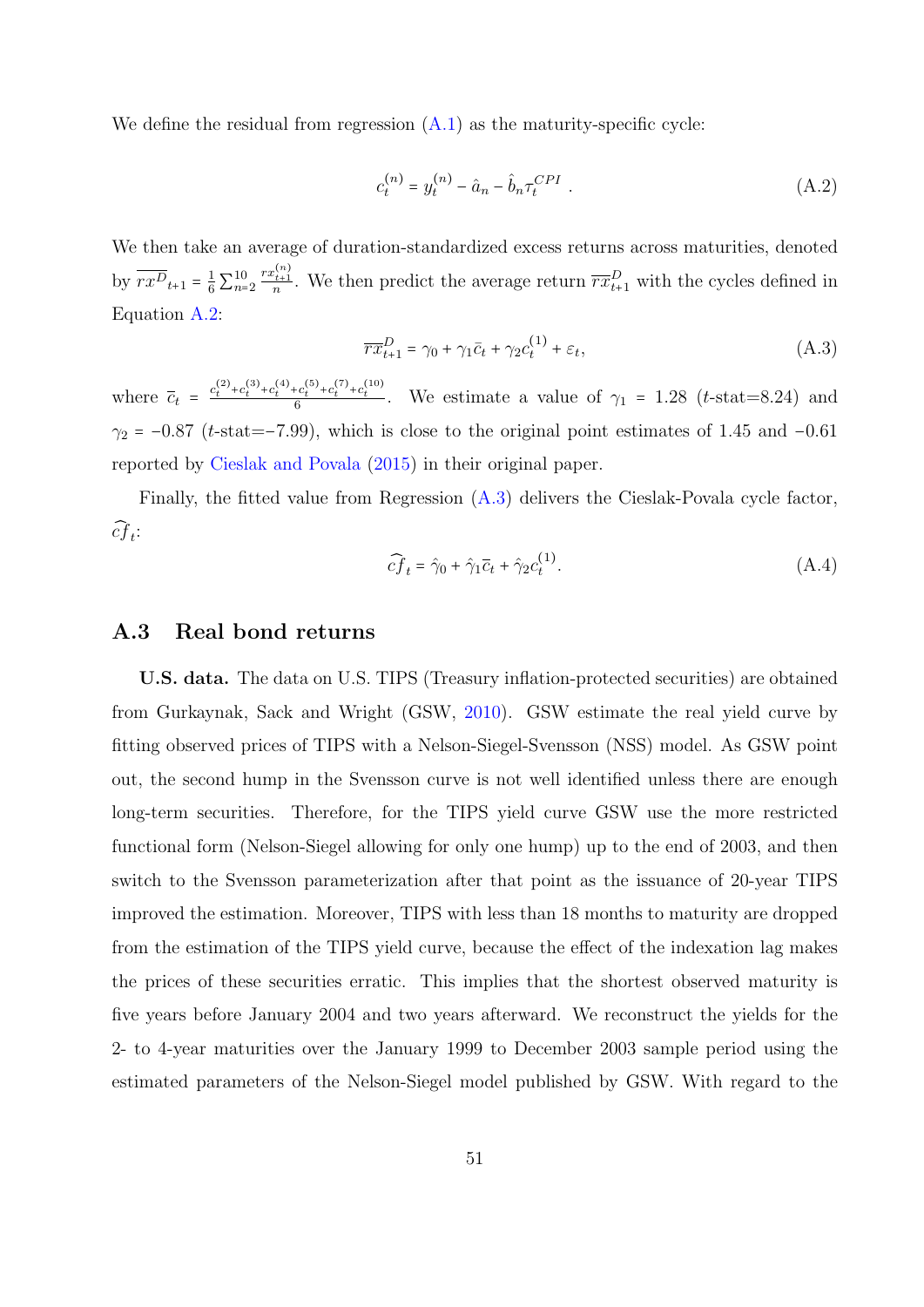We define the residual from regression (A.1) as the maturity-specific cycle:

$$c_t^{(n)} = y_t^{(n)} - \hat{a}_n - \hat{b}_n \tau_t^{CPI} \; . \tag{A.2}$$

We then take an average of duration-standardized excess returns across maturities, denoted by $\overline{rx^D}_{t+1} = \frac{1}{6}\sum_{n=2}^{10} \frac{rx_{t+1}^{(n)}}{n}$. We then predict the average return $\overline{rx}_{t+1}^D$ with the cycles defined in Equation A.2:

$$\overline{rx}_{t+1}^D = \gamma_0 + \gamma_1 \bar{c}_t + \gamma_2 c_t^{(1)} + \varepsilon_t, \tag{A.3}$$

where $\bar{c}_t = \frac{c_t^{(2)}+c_t^{(3)}+c_t^{(4)}+c_t^{(5)}+c_t^{(7)}+c_t^{(10)}}{6}$. We estimate a value of $\gamma_1 = 1.28$ ($t$-stat=8.24) and $\gamma_2 = -0.87$ ($t$-stat=$-7.99$), which is close to the original point estimates of 1.45 and $-0.61$ reported by Cieslak and Povala (2015) in their original paper.

Finally, the fitted value from Regression (A.3) delivers the Cieslak-Povala cycle factor, $\widehat{cf}_t$:

$$\widehat{cf}_t = \hat{\gamma}_0 + \hat{\gamma}_1 \bar{c}_t + \hat{\gamma}_2 c_t^{(1)}. \tag{A.4}$$

## A.3 Real bond returns

**U.S. data.** The data on U.S. TIPS (Treasury inflation-protected securities) are obtained from Gurkaynak, Sack and Wright (GSW, 2010). GSW estimate the real yield curve by fitting observed prices of TIPS with a Nelson-Siegel-Svensson (NSS) model. As GSW point out, the second hump in the Svensson curve is not well identified unless there are enough long-term securities. Therefore, for the TIPS yield curve GSW use the more restricted functional form (Nelson-Siegel allowing for only one hump) up to the end of 2003, and then switch to the Svensson parameterization after that point as the issuance of 20-year TIPS improved the estimation. Moreover, TIPS with less than 18 months to maturity are dropped from the estimation of the TIPS yield curve, because the effect of the indexation lag makes the prices of these securities erratic. This implies that the shortest observed maturity is five years before January 2004 and two years afterward. We reconstruct the yields for the 2- to 4-year maturities over the January 1999 to December 2003 sample period using the estimated parameters of the Nelson-Siegel model published by GSW. With regard to the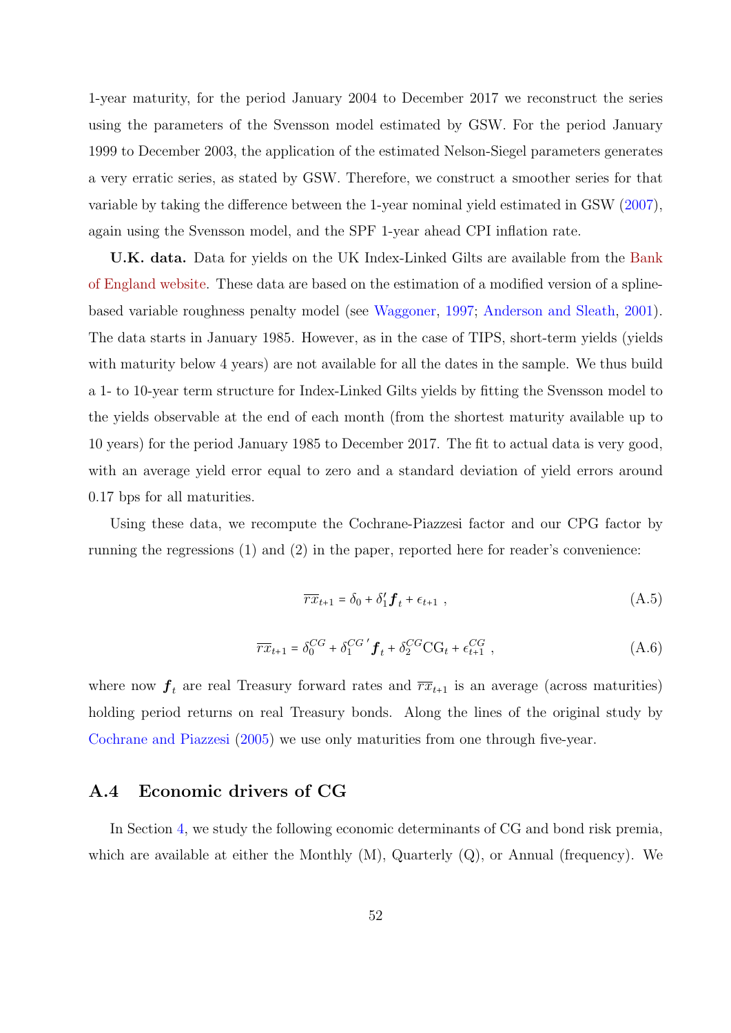1-year maturity, for the period January 2004 to December 2017 we reconstruct the series using the parameters of the Svensson model estimated by GSW. For the period January 1999 to December 2003, the application of the estimated Nelson-Siegel parameters generates a very erratic series, as stated by GSW. Therefore, we construct a smoother series for that variable by taking the difference between the 1-year nominal yield estimated in GSW (2007), again using the Svensson model, and the SPF 1-year ahead CPI inflation rate.

**U.K. data.** Data for yields on the UK Index-Linked Gilts are available from the Bank of England website. These data are based on the estimation of a modified version of a spline-based variable roughness penalty model (see Waggoner, 1997; Anderson and Sleath, 2001). The data starts in January 1985. However, as in the case of TIPS, short-term yields (yields with maturity below 4 years) are not available for all the dates in the sample. We thus build a 1- to 10-year term structure for Index-Linked Gilts yields by fitting the Svensson model to the yields observable at the end of each month (from the shortest maturity available up to 10 years) for the period January 1985 to December 2017. The fit to actual data is very good, with an average yield error equal to zero and a standard deviation of yield errors around 0.17 bps for all maturities.

Using these data, we recompute the Cochrane-Piazzesi factor and our CPG factor by running the regressions (1) and (2) in the paper, reported here for reader's convenience:

$$\overline{rx}_{t+1} = \delta_0 + \delta_1' \boldsymbol{f}_t + \epsilon_{t+1} \ , \tag{A.5}$$

$$\overline{rx}_{t+1} = \delta_0^{CG} + \delta_1^{CG\,\prime} \boldsymbol{f}_t + \delta_2^{CG} \mathrm{CG}_t + \epsilon_{t+1}^{CG} \ , \tag{A.6}$$

where now $\boldsymbol{f}_t$ are real Treasury forward rates and $\overline{rx}_{t+1}$ is an average (across maturities) holding period returns on real Treasury bonds. Along the lines of the original study by Cochrane and Piazzesi (2005) we use only maturities from one through five-year.

## A.4 Economic drivers of CG

In Section 4, we study the following economic determinants of CG and bond risk premia, which are available at either the Monthly (M), Quarterly (Q), or Annual (frequency). We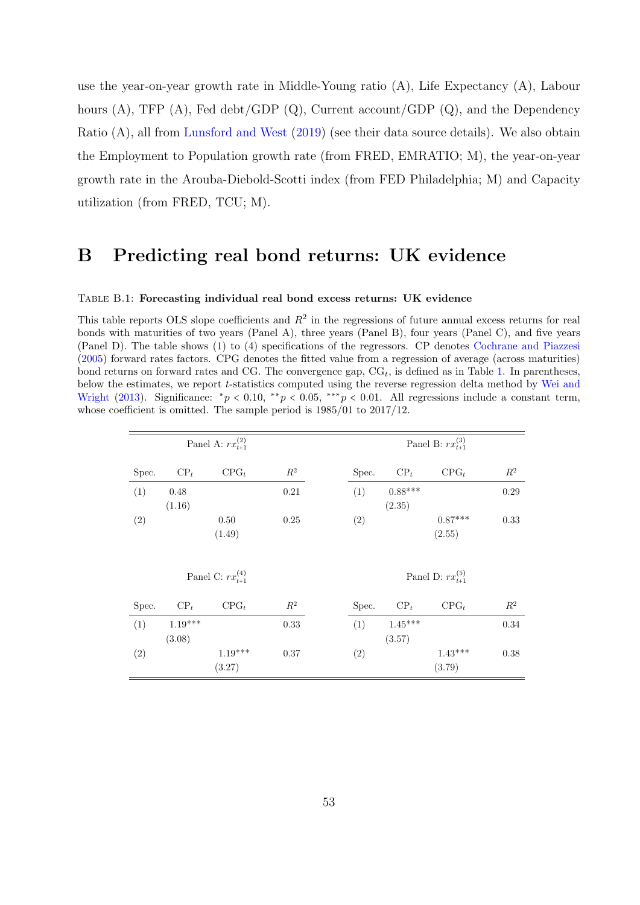use the year-on-year growth rate in Middle-Young ratio (A), Life Expectancy (A), Labour hours (A), TFP (A), Fed debt/GDP (Q), Current account/GDP (Q), and the Dependency Ratio (A), all from Lunsford and West (2019) (see their data source details). We also obtain the Employment to Population growth rate (from FRED, EMRATIO; M), the year-on-year growth rate in the Arouba-Diebold-Scotti index (from FED Philadelphia; M) and Capacity utilization (from FRED, TCU; M).

# B Predicting real bond returns: UK evidence

Table B.1: **Forecasting individual real bond excess returns: UK evidence**

This table reports OLS slope coefficients and $R^2$ in the regressions of future annual excess returns for real bonds with maturities of two years (Panel A), three years (Panel B), four years (Panel C), and five years (Panel D). The table shows (1) to (4) specifications of the regressors. CP denotes Cochrane and Piazzesi (2005) forward rates factors. CPG denotes the fitted value from a regression of average (across maturities) bond returns on forward rates and CG. The convergence gap, $\text{CG}_t$, is defined as in Table 1. In parentheses, below the estimates, we report $t$-statistics computed using the reverse regression delta method by Wei and Wright (2013). Significance: $^{*}p < 0.10$, $^{**}p < 0.05$, $^{***}p < 0.01$. All regressions include a constant term, whose coefficient is omitted. The sample period is 1985/01 to 2017/12.

| Panel A: $rx_{t+1}^{(2)}$ | | | | Panel B: $rx_{t+1}^{(3)}$ | | | |
|---|---|---|---|---|---|---|---|
| Spec. | $\text{CP}_t$ | $\text{CPG}_t$ | $R^2$ | Spec. | $\text{CP}_t$ | $\text{CPG}_t$ | $R^2$ |
| (1) | 0.48 | | 0.21 | (1) | 0.88*** | | 0.29 |
| | (1.16) | | | | (2.35) | | |
| (2) | | 0.50 | 0.25 | (2) | | 0.87*** | 0.33 |
| | | (1.49) | | | | (2.55) | |
| **Panel C: $rx_{t+1}^{(4)}$** | | | | **Panel D: $rx_{t+1}^{(5)}$** | | | |
| Spec. | $\text{CP}_t$ | $\text{CPG}_t$ | $R^2$ | Spec. | $\text{CP}_t$ | $\text{CPG}_t$ | $R^2$ |
| (1) | 1.19*** | | 0.33 | (1) | 1.45*** | | 0.34 |
| | (3.08) | | | | (3.57) | | |
| (2) | | 1.19*** | 0.37 | (2) | | 1.43*** | 0.38 |
| | | (3.27) | | | | (3.79) | |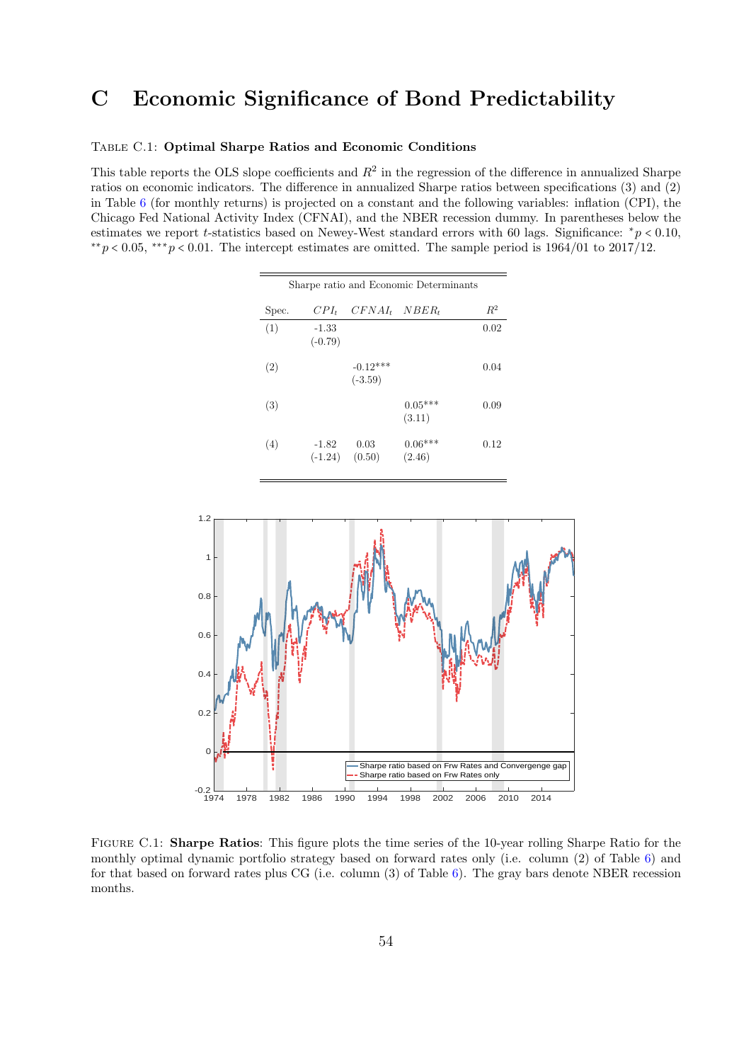# C Economic Significance of Bond Predictability

Table C.1: **Optimal Sharpe Ratios and Economic Conditions**

This table reports the OLS slope coefficients and $R^2$ in the regression of the difference in annualized Sharpe ratios on economic indicators. The difference in annualized Sharpe ratios between specifications (3) and (2) in Table 6 (for monthly returns) is projected on a constant and the following variables: inflation (CPI), the Chicago Fed National Activity Index (CFNAI), and the NBER recession dummy. In parentheses below the estimates we report $t$-statistics based on Newey-West standard errors with 60 lags. Significance: $^{*}p < 0.10$, $^{**}p < 0.05$, $^{***}p < 0.01$. The intercept estimates are omitted. The sample period is 1964/01 to 2017/12.

| Sharpe ratio and Economic Determinants | | | | |
|---|---|---|---|---|
| Spec. | $CPI_t$ | $CFNAI_t$ | $NBER_t$ | $R^2$ |
| (1) | -1.33 | | | 0.02 |
| | (-0.79) | | | |
| (2) | | -0.12*** | | 0.04 |
| | | (-3.59) | | |
| (3) | | | 0.05*** | 0.09 |
| | | | (3.11) | |
| (4) | -1.82 | 0.03 | 0.06*** | 0.12 |
| | (-1.24) | (0.50) | (2.46) | |

Figure C.1: **Sharpe Ratios**: This figure plots the time series of the 10-year rolling Sharpe Ratio for the monthly optimal dynamic portfolio strategy based on forward rates only (i.e. column (2) of Table 6) and for that based on forward rates plus CG (i.e. column (3) of Table 6). The gray bars denote NBER recession months.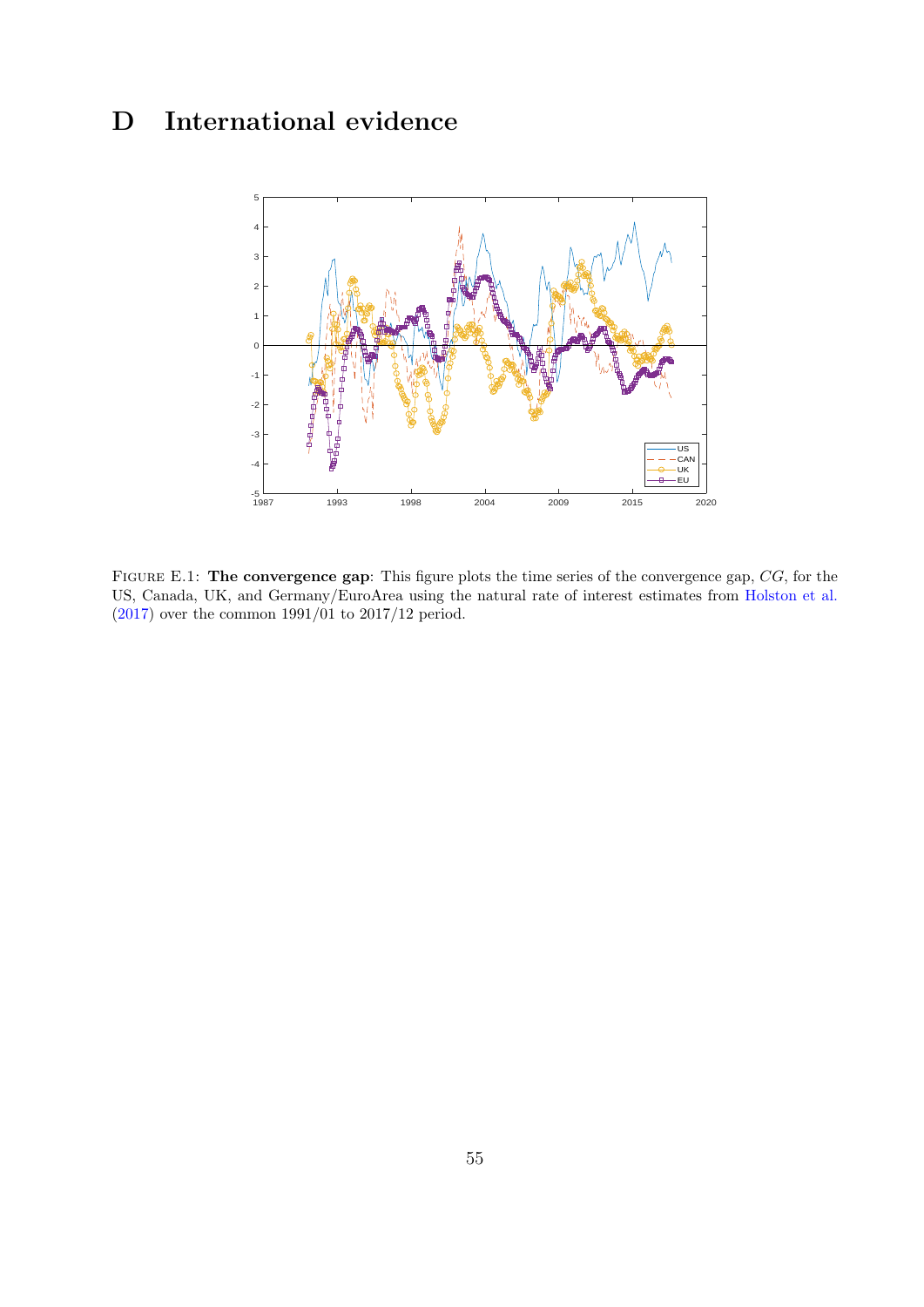# D International evidence

Figure E.1: **The convergence gap**: This figure plots the time series of the convergence gap, $CG$, for the US, Canada, UK, and Germany/EuroArea using the natural rate of interest estimates from Holston et al. (2017) over the common 1991/01 to 2017/12 period.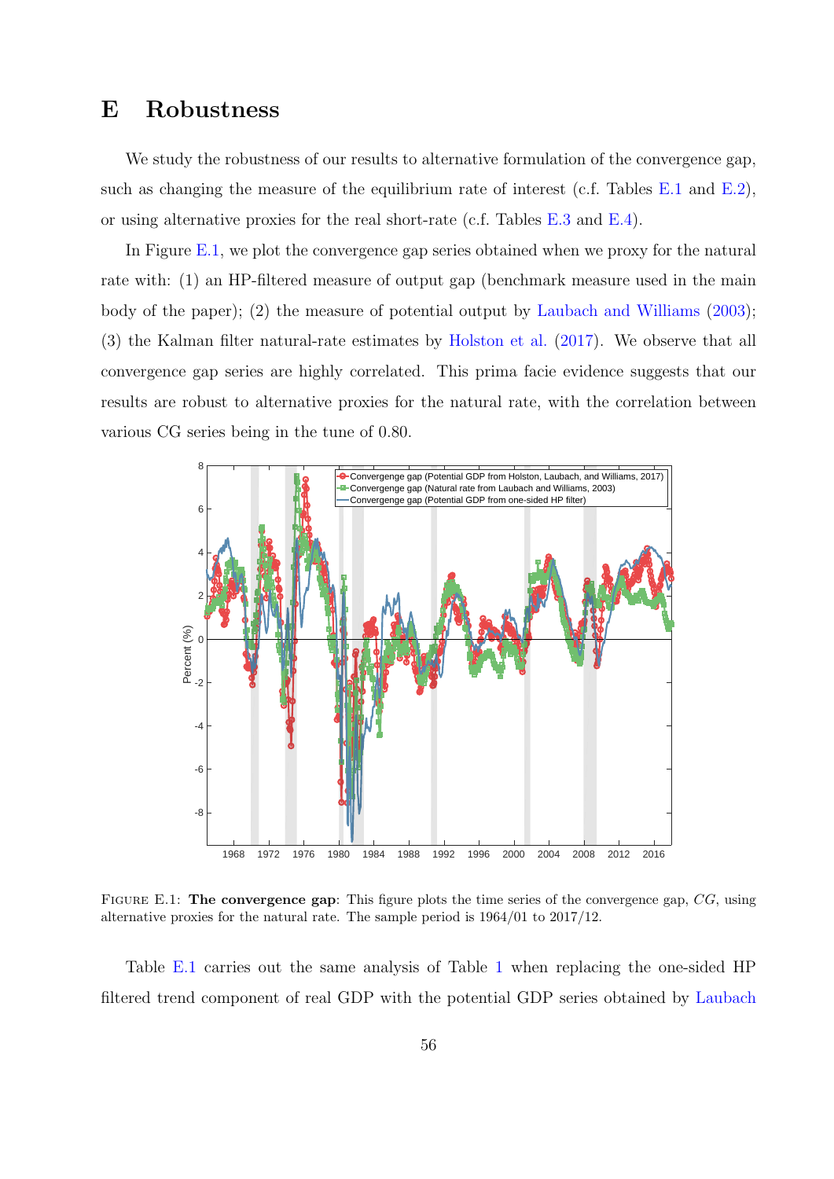# E Robustness

We study the robustness of our results to alternative formulation of the convergence gap, such as changing the measure of the equilibrium rate of interest (c.f. Tables E.1 and E.2), or using alternative proxies for the real short-rate (c.f. Tables E.3 and E.4).

In Figure E.1, we plot the convergence gap series obtained when we proxy for the natural rate with: (1) an HP-filtered measure of output gap (benchmark measure used in the main body of the paper); (2) the measure of potential output by Laubach and Williams (2003); (3) the Kalman filter natural-rate estimates by Holston et al. (2017). We observe that all convergence gap series are highly correlated. This prima facie evidence suggests that our results are robust to alternative proxies for the natural rate, with the correlation between various CG series being in the tune of 0.80.

FIGURE E.1: **The convergence gap**: This figure plots the time series of the convergence gap, $CG$, using alternative proxies for the natural rate. The sample period is 1964/01 to 2017/12.

Table E.1 carries out the same analysis of Table 1 when replacing the one-sided HP filtered trend component of real GDP with the potential GDP series obtained by Laubach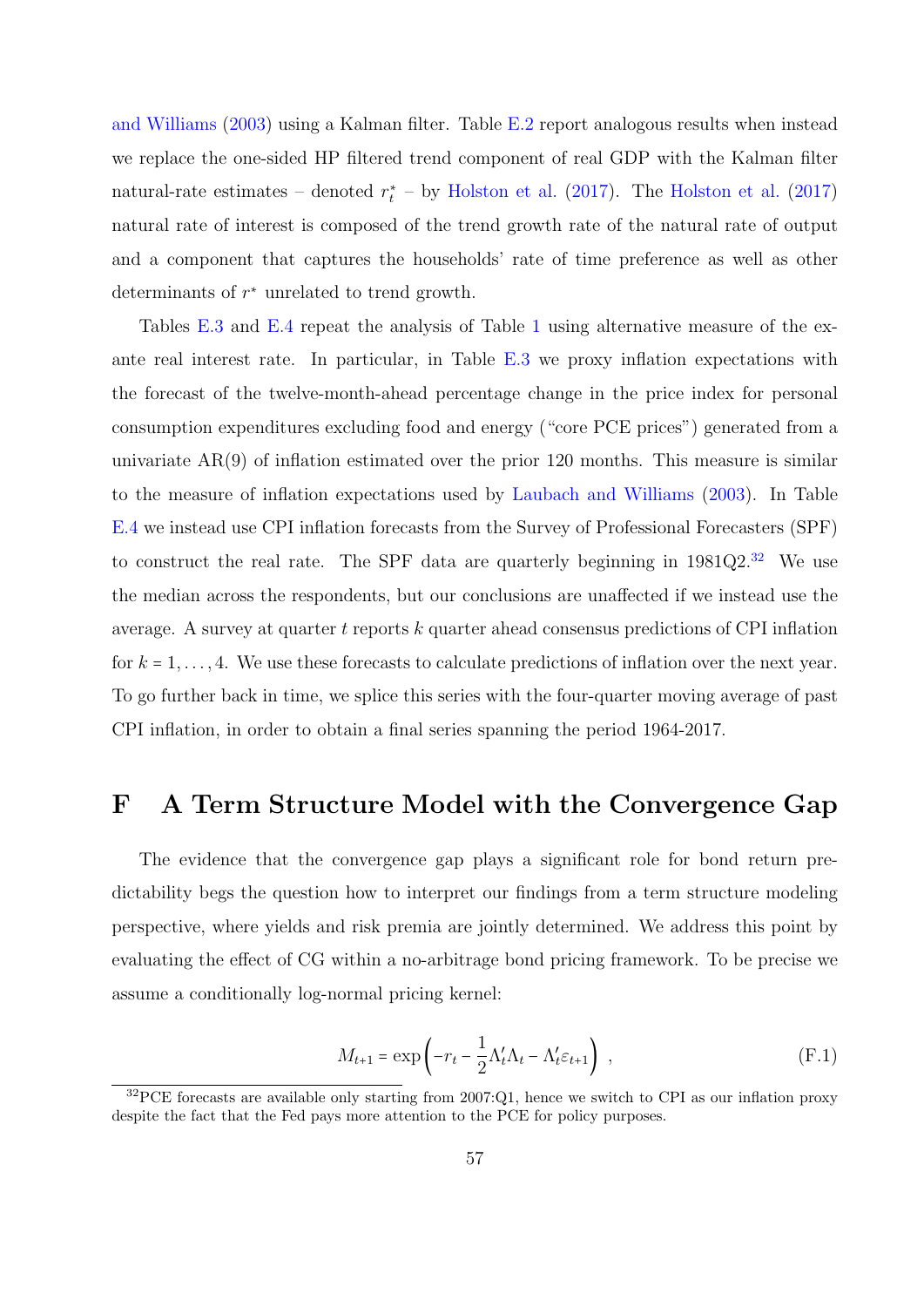and Williams (2003) using a Kalman filter. Table E.2 report analogous results when instead we replace the one-sided HP filtered trend component of real GDP with the Kalman filter natural-rate estimates – denoted $r_t^*$ – by Holston et al. (2017). The Holston et al. (2017) natural rate of interest is composed of the trend growth rate of the natural rate of output and a component that captures the households' rate of time preference as well as other determinants of $r^*$ unrelated to trend growth.

Tables E.3 and E.4 repeat the analysis of Table 1 using alternative measure of the ex-ante real interest rate. In particular, in Table E.3 we proxy inflation expectations with the forecast of the twelve-month-ahead percentage change in the price index for personal consumption expenditures excluding food and energy ("core PCE prices") generated from a univariate AR(9) of inflation estimated over the prior 120 months. This measure is similar to the measure of inflation expectations used by Laubach and Williams (2003). In Table E.4 we instead use CPI inflation forecasts from the Survey of Professional Forecasters (SPF) to construct the real rate. The SPF data are quarterly beginning in 1981Q2.[32] We use the median across the respondents, but our conclusions are unaffected if we instead use the average. A survey at quarter $t$ reports $k$ quarter ahead consensus predictions of CPI inflation for $k = 1, \ldots, 4$. We use these forecasts to calculate predictions of inflation over the next year. To go further back in time, we splice this series with the four-quarter moving average of past CPI inflation, in order to obtain a final series spanning the period 1964-2017.

# F A Term Structure Model with the Convergence Gap

The evidence that the convergence gap plays a significant role for bond return predictability begs the question how to interpret our findings from a term structure modeling perspective, where yields and risk premia are jointly determined. We address this point by evaluating the effect of CG within a no-arbitrage bond pricing framework. To be precise we assume a conditionally log-normal pricing kernel:

$$M_{t+1} = \exp\left(-r_t - \frac{1}{2}\Lambda_t'\Lambda_t - \Lambda_t'\varepsilon_{t+1}\right) , \tag{F.1}$$

[32] PCE forecasts are available only starting from 2007:Q1, hence we switch to CPI as our inflation proxy despite the fact that the Fed pays more attention to the PCE for policy purposes.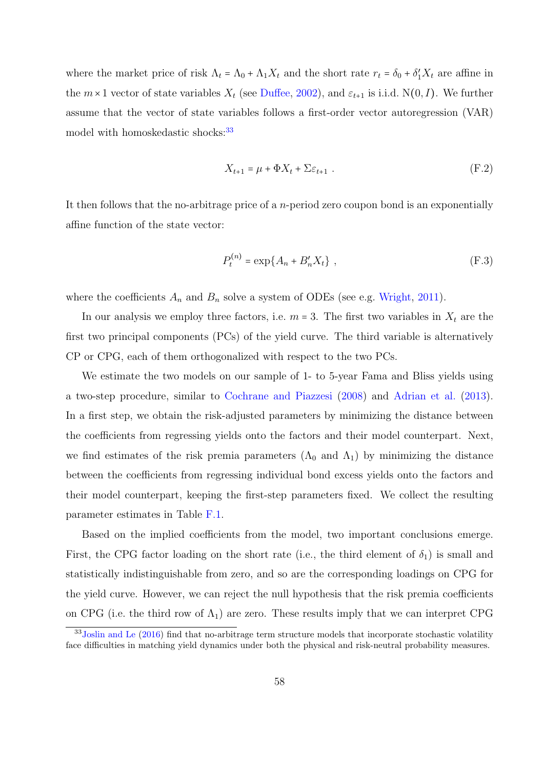where the market price of risk $\Lambda_t = \Lambda_0 + \Lambda_1 X_t$ and the short rate $r_t = \delta_0 + \delta_1' X_t$ are affine in the $m \times 1$ vector of state variables $X_t$ (see Duffee, 2002), and $\varepsilon_{t+1}$ is i.i.d. $\mathrm{N}(0, I)$. We further assume that the vector of state variables follows a first-order vector autoregression (VAR) model with homoskedastic shocks:[33]

$$X_{t+1} = \mu + \Phi X_t + \Sigma \varepsilon_{t+1} \ . \tag{F.2}$$

It then follows that the no-arbitrage price of a $n$-period zero coupon bond is an exponentially affine function of the state vector:

$$P_t^{(n)} = \exp\{A_n + B_n' X_t\} \ , \tag{F.3}$$

where the coefficients $A_n$ and $B_n$ solve a system of ODEs (see e.g. Wright, 2011).

In our analysis we employ three factors, i.e. $m = 3$. The first two variables in $X_t$ are the first two principal components (PCs) of the yield curve. The third variable is alternatively CP or CPG, each of them orthogonalized with respect to the two PCs.

We estimate the two models on our sample of 1- to 5-year Fama and Bliss yields using a two-step procedure, similar to Cochrane and Piazzesi (2008) and Adrian et al. (2013). In a first step, we obtain the risk-adjusted parameters by minimizing the distance between the coefficients from regressing yields onto the factors and their model counterpart. Next, we find estimates of the risk premia parameters ($\Lambda_0$ and $\Lambda_1$) by minimizing the distance between the coefficients from regressing individual bond excess yields onto the factors and their model counterpart, keeping the first-step parameters fixed. We collect the resulting parameter estimates in Table F.1.

Based on the implied coefficients from the model, two important conclusions emerge. First, the CPG factor loading on the short rate (i.e., the third element of $\delta_1$) is small and statistically indistinguishable from zero, and so are the corresponding loadings on CPG for the yield curve. However, we can reject the null hypothesis that the risk premia coefficients on CPG (i.e. the third row of $\Lambda_1$) are zero. These results imply that we can interpret CPG

[33] Joslin and Le (2016) find that no-arbitrage term structure models that incorporate stochastic volatility face difficulties in matching yield dynamics under both the physical and risk-neutral probability measures.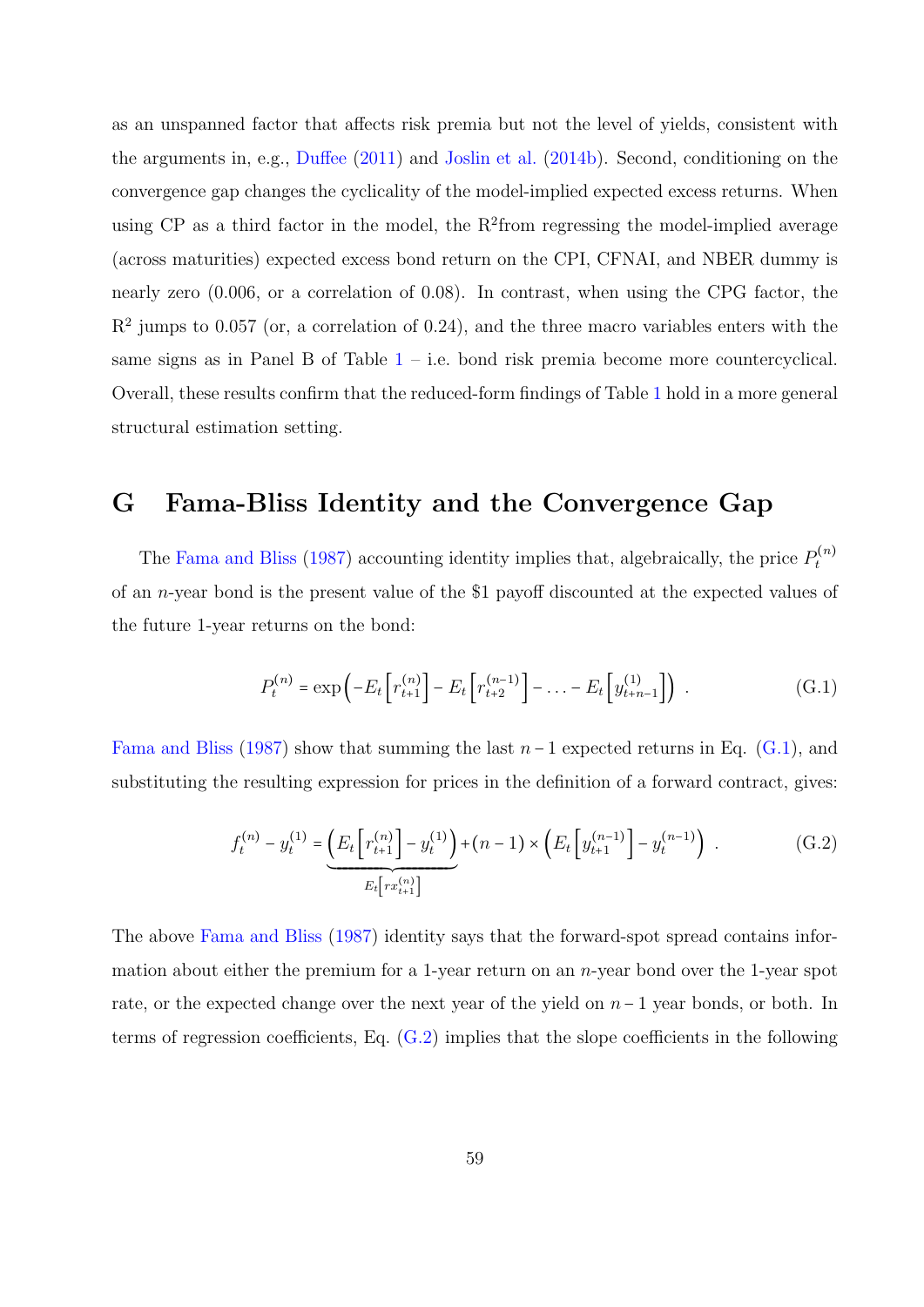as an unspanned factor that affects risk premia but not the level of yields, consistent with the arguments in, e.g., Duffee (2011) and Joslin et al. (2014b). Second, conditioning on the convergence gap changes the cyclicality of the model-implied expected excess returns. When using CP as a third factor in the model, the $R^2$from regressing the model-implied average (across maturities) expected excess bond return on the CPI, CFNAI, and NBER dummy is nearly zero (0.006, or a correlation of 0.08). In contrast, when using the CPG factor, the $R^2$ jumps to 0.057 (or, a correlation of 0.24), and the three macro variables enters with the same signs as in Panel B of Table 1 – i.e. bond risk premia become more countercyclical. Overall, these results confirm that the reduced-form findings of Table 1 hold in a more general structural estimation setting.

# G Fama-Bliss Identity and the Convergence Gap

The Fama and Bliss (1987) accounting identity implies that, algebraically, the price $P_t^{(n)}$ of an $n$-year bond is the present value of the \$1 payoff discounted at the expected values of the future 1-year returns on the bond:

$$P_t^{(n)} = \exp\left(-E_t\left[r_{t+1}^{(n)}\right] - E_t\left[r_{t+2}^{(n-1)}\right] - \ldots - E_t\left[y_{t+n-1}^{(1)}\right]\right) \ . \tag{G.1}$$

Fama and Bliss (1987) show that summing the last $n-1$ expected returns in Eq. (G.1), and substituting the resulting expression for prices in the definition of a forward contract, gives:

$$f_t^{(n)} - y_t^{(1)} = \underbrace{\left(E_t\left[r_{t+1}^{(n)}\right] - y_t^{(1)}\right)}_{E_t\left[rx_{t+1}^{(n)}\right]} + (n-1)\times\left(E_t\left[y_{t+1}^{(n-1)}\right] - y_t^{(n-1)}\right) \ . \tag{G.2}$$

The above Fama and Bliss (1987) identity says that the forward-spot spread contains information about either the premium for a 1-year return on an $n$-year bond over the 1-year spot rate, or the expected change over the next year of the yield on $n-1$ year bonds, or both. In terms of regression coefficients, Eq. (G.2) implies that the slope coefficients in the following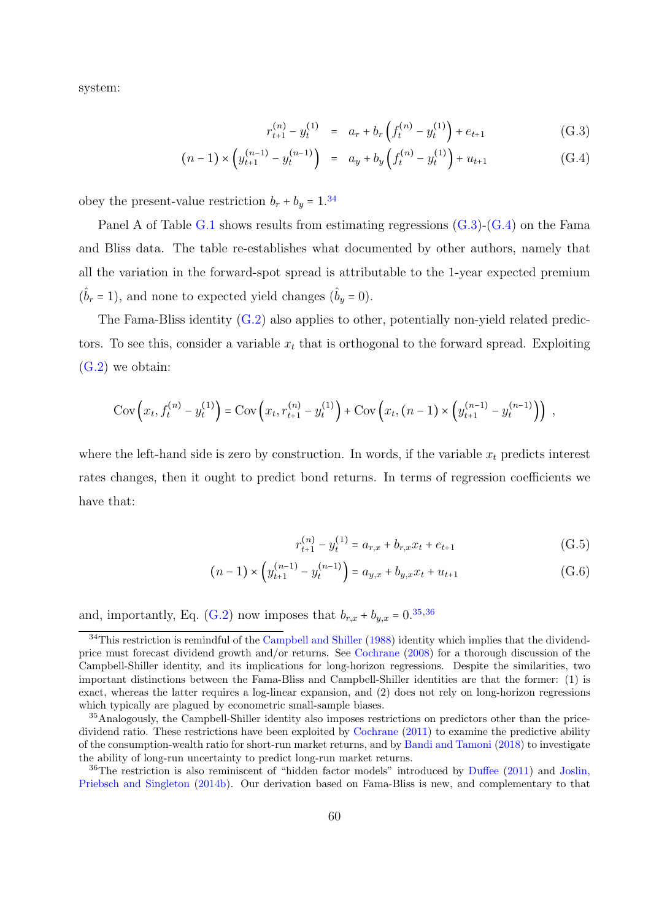system:

$$
\begin{aligned}
r_{t+1}^{(n)} - y_t^{(1)} &= a_r + b_r \left( f_t^{(n)} - y_t^{(1)} \right) + e_{t+1} && \text{(G.3)} \\
(n-1) \times \left( y_{t+1}^{(n-1)} - y_t^{(n-1)} \right) &= a_y + b_y \left( f_t^{(n)} - y_t^{(1)} \right) + u_{t+1} && \text{(G.4)}
\end{aligned}
$$

obey the present-value restriction $b_r + b_y = 1$.[34]

Panel A of Table G.1 shows results from estimating regressions (G.3)-(G.4) on the Fama and Bliss data. The table re-establishes what documented by other authors, namely that all the variation in the forward-spot spread is attributable to the 1-year expected premium ($\hat{b}_r = 1$), and none to expected yield changes ($\hat{b}_y = 0$).

The Fama-Bliss identity (G.2) also applies to other, potentially non-yield related predictors. To see this, consider a variable $x_t$ that is orthogonal to the forward spread. Exploiting (G.2) we obtain:

$$
\mathrm{Cov}\left(x_t, f_t^{(n)} - y_t^{(1)}\right) = \mathrm{Cov}\left(x_t, r_{t+1}^{(n)} - y_t^{(1)}\right) + \mathrm{Cov}\left(x_t, (n-1) \times \left(y_{t+1}^{(n-1)} - y_t^{(n-1)}\right)\right) \ ,
$$

where the left-hand side is zero by construction. In words, if the variable $x_t$ predicts interest rates changes, then it ought to predict bond returns. In terms of regression coefficients we have that:

$$
r_{t+1}^{(n)} - y_t^{(1)} = a_{r,x} + b_{r,x} x_t + e_{t+1} \qquad \text{(G.5)}
$$

$$
(n-1) \times \left( y_{t+1}^{(n-1)} - y_t^{(n-1)} \right) = a_{y,x} + b_{y,x} x_t + u_{t+1} \qquad \text{(G.6)}
$$

and, importantly, Eq. (G.2) now imposes that $b_{r,x} + b_{y,x} = 0$.[35,36]

[34] This restriction is remindful of the Campbell and Shiller (1988) identity which implies that the dividend-price must forecast dividend growth and/or returns. See Cochrane (2008) for a thorough discussion of the Campbell-Shiller identity, and its implications for long-horizon regressions. Despite the similarities, two important distinctions between the Fama-Bliss and Campbell-Shiller identities are that the former: (1) is exact, whereas the latter requires a log-linear expansion, and (2) does not rely on long-horizon regressions which typically are plagued by econometric small-sample biases.

[35] Analogously, the Campbell-Shiller identity also imposes restrictions on predictors other than the price-dividend ratio. These restrictions have been exploited by Cochrane (2011) to examine the predictive ability of the consumption-wealth ratio for short-run market returns, and by Bandi and Tamoni (2018) to investigate the ability of long-run uncertainty to predict long-run market returns.

[36] The restriction is also reminiscent of "hidden factor models" introduced by Duffee (2011) and Joslin, Priebsch and Singleton (2014b). Our derivation based on Fama-Bliss is new, and complementary to that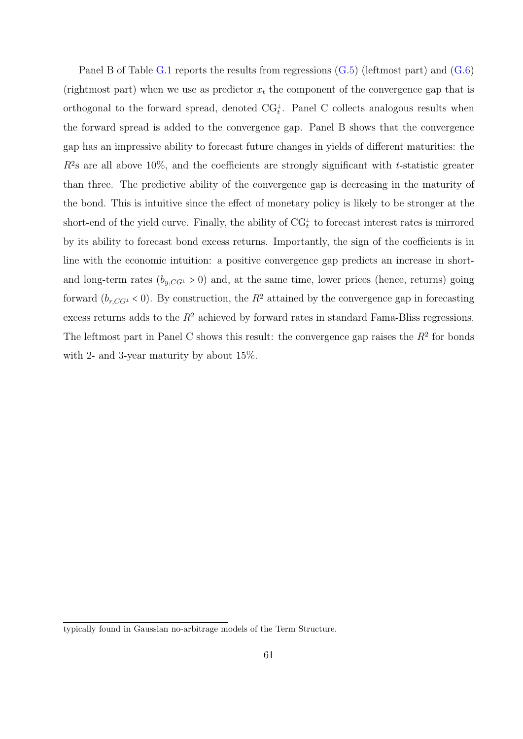Panel B of Table G.1 reports the results from regressions (G.5) (leftmost part) and (G.6) (rightmost part) when we use as predictor $x_t$ the component of the convergence gap that is orthogonal to the forward spread, denoted $\mathrm{CG}_t^{\perp}$. Panel C collects analogous results when the forward spread is added to the convergence gap. Panel B shows that the convergence gap has an impressive ability to forecast future changes in yields of different maturities: the $R^2$s are all above 10%, and the coefficients are strongly significant with $t$-statistic greater than three. The predictive ability of the convergence gap is decreasing in the maturity of the bond. This is intuitive since the effect of monetary policy is likely to be stronger at the short-end of the yield curve. Finally, the ability of $\mathrm{CG}_t^{\perp}$ to forecast interest rates is mirrored by its ability to forecast bond excess returns. Importantly, the sign of the coefficients is in line with the economic intuition: a positive convergence gap predicts an increase in short- and long-term rates ($b_{y,CG^{\perp}} > 0$) and, at the same time, lower prices (hence, returns) going forward ($b_{r,CG^{\perp}} < 0$). By construction, the $R^2$ attained by the convergence gap in forecasting excess returns adds to the $R^2$ achieved by forward rates in standard Fama-Bliss regressions. The leftmost part in Panel C shows this result: the convergence gap raises the $R^2$ for bonds with 2- and 3-year maturity by about 15%.

typically found in Gaussian no-arbitrage models of the Term Structure.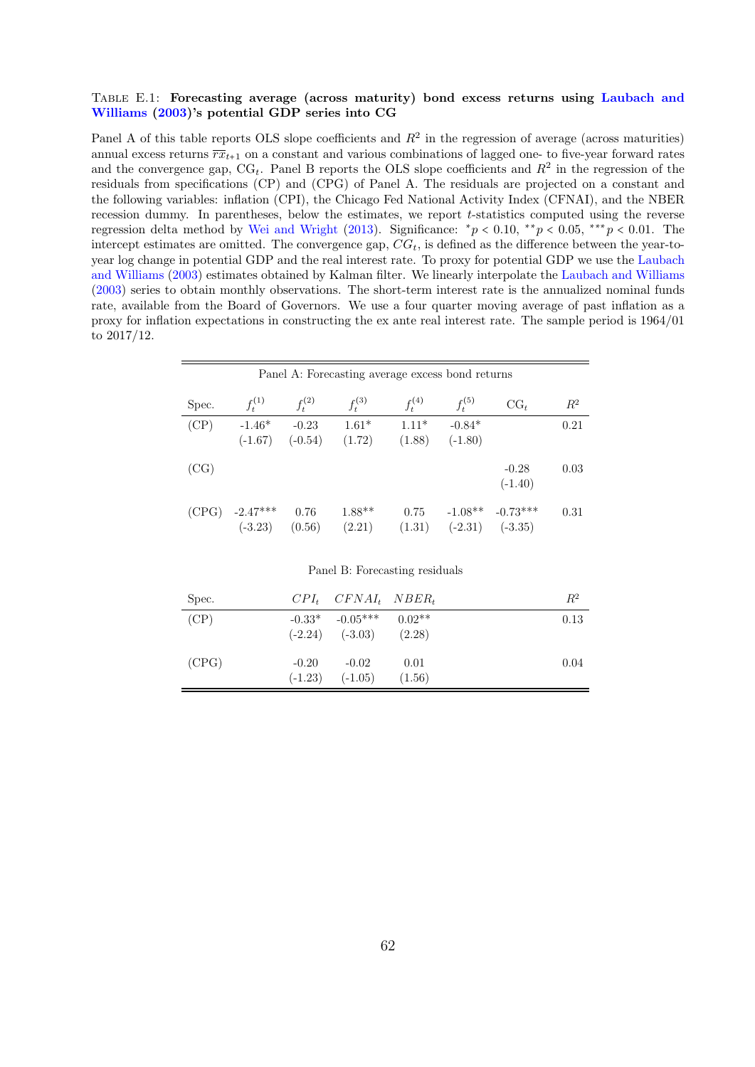Table E.1: **Forecasting average (across maturity) bond excess returns using Laubach and Williams (2003)'s potential GDP series into CG**

Panel A of this table reports OLS slope coefficients and $R^2$ in the regression of average (across maturities) annual excess returns $\overline{rx}_{t+1}$ on a constant and various combinations of lagged one- to five-year forward rates and the convergence gap, $\text{CG}_t$. Panel B reports the OLS slope coefficients and $R^2$ in the regression of the residuals from specifications (CP) and (CPG) of Panel A. The residuals are projected on a constant and the following variables: inflation (CPI), the Chicago Fed National Activity Index (CFNAI), and the NBER recession dummy. In parentheses, below the estimates, we report $t$-statistics computed using the reverse regression delta method by Wei and Wright (2013). Significance: $^{*}p < 0.10$, $^{**}p < 0.05$, $^{***}p < 0.01$. The intercept estimates are omitted. The convergence gap, $CG_t$, is defined as the difference between the year-to-year log change in potential GDP and the real interest rate. To proxy for potential GDP we use the Laubach and Williams (2003) estimates obtained by Kalman filter. We linearly interpolate the Laubach and Williams (2003) series to obtain monthly observations. The short-term interest rate is the annualized nominal funds rate, available from the Board of Governors. We use a four quarter moving average of past inflation as a proxy for inflation expectations in constructing the ex ante real interest rate. The sample period is 1964/01 to 2017/12.

Panel A: Forecasting average excess bond returns

| Spec. | $f_t^{(1)}$ | $f_t^{(2)}$ | $f_t^{(3)}$ | $f_t^{(4)}$ | $f_t^{(5)}$ | $\text{CG}_t$ | $R^2$ |
|---|---|---|---|---|---|---|---|
| (CP) | -1.46* | -0.23 | 1.61* | 1.11* | -0.84* | | 0.21 |
| | (-1.67) | (-0.54) | (1.72) | (1.88) | (-1.80) | | |
| (CG) | | | | | | -0.28 | 0.03 |
| | | | | | | (-1.40) | |
| (CPG) | -2.47*** | 0.76 | 1.88** | 0.75 | -1.08** | -0.73*** | 0.31 |
| | (-3.23) | (0.56) | (2.21) | (1.31) | (-2.31) | (-3.35) | |

Panel B: Forecasting residuals

| Spec. | $CPI_t$ | $CFNAI_t$ | $NBER_t$ | $R^2$ |
|---|---|---|---|---|
| (CP) | -0.33* | -0.05*** | 0.02** | 0.13 |
| | (-2.24) | (-3.03) | (2.28) | |
| (CPG) | -0.20 | -0.02 | 0.01 | 0.04 |
| | (-1.23) | (-1.05) | (1.56) | |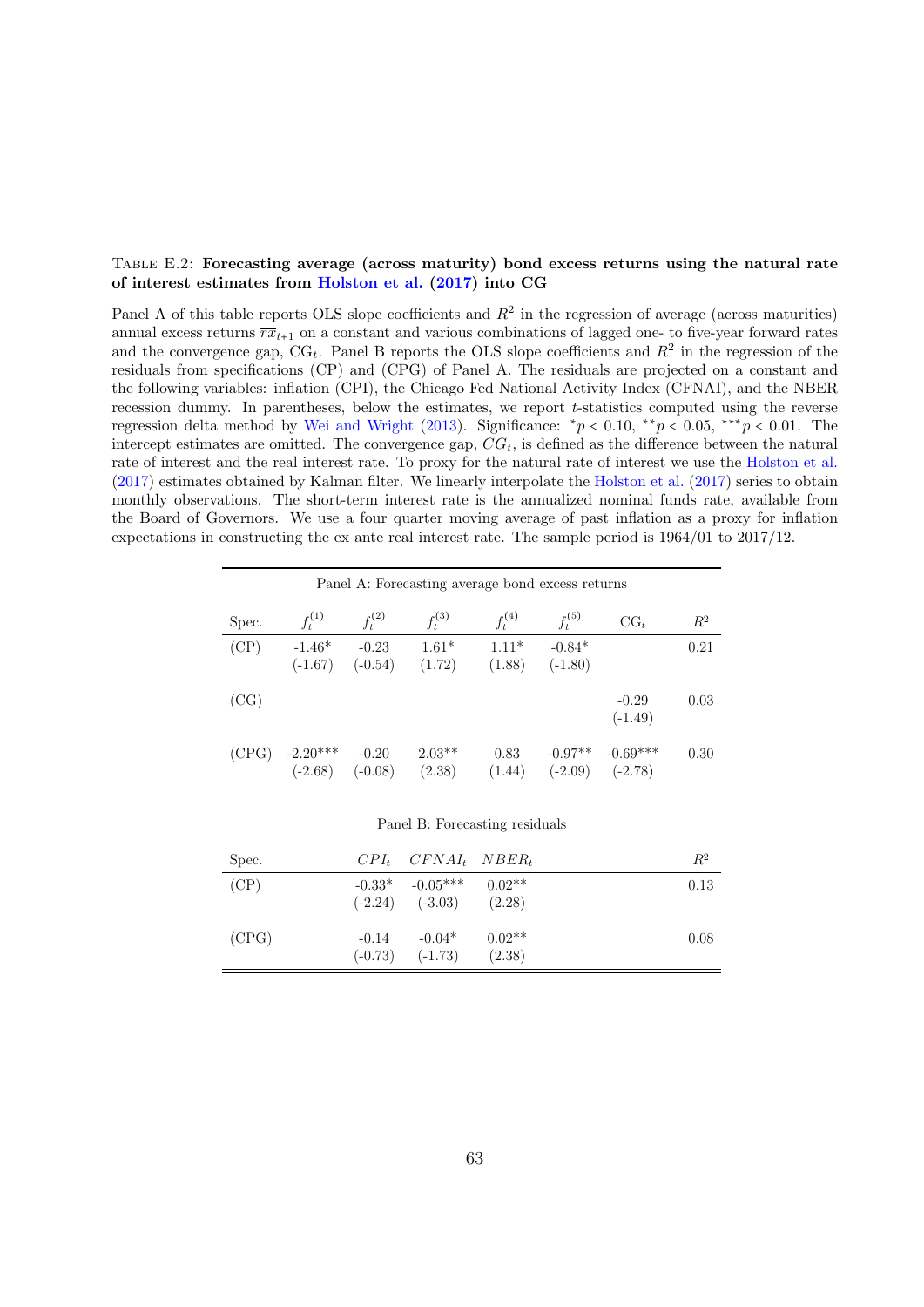Table E.2: **Forecasting average (across maturity) bond excess returns using the natural rate of interest estimates from Holston et al. (2017) into CG**

Panel A of this table reports OLS slope coefficients and $R^2$ in the regression of average (across maturities) annual excess returns $\overline{rx}_{t+1}$ on a constant and various combinations of lagged one- to five-year forward rates and the convergence gap, $\text{CG}_t$. Panel B reports the OLS slope coefficients and $R^2$ in the regression of the residuals from specifications (CP) and (CPG) of Panel A. The residuals are projected on a constant and the following variables: inflation (CPI), the Chicago Fed National Activity Index (CFNAI), and the NBER recession dummy. In parentheses, below the estimates, we report $t$-statistics computed using the reverse regression delta method by Wei and Wright (2013). Significance: $^{*}p < 0.10$, $^{**}p < 0.05$, $^{***}p < 0.01$. The intercept estimates are omitted. The convergence gap, $CG_t$, is defined as the difference between the natural rate of interest and the real interest rate. To proxy for the natural rate of interest we use the Holston et al. (2017) estimates obtained by Kalman filter. We linearly interpolate the Holston et al. (2017) series to obtain monthly observations. The short-term interest rate is the annualized nominal funds rate, available from the Board of Governors. We use a four quarter moving average of past inflation as a proxy for inflation expectations in constructing the ex ante real interest rate. The sample period is 1964/01 to 2017/12.

| Panel A: Forecasting average bond excess returns | | | | | | | |
|---|---|---|---|---|---|---|---|
| Spec. | $f_t^{(1)}$ | $f_t^{(2)}$ | $f_t^{(3)}$ | $f_t^{(4)}$ | $f_t^{(5)}$ | $\text{CG}_t$ | $R^2$ |
| (CP) | -1.46* | -0.23 | 1.61* | 1.11* | -0.84* | | 0.21 |
| | (-1.67) | (-0.54) | (1.72) | (1.88) | (-1.80) | | |
| (CG) | | | | | | -0.29 | 0.03 |
| | | | | | | (-1.49) | |
| (CPG) | -2.20*** | -0.20 | 2.03** | 0.83 | -0.97** | -0.69*** | 0.30 |
| | (-2.68) | (-0.08) | (2.38) | (1.44) | (-2.09) | (-2.78) | |

| Panel B: Forecasting residuals | | | | | | | |
|---|---|---|---|---|---|---|---|
| Spec. | | $CPI_t$ | $CFNAI_t$ | $NBER_t$ | | | $R^2$ |
| (CP) | | -0.33* | -0.05*** | 0.02** | | | 0.13 |
| | | (-2.24) | (-3.03) | (2.28) | | | |
| (CPG) | | -0.14 | -0.04* | 0.02** | | | 0.08 |
| | | (-0.73) | (-1.73) | (2.38) | | | |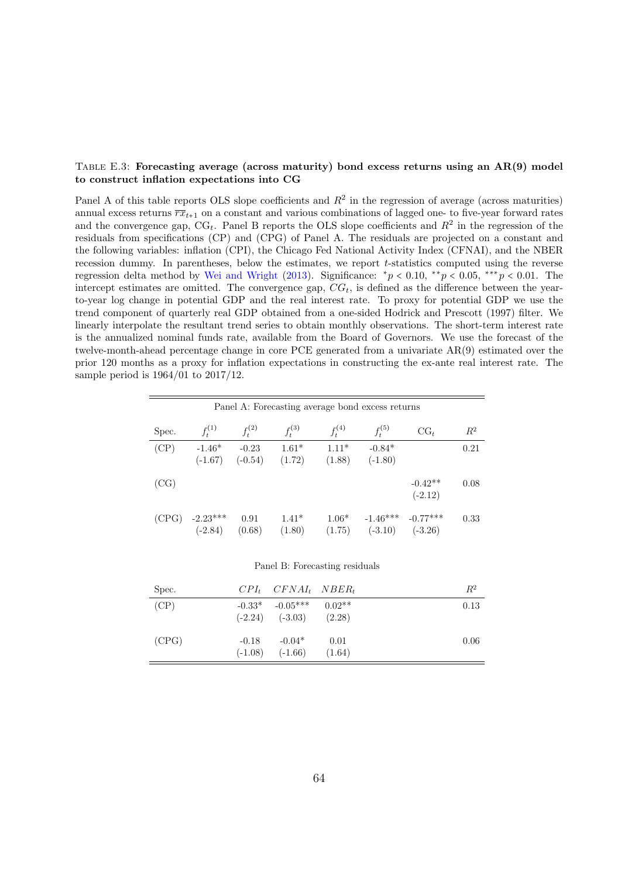Table E.3: **Forecasting average (across maturity) bond excess returns using an AR(9) model to construct inflation expectations into CG**

Panel A of this table reports OLS slope coefficients and $R^2$ in the regression of average (across maturities) annual excess returns $\overline{rx}_{t+1}$ on a constant and various combinations of lagged one- to five-year forward rates and the convergence gap, $\text{CG}_t$. Panel B reports the OLS slope coefficients and $R^2$ in the regression of the residuals from specifications (CP) and (CPG) of Panel A. The residuals are projected on a constant and the following variables: inflation (CPI), the Chicago Fed National Activity Index (CFNAI), and the NBER recession dummy. In parentheses, below the estimates, we report $t$-statistics computed using the reverse regression delta method by Wei and Wright (2013). Significance: $^{*}p < 0.10$, $^{**}p < 0.05$, $^{***}p < 0.01$. The intercept estimates are omitted. The convergence gap, $CG_t$, is defined as the difference between the year-to-year log change in potential GDP and the real interest rate. To proxy for potential GDP we use the trend component of quarterly real GDP obtained from a one-sided Hodrick and Prescott (1997) filter. We linearly interpolate the resultant trend series to obtain monthly observations. The short-term interest rate is the annualized nominal funds rate, available from the Board of Governors. We use the forecast of the twelve-month-ahead percentage change in core PCE generated from a univariate AR(9) estimated over the prior 120 months as a proxy for inflation expectations in constructing the ex-ante real interest rate. The sample period is 1964/01 to 2017/12.

Panel A: Forecasting average bond excess returns

| Spec. | $f_t^{(1)}$ | $f_t^{(2)}$ | $f_t^{(3)}$ | $f_t^{(4)}$ | $f_t^{(5)}$ | $\text{CG}_t$ | $R^2$ |
|---|---|---|---|---|---|---|---|
| (CP) | -1.46* | -0.23 | 1.61* | 1.11* | -0.84* | | 0.21 |
| | (-1.67) | (-0.54) | (1.72) | (1.88) | (-1.80) | | |
| (CG) | | | | | | -0.42** | 0.08 |
| | | | | | | (-2.12) | |
| (CPG) | -2.23*** | 0.91 | 1.41* | 1.06* | -1.46*** | -0.77*** | 0.33 |
| | (-2.84) | (0.68) | (1.80) | (1.75) | (-3.10) | (-3.26) | |

Panel B: Forecasting residuals

| Spec. | $CPI_t$ | $CFNAI_t$ | $NBER_t$ | $R^2$ |
|---|---|---|---|---|
| (CP) | -0.33* | -0.05*** | 0.02** | 0.13 |
| | (-2.24) | (-3.03) | (2.28) | |
| (CPG) | -0.18 | -0.04* | 0.01 | 0.06 |
| | (-1.08) | (-1.66) | (1.64) | |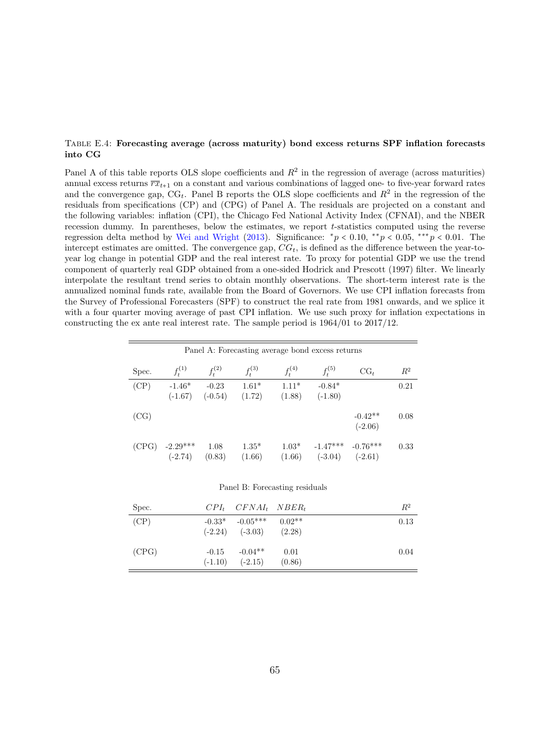Table E.4: **Forecasting average (across maturity) bond excess returns SPF inflation forecasts into CG**

Panel A of this table reports OLS slope coefficients and $R^2$ in the regression of average (across maturities) annual excess returns $\overline{rx}_{t+1}$ on a constant and various combinations of lagged one- to five-year forward rates and the convergence gap, $\text{CG}_t$. Panel B reports the OLS slope coefficients and $R^2$ in the regression of the residuals from specifications (CP) and (CPG) of Panel A. The residuals are projected on a constant and the following variables: inflation (CPI), the Chicago Fed National Activity Index (CFNAI), and the NBER recession dummy. In parentheses, below the estimates, we report $t$-statistics computed using the reverse regression delta method by Wei and Wright (2013). Significance: $^{*}p < 0.10$, $^{**}p < 0.05$, $^{***}p < 0.01$. The intercept estimates are omitted. The convergence gap, $CG_t$, is defined as the difference between the year-to-year log change in potential GDP and the real interest rate. To proxy for potential GDP we use the trend component of quarterly real GDP obtained from a one-sided Hodrick and Prescott (1997) filter. We linearly interpolate the resultant trend series to obtain monthly observations. The short-term interest rate is the annualized nominal funds rate, available from the Board of Governors. We use CPI inflation forecasts from the Survey of Professional Forecasters (SPF) to construct the real rate from 1981 onwards, and we splice it with a four quarter moving average of past CPI inflation. We use such proxy for inflation expectations in constructing the ex ante real interest rate. The sample period is 1964/01 to 2017/12.

| Panel A: Forecasting average bond excess returns | | | | | | | |
|---|---|---|---|---|---|---|---|
| Spec. | $f_t^{(1)}$ | $f_t^{(2)}$ | $f_t^{(3)}$ | $f_t^{(4)}$ | $f_t^{(5)}$ | $\text{CG}_t$ | $R^2$ |
| (CP) | -1.46* | -0.23 | 1.61* | 1.11* | -0.84* | | 0.21 |
| | (-1.67) | (-0.54) | (1.72) | (1.88) | (-1.80) | | |
| (CG) | | | | | | -0.42** | 0.08 |
| | | | | | | (-2.06) | |
| (CPG) | -2.29*** | 1.08 | 1.35* | 1.03* | -1.47*** | -0.76*** | 0.33 |
| | (-2.74) | (0.83) | (1.66) | (1.66) | (-3.04) | (-2.61) | |

| Panel B: Forecasting residuals | | | | |
|---|---|---|---|---|
| Spec. | $CPI_t$ | $CFNAI_t$ | $NBER_t$ | $R^2$ |
| (CP) | -0.33* | -0.05*** | 0.02** | 0.13 |
| | (-2.24) | (-3.03) | (2.28) | |
| (CPG) | -0.15 | -0.04** | 0.01 | 0.04 |
| | (-1.10) | (-2.15) | (0.86) | |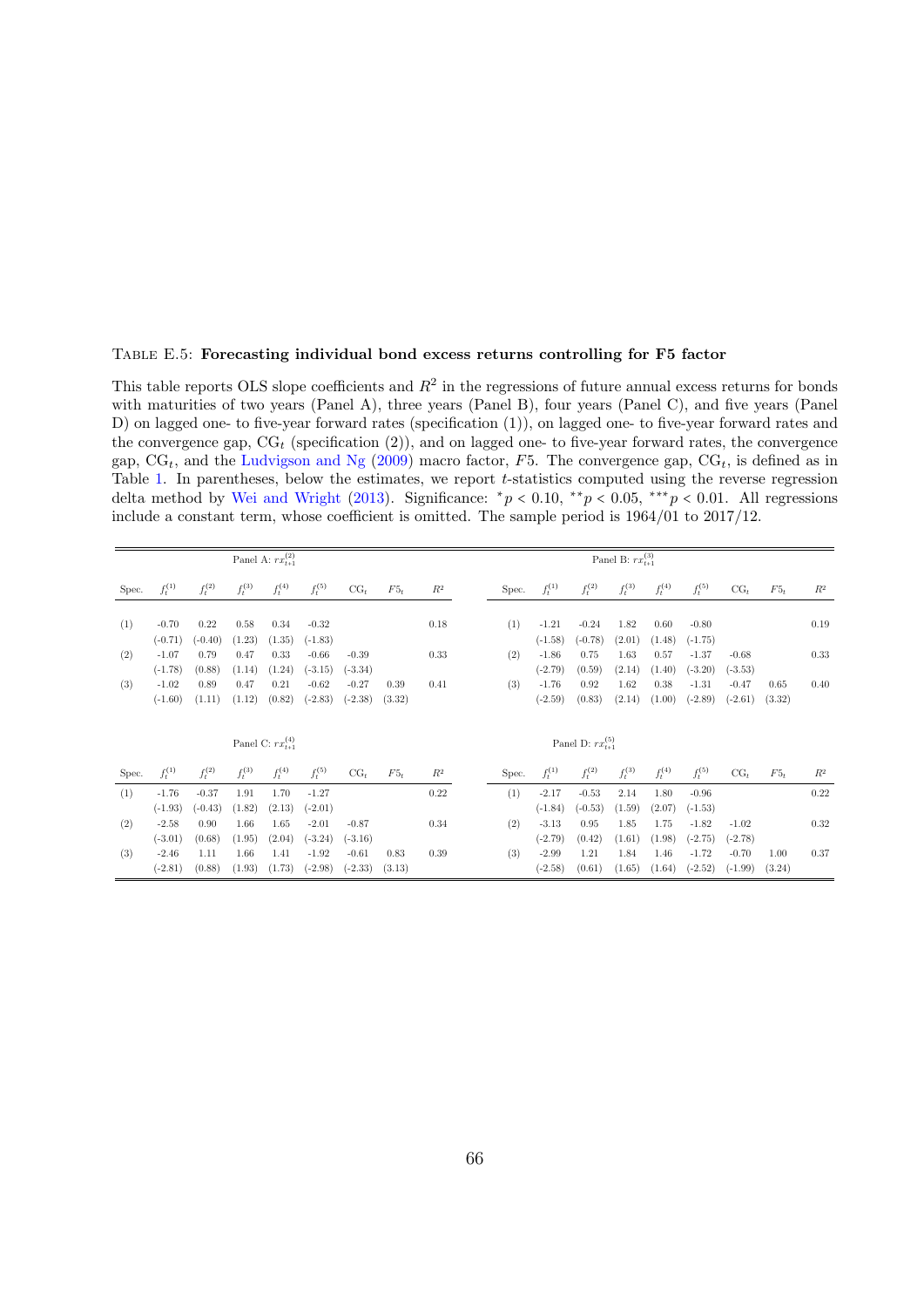Table E.5: **Forecasting individual bond excess returns controlling for F5 factor**

This table reports OLS slope coefficients and $R^2$ in the regressions of future annual excess returns for bonds with maturities of two years (Panel A), three years (Panel B), four years (Panel C), and five years (Panel D) on lagged one- to five-year forward rates (specification (1)), on lagged one- to five-year forward rates and the convergence gap, $\text{CG}_t$ (specification (2)), and on lagged one- to five-year forward rates, the convergence gap, $\text{CG}_t$, and the Ludvigson and Ng (2009) macro factor, $F5$. The convergence gap, $\text{CG}_t$, is defined as in Table 1. In parentheses, below the estimates, we report $t$-statistics computed using the reverse regression delta method by Wei and Wright (2013). Significance: $^{*}p < 0.10$, $^{**}p < 0.05$, $^{***}p < 0.01$. All regressions include a constant term, whose coefficient is omitted. The sample period is 1964/01 to 2017/12.

| Panel A: $rx_{t+1}^{(2)}$ | | | | | | | | |
|---|---|---|---|---|---|---|---|---|
| Spec. | $f_t^{(1)}$ | $f_t^{(2)}$ | $f_t^{(3)}$ | $f_t^{(4)}$ | $f_t^{(5)}$ | $\text{CG}_t$ | $F5_t$ | $R^2$ |
| (1) | -0.70 | 0.22 | 0.58 | 0.34 | -0.32 | | | 0.18 |
| | (-0.71) | (-0.40) | (1.23) | (1.35) | (-1.83) | | | |
| (2) | -1.07 | 0.79 | 0.47 | 0.33 | -0.66 | -0.39 | | 0.33 |
| | (-1.78) | (0.88) | (1.14) | (1.24) | (-3.15) | (-3.34) | | |
| (3) | -1.02 | 0.89 | 0.47 | 0.21 | -0.62 | -0.27 | 0.39 | 0.41 |
| | (-1.60) | (1.11) | (1.12) | (0.82) | (-2.83) | (-2.38) | (3.32) | |

| Panel B: $rx_{t+1}^{(3)}$ | | | | | | | | |
|---|---|---|---|---|---|---|---|---|
| Spec. | $f_t^{(1)}$ | $f_t^{(2)}$ | $f_t^{(3)}$ | $f_t^{(4)}$ | $f_t^{(5)}$ | $\text{CG}_t$ | $F5_t$ | $R^2$ |
| (1) | -1.21 | -0.24 | 1.82 | 0.60 | -0.80 | | | 0.19 |
| | (-1.58) | (-0.78) | (2.01) | (1.48) | (-1.75) | | | |
| (2) | -1.86 | 0.75 | 1.63 | 0.57 | -1.37 | -0.68 | | 0.33 |
| | (-2.79) | (0.59) | (2.14) | (1.40) | (-3.20) | (-3.53) | | |
| (3) | -1.76 | 0.92 | 1.62 | 0.38 | -1.31 | -0.47 | 0.65 | 0.40 |
| | (-2.59) | (0.83) | (2.14) | (1.00) | (-2.89) | (-2.61) | (3.32) | |

| Panel C: $rx_{t+1}^{(4)}$ | | | | | | | | |
|---|---|---|---|---|---|---|---|---|
| Spec. | $f_t^{(1)}$ | $f_t^{(2)}$ | $f_t^{(3)}$ | $f_t^{(4)}$ | $f_t^{(5)}$ | $\text{CG}_t$ | $F5_t$ | $R^2$ |
| (1) | -1.76 | -0.37 | 1.91 | 1.70 | -1.27 | | | 0.22 |
| | (-1.93) | (-0.43) | (1.82) | (2.13) | (-2.01) | | | |
| (2) | -2.58 | 0.90 | 1.66 | 1.65 | -2.01 | -0.87 | | 0.34 |
| | (-3.01) | (0.68) | (1.95) | (2.04) | (-3.24) | (-3.16) | | |
| (3) | -2.46 | 1.11 | 1.66 | 1.41 | -1.92 | -0.61 | 0.83 | 0.39 |
| | (-2.81) | (0.88) | (1.93) | (1.73) | (-2.98) | (-2.33) | (3.13) | |

| Panel D: $rx_{t+1}^{(5)}$ | | | | | | | | |
|---|---|---|---|---|---|---|---|---|
| Spec. | $f_t^{(1)}$ | $f_t^{(2)}$ | $f_t^{(3)}$ | $f_t^{(4)}$ | $f_t^{(5)}$ | $\text{CG}_t$ | $F5_t$ | $R^2$ |
| (1) | -2.17 | -0.53 | 2.14 | 1.80 | -0.96 | | | 0.22 |
| | (-1.84) | (-0.53) | (1.59) | (2.07) | (-1.53) | | | |
| (2) | -3.13 | 0.95 | 1.85 | 1.75 | -1.82 | -1.02 | | 0.32 |
| | (-2.79) | (0.42) | (1.61) | (1.98) | (-2.75) | (-2.78) | | |
| (3) | -2.99 | 1.21 | 1.84 | 1.46 | -1.72 | -0.70 | 1.00 | 0.37 |
| | (-2.58) | (0.61) | (1.65) | (1.64) | (-2.52) | (-1.99) | (3.24) | |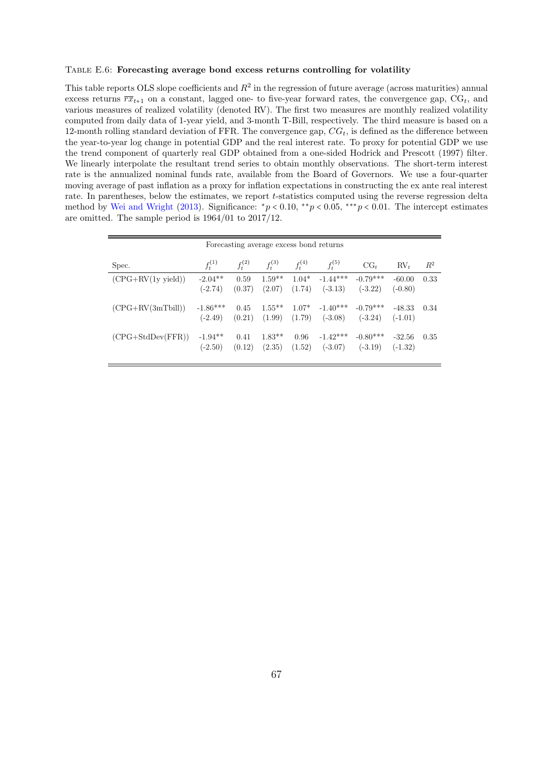Table E.6: **Forecasting average bond excess returns controlling for volatility**

This table reports OLS slope coefficients and $R^2$ in the regression of future average (across maturities) annual excess returns $\overline{rx}_{t+1}$ on a constant, lagged one- to five-year forward rates, the convergence gap, $\text{CG}_t$, and various measures of realized volatility (denoted RV). The first two measures are monthly realized volatility computed from daily data of 1-year yield, and 3-month T-Bill, respectively. The third measure is based on a 12-month rolling standard deviation of FFR. The convergence gap, $CG_t$, is defined as the difference between the year-to-year log change in potential GDP and the real interest rate. To proxy for potential GDP we use the trend component of quarterly real GDP obtained from a one-sided Hodrick and Prescott (1997) filter. We linearly interpolate the resultant trend series to obtain monthly observations. The short-term interest rate is the annualized nominal funds rate, available from the Board of Governors. We use a four-quarter moving average of past inflation as a proxy for inflation expectations in constructing the ex ante real interest rate. In parentheses, below the estimates, we report $t$-statistics computed using the reverse regression delta method by Wei and Wright (2013). Significance: $^{*}p < 0.10$, $^{**}p < 0.05$, $^{***}p < 0.01$. The intercept estimates are omitted. The sample period is 1964/01 to 2017/12.

| Forecasting average excess bond returns | | | | | | | | |
|---|---|---|---|---|---|---|---|---|
| Spec. | $f_t^{(1)}$ | $f_t^{(2)}$ | $f_t^{(3)}$ | $f_t^{(4)}$ | $f_t^{(5)}$ | $\text{CG}_t$ | $\text{RV}_t$ | $R^2$ |
| (CPG+RV(1y yield)) | -2.04** | 0.59 | 1.59** | 1.04* | -1.44*** | -0.79*** | -60.00 | 0.33 |
| | (-2.74) | (0.37) | (2.07) | (1.74) | (-3.13) | (-3.22) | (-0.80) | |
| (CPG+RV(3mTbill)) | -1.86*** | 0.45 | 1.55** | 1.07* | -1.40*** | -0.79*** | -48.33 | 0.34 |
| | (-2.49) | (0.21) | (1.99) | (1.79) | (-3.08) | (-3.24) | (-1.01) | |
| (CPG+StdDev(FFR)) | -1.94** | 0.41 | 1.83** | 0.96 | -1.42*** | -0.80*** | -32.56 | 0.35 |
| | (-2.50) | (0.12) | (2.35) | (1.52) | (-3.07) | (-3.19) | (-1.32) | |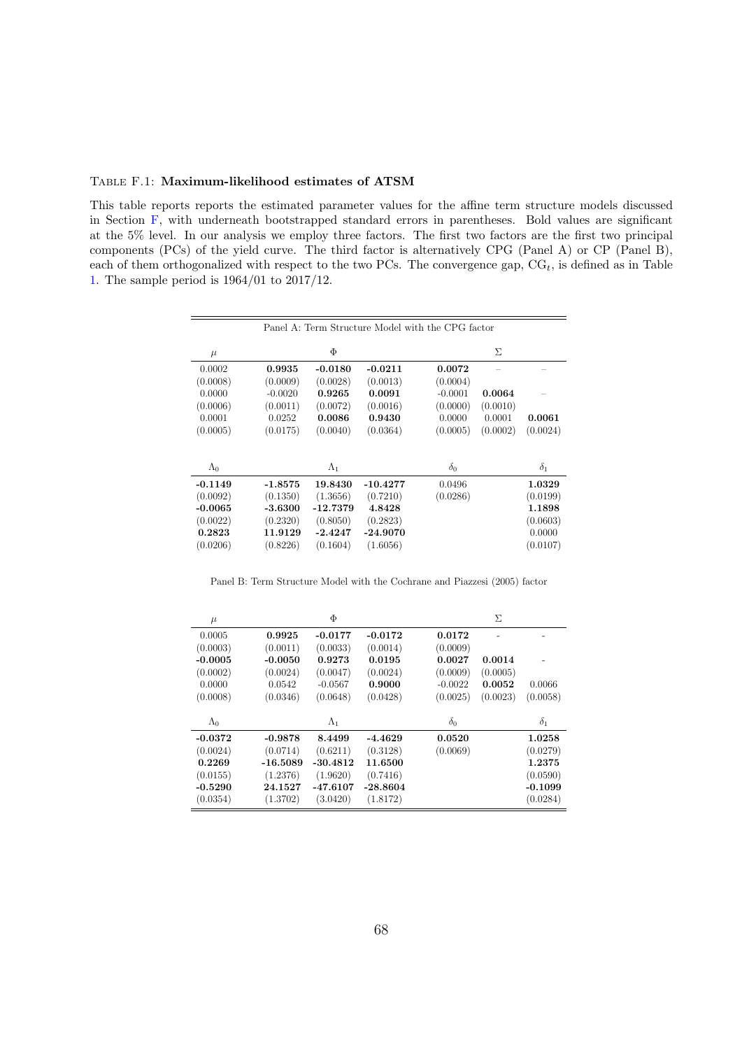TABLE F.1: **Maximum-likelihood estimates of ATSM**

This table reports reports the estimated parameter values for the affine term structure models discussed in Section F, with underneath bootstrapped standard errors in parentheses. Bold values are significant at the 5% level. In our analysis we employ three factors. The first two factors are the first two principal components (PCs) of the yield curve. The third factor is alternatively CPG (Panel A) or CP (Panel B), each of them orthogonalized with respect to the two PCs. The convergence gap, $CG_t$, is defined as in Table 1. The sample period is 1964/01 to 2017/12.

| Panel A: Term Structure Model with the CPG factor | | | | | | |
|---|---|---|---|---|---|---|
| $\mu$ | | $\Phi$ | | | $\Sigma$ | |
| 0.0002 | **0.9935** | **-0.0180** | **-0.0211** | **0.0072** | – | – |
| (0.0008) | (0.0009) | (0.0028) | (0.0013) | (0.0004) | | |
| 0.0000 | -0.0020 | **0.9265** | **0.0091** | -0.0001 | **0.0064** | – |
| (0.0006) | (0.0011) | (0.0072) | (0.0016) | (0.0000) | (0.0010) | |
| 0.0001 | 0.0252 | **0.0086** | **0.9430** | 0.0000 | 0.0001 | **0.0061** |
| (0.0005) | (0.0175) | (0.0040) | (0.0364) | (0.0005) | (0.0002) | (0.0024) |
| $\Lambda_0$ | | $\Lambda_1$ | | $\delta_0$ | | $\delta_1$ |
| **-0.1149** | **-1.8575** | **19.8430** | **-10.4277** | 0.0496 | | **1.0329** |
| (0.0092) | (0.1350) | (1.3656) | (0.7210) | (0.0286) | | (0.0199) |
| **-0.0065** | **-3.6300** | **-12.7379** | **4.8428** | | | **1.1898** |
| (0.0022) | (0.2320) | (0.8050) | (0.2823) | | | (0.0603) |
| **0.2823** | **11.9129** | **-2.4247** | **-24.9070** | | | 0.0000 |
| (0.0206) | (0.8226) | (0.1604) | (1.6056) | | | (0.0107) |

| Panel B: Term Structure Model with the Cochrane and Piazzesi (2005) factor | | | | | | |
|---|---|---|---|---|---|---|
| $\mu$ | | $\Phi$ | | | $\Sigma$ | |
| 0.0005 | **0.9925** | **-0.0177** | **-0.0172** | **0.0172** | - | - |
| (0.0003) | (0.0011) | (0.0033) | (0.0014) | (0.0009) | | |
| **-0.0005** | **-0.0050** | **0.9273** | **0.0195** | **0.0027** | **0.0014** | - |
| (0.0002) | (0.0024) | (0.0047) | (0.0024) | (0.0009) | (0.0005) | |
| 0.0000 | 0.0542 | -0.0567 | **0.9000** | -0.0022 | **0.0052** | 0.0066 |
| (0.0008) | (0.0346) | (0.0648) | (0.0428) | (0.0025) | (0.0023) | (0.0058) |
| $\Lambda_0$ | | $\Lambda_1$ | | $\delta_0$ | | $\delta_1$ |
| **-0.0372** | **-0.9878** | **8.4499** | **-4.4629** | **0.0520** | | **1.0258** |
| (0.0024) | (0.0714) | (0.6211) | (0.3128) | (0.0069) | | (0.0279) |
| **0.2269** | **-16.5089** | **-30.4812** | **11.6500** | | | **1.2375** |
| (0.0155) | (1.2376) | (1.9620) | (0.7416) | | | (0.0590) |
| **-0.5290** | **24.1527** | **-47.6107** | **-28.8604** | | | **-0.1099** |
| (0.0354) | (1.3702) | (3.0420) | (1.8172) | | | (0.0284) |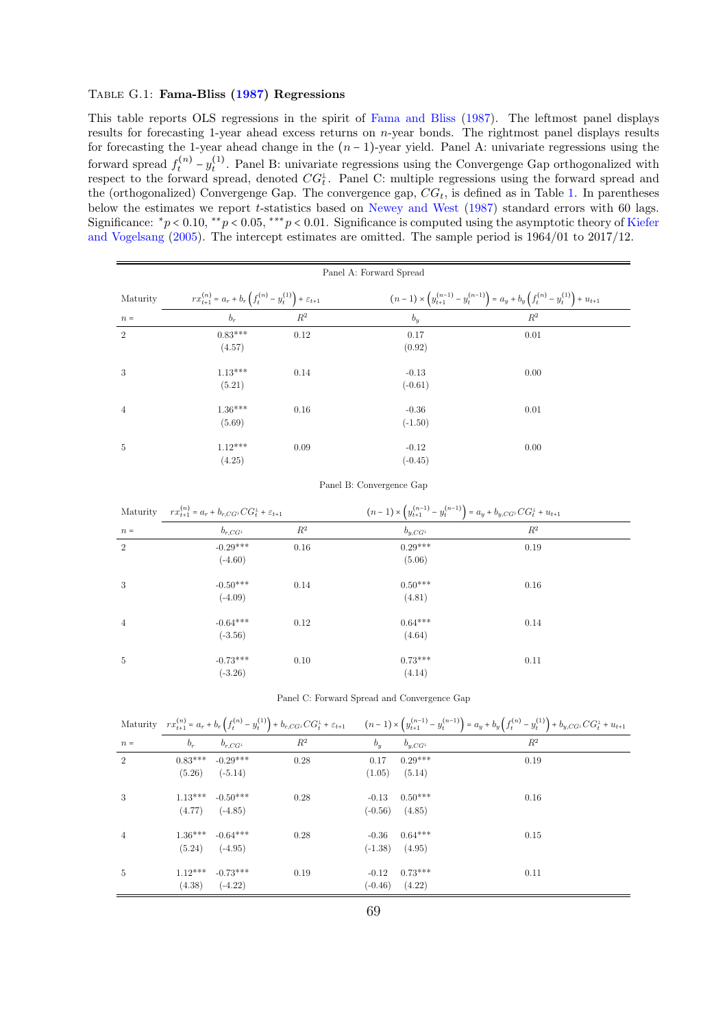Table G.1: **Fama-Bliss (1987) Regressions**

This table reports OLS regressions in the spirit of Fama and Bliss (1987). The leftmost panel displays results for forecasting 1-year ahead excess returns on $n$-year bonds. The rightmost panel displays results for forecasting the 1-year ahead change in the $(n-1)$-year yield. Panel A: univariate regressions using the forward spread $f_t^{(n)} - y_t^{(1)}$. Panel B: univariate regressions using the Convergenge Gap orthogonalized with respect to the forward spread, denoted $CG_t^{\perp}$. Panel C: multiple regressions using the forward spread and the (orthogonalized) Convergenge Gap. The convergence gap, $CG_t$, is defined as in Table 1. In parentheses below the estimates we report $t$-statistics based on Newey and West (1987) standard errors with 60 lags. Significance: $^{*}p < 0.10$, $^{**}p < 0.05$, $^{***}p < 0.01$. Significance is computed using the asymptotic theory of Kiefer and Vogelsang (2005). The intercept estimates are omitted. The sample period is 1964/01 to 2017/12.

**Panel A: Forward Spread**

| Maturity | $rx_{t+1}^{(n)} = a_r + b_r\left(f_t^{(n)} - y_t^{(1)}\right) + \varepsilon_{t+1}$ | | $(n-1)\times\left(y_{t+1}^{(n-1)} - y_t^{(n-1)}\right) = a_y + b_y\left(f_t^{(n)} - y_t^{(1)}\right) + u_{t+1}$ | |
|---|---|---|---|---|
| $n =$ | $b_r$ | $R^2$ | $b_y$ | $R^2$ |
| 2 | 0.83*** | 0.12 | 0.17 | 0.01 |
| | (4.57) | | (0.92) | |
| 3 | 1.13*** | 0.14 | -0.13 | 0.00 |
| | (5.21) | | (-0.61) | |
| 4 | 1.36*** | 0.16 | -0.36 | 0.01 |
| | (5.69) | | (-1.50) | |
| 5 | 1.12*** | 0.09 | -0.12 | 0.00 |
| | (4.25) | | (-0.45) | |

**Panel B: Convergence Gap**

| Maturity | $rx_{t+1}^{(n)} = a_r + b_{r,CG^{\perp}} CG_t^{\perp} + \varepsilon_{t+1}$ | | $(n-1)\times\left(y_{t+1}^{(n-1)} - y_t^{(n-1)}\right) = a_y + b_{y,CG^{\perp}} CG_t^{\perp} + u_{t+1}$ | |
|---|---|---|---|---|
| $n =$ | $b_{r,CG^{\perp}}$ | $R^2$ | $b_{y,CG^{\perp}}$ | $R^2$ |
| 2 | -0.29*** | 0.16 | 0.29*** | 0.19 |
| | (-4.60) | | (5.06) | |
| 3 | -0.50*** | 0.14 | 0.50*** | 0.16 |
| | (-4.09) | | (4.81) | |
| 4 | -0.64*** | 0.12 | 0.64*** | 0.14 |
| | (-3.56) | | (4.64) | |
| 5 | -0.73*** | 0.10 | 0.73*** | 0.11 |
| | (-3.26) | | (4.14) | |

**Panel C: Forward Spread and Convergence Gap**

| Maturity | $rx_{t+1}^{(n)} = a_r + b_r\left(f_t^{(n)} - y_t^{(1)}\right) + b_{r,CG^{\perp}} CG_t^{\perp} + \varepsilon_{t+1}$ | | | $(n-1)\times\left(y_{t+1}^{(n-1)} - y_t^{(n-1)}\right) = a_y + b_y\left(f_t^{(n)} - y_t^{(1)}\right) + b_{y,CG^{\perp}} CG_t^{\perp} + u_{t+1}$ | | |
|---|---|---|---|---|---|---|
| $n =$ | $b_r$ | $b_{r,CG^{\perp}}$ | $R^2$ | $b_y$ | $b_{y,CG^{\perp}}$ | $R^2$ |
| 2 | 0.83*** | -0.29*** | 0.28 | 0.17 | 0.29*** | 0.19 |
| | (5.26) | (-5.14) | | (1.05) | (5.14) | |
| 3 | 1.13*** | -0.50*** | 0.28 | -0.13 | 0.50*** | 0.16 |
| | (4.77) | (-4.85) | | (-0.56) | (4.85) | |
| 4 | 1.36*** | -0.64*** | 0.28 | -0.36 | 0.64*** | 0.15 |
| | (5.24) | (-4.95) | | (-1.38) | (4.95) | |
| 5 | 1.12*** | -0.73*** | 0.19 | -0.12 | 0.73*** | 0.11 |
| | (4.38) | (-4.22) | | (-0.46) | (4.22) | |